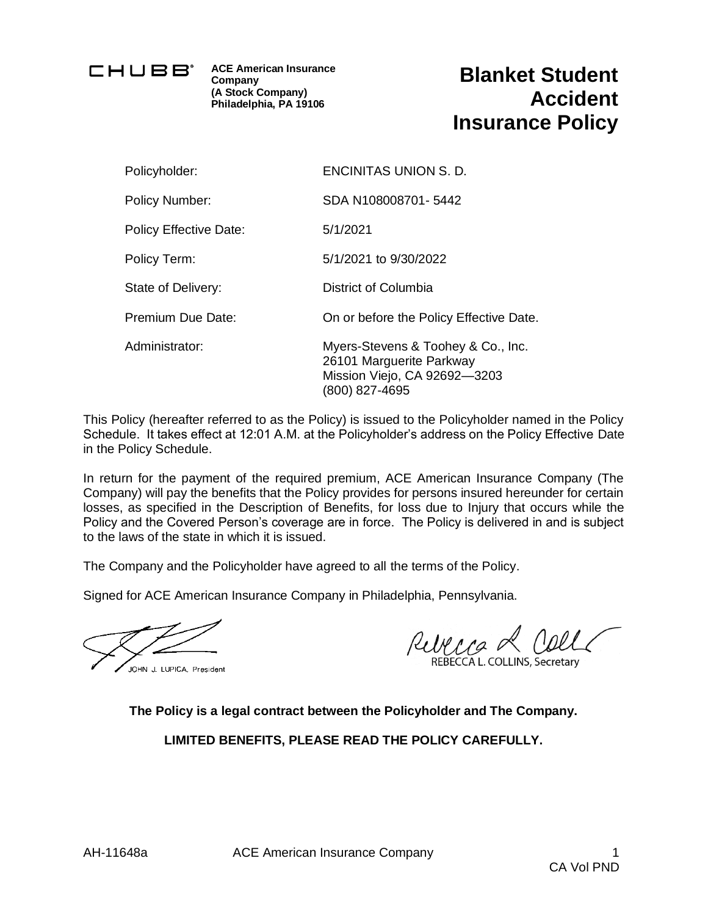CHUBB®

**ACE American Insurance Company**
**(A Stock Company)**
**Philadelphia, PA 19106**

# Blanket Student Accident Insurance Policy

| | |
|---|---|
| Policyholder: | ENCINITAS UNION S. D. |
| Policy Number: | SDA N108008701- 5442 |
| Policy Effective Date: | 5/1/2021 |
| Policy Term: | 5/1/2021 to 9/30/2022 |
| State of Delivery: | District of Columbia |
| Premium Due Date: | On or before the Policy Effective Date. |
| Administrator: | Myers-Stevens & Toohey & Co., Inc.<br>26101 Marguerite Parkway<br>Mission Viejo, CA 92692—3203<br>(800) 827-4695 |

This Policy (hereafter referred to as the Policy) is issued to the Policyholder named in the Policy Schedule. It takes effect at 12:01 A.M. at the Policyholder's address on the Policy Effective Date in the Policy Schedule.

In return for the payment of the required premium, ACE American Insurance Company (The Company) will pay the benefits that the Policy provides for persons insured hereunder for certain losses, as specified in the Description of Benefits, for loss due to Injury that occurs while the Policy and the Covered Person's coverage are in force. The Policy is delivered in and is subject to the laws of the state in which it is issued.

The Company and the Policyholder have agreed to all the terms of the Policy.

Signed for ACE American Insurance Company in Philadelphia, Pennsylvania.

JOHN J. LUPICA, President

REBECCA L. COLLINS, Secretary

**The Policy is a legal contract between the Policyholder and The Company.**

**LIMITED BENEFITS, PLEASE READ THE POLICY CAREFULLY.**

AH-11648a ACE American Insurance Company

CA Vol PND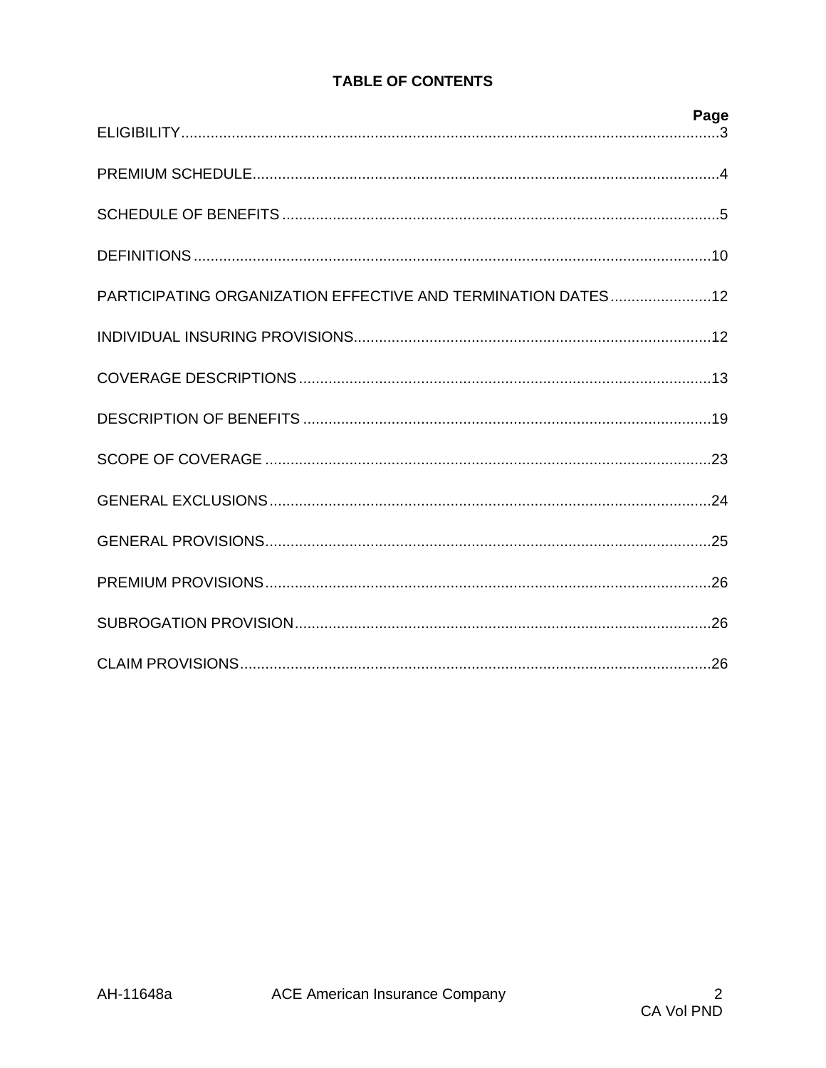# TABLE OF CONTENTS

| | Page |
|---|---|
| ELIGIBILITY | 3 |
| PREMIUM SCHEDULE | 4 |
| SCHEDULE OF BENEFITS | 5 |
| DEFINITIONS | 10 |
| PARTICIPATING ORGANIZATION EFFECTIVE AND TERMINATION DATES | 12 |
| INDIVIDUAL INSURING PROVISIONS | 12 |
| COVERAGE DESCRIPTIONS | 13 |
| DESCRIPTION OF BENEFITS | 19 |
| SCOPE OF COVERAGE | 23 |
| GENERAL EXCLUSIONS | 24 |
| GENERAL PROVISIONS | 25 |
| PREMIUM PROVISIONS | 26 |
| SUBROGATION PROVISION | 26 |
| CLAIM PROVISIONS | 26 |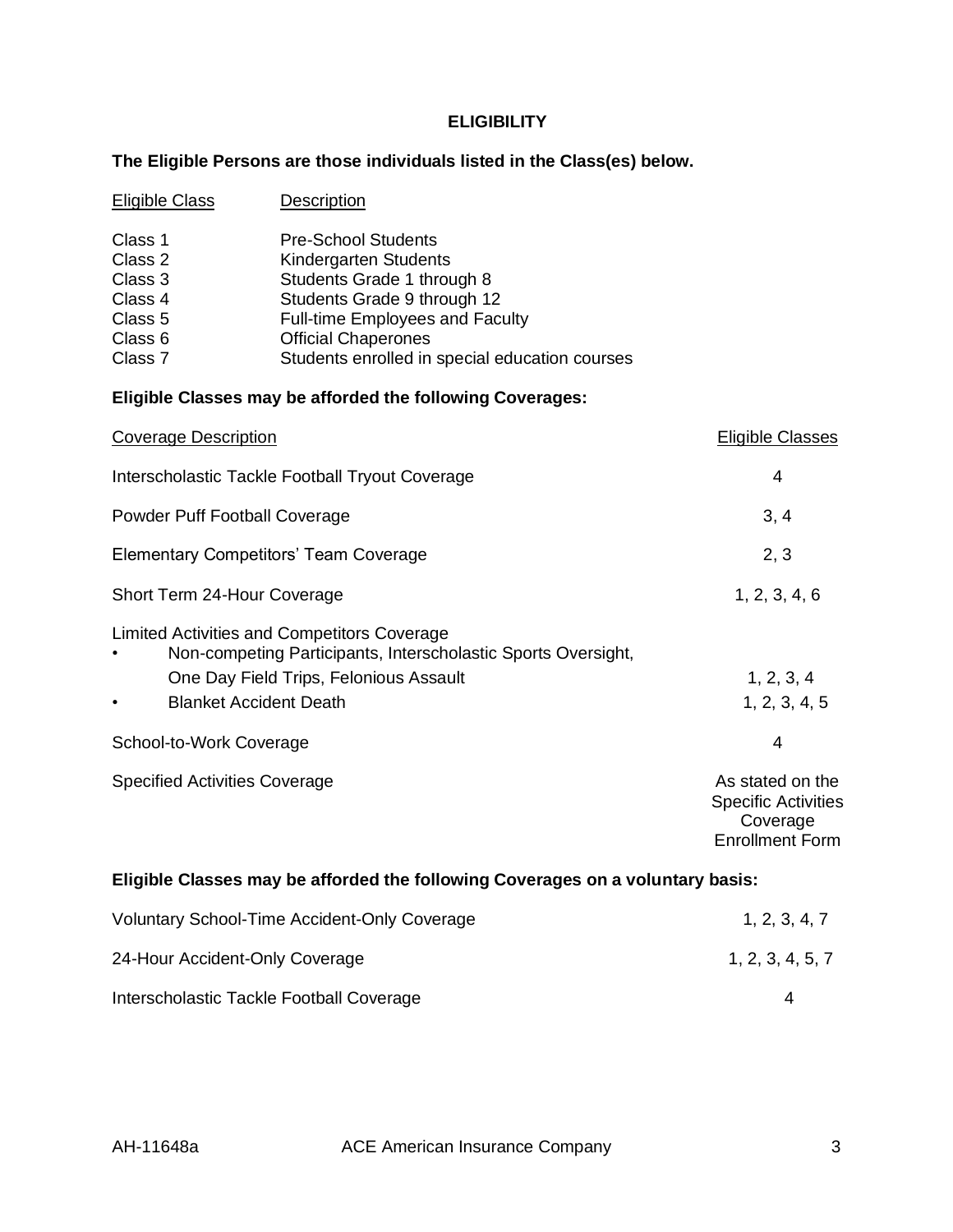# ELIGIBILITY

**The Eligible Persons are those individuals listed in the Class(es) below.**

| Eligible Class | Description |
|---|---|
| Class 1 | Pre-School Students |
| Class 2 | Kindergarten Students |
| Class 3 | Students Grade 1 through 8 |
| Class 4 | Students Grade 9 through 12 |
| Class 5 | Full-time Employees and Faculty |
| Class 6 | Official Chaperones |
| Class 7 | Students enrolled in special education courses |

**Eligible Classes may be afforded the following Coverages:**

| Coverage Description | Eligible Classes |
|---|---|
| Interscholastic Tackle Football Tryout Coverage | 4 |
| Powder Puff Football Coverage | 3, 4 |
| Elementary Competitors' Team Coverage | 2, 3 |
| Short Term 24-Hour Coverage | 1, 2, 3, 4, 6 |
| Limited Activities and Competitors Coverage | |
| • Non-competing Participants, Interscholastic Sports Oversight, One Day Field Trips, Felonious Assault | 1, 2, 3, 4 |
| • Blanket Accident Death | 1, 2, 3, 4, 5 |
| School-to-Work Coverage | 4 |
| Specified Activities Coverage | As stated on the Specific Activities Coverage Enrollment Form |

**Eligible Classes may be afforded the following Coverages on a voluntary basis:**

| Coverage Description | Eligible Classes |
|---|---|
| Voluntary School-Time Accident-Only Coverage | 1, 2, 3, 4, 7 |
| 24-Hour Accident-Only Coverage | 1, 2, 3, 4, 5, 7 |
| Interscholastic Tackle Football Coverage | 4 |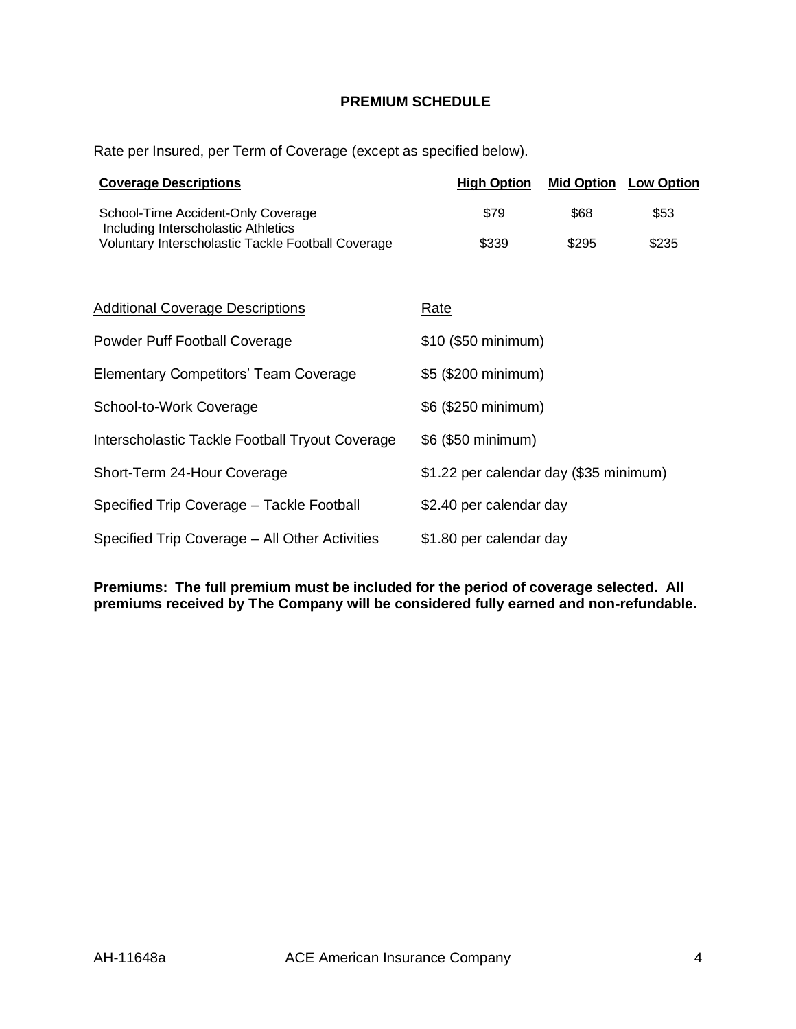## PREMIUM SCHEDULE

Rate per Insured, per Term of Coverage (except as specified below).

| Coverage Descriptions | High Option | Mid Option | Low Option |
|---|---|---|---|
| School-Time Accident-Only Coverage Including Interscholastic Athletics | $79 | $68 | $53 |
| Voluntary Interscholastic Tackle Football Coverage | $339 | $295 | $235 |

| Additional Coverage Descriptions | Rate |
|---|---|
| Powder Puff Football Coverage | $10 ($50 minimum) |
| Elementary Competitors' Team Coverage | $5 ($200 minimum) |
| School-to-Work Coverage | $6 ($250 minimum) |
| Interscholastic Tackle Football Tryout Coverage | $6 ($50 minimum) |
| Short-Term 24-Hour Coverage | $1.22 per calendar day ($35 minimum) |
| Specified Trip Coverage – Tackle Football | $2.40 per calendar day |
| Specified Trip Coverage – All Other Activities | $1.80 per calendar day |

**Premiums: The full premium must be included for the period of coverage selected. All premiums received by The Company will be considered fully earned and non-refundable.**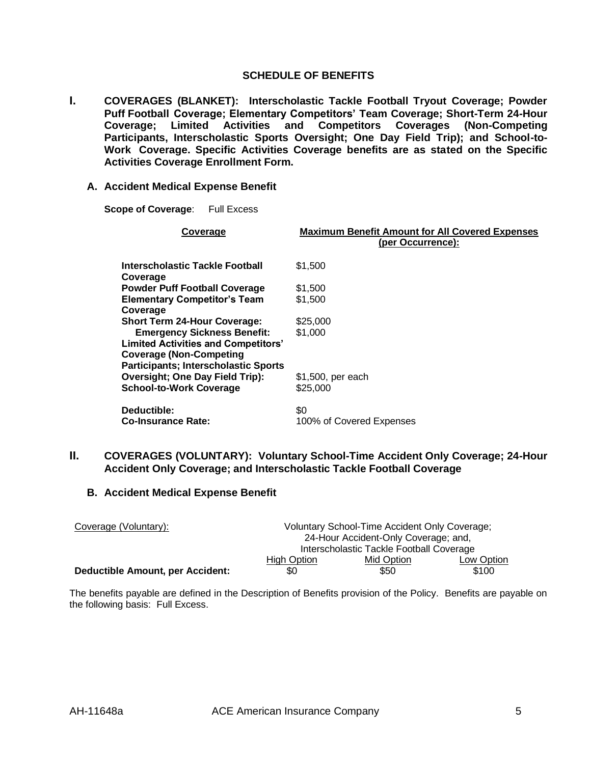## SCHEDULE OF BENEFITS

## I. COVERAGES (BLANKET): Interscholastic Tackle Football Tryout Coverage; Powder Puff Football Coverage; Elementary Competitors' Team Coverage; Short-Term 24-Hour Coverage; Limited Activities and Competitors Coverages (Non-Competing Participants, Interscholastic Sports Oversight; One Day Field Trip); and School-to-Work Coverage. Specific Activities Coverage benefits are as stated on the Specific Activities Coverage Enrollment Form.

### A. Accident Medical Expense Benefit

**Scope of Coverage**: Full Excess

| Coverage | Maximum Benefit Amount for All Covered Expenses (per Occurrence): |
|---|---|
| **Interscholastic Tackle Football Coverage** | $1,500 |
| **Powder Puff Football Coverage** | $1,500 |
| **Elementary Competitor's Team Coverage** | $1,500 |
| **Short Term 24-Hour Coverage:** | $25,000 |
| **Emergency Sickness Benefit:** | $1,000 |
| **Limited Activities and Competitors' Coverage (Non-Competing Participants; Interscholastic Sports Oversight; One Day Field Trip):** | $1,500, per each |
| **School-to-Work Coverage** | $25,000 |
| **Deductible:** | $0 |
| **Co-Insurance Rate:** | 100% of Covered Expenses |

## II. COVERAGES (VOLUNTARY): Voluntary School-Time Accident Only Coverage; 24-Hour Accident Only Coverage; and Interscholastic Tackle Football Coverage

### B. Accident Medical Expense Benefit

| Coverage (Voluntary): | Voluntary School-Time Accident Only Coverage; 24-Hour Accident-Only Coverage; and, Interscholastic Tackle Football Coverage | | |
|---|---|---|---|
| | High Option | Mid Option | Low Option |
| **Deductible Amount, per Accident:** | $0 | $50 | $100 |

The benefits payable are defined in the Description of Benefits provision of the Policy. Benefits are payable on the following basis: Full Excess.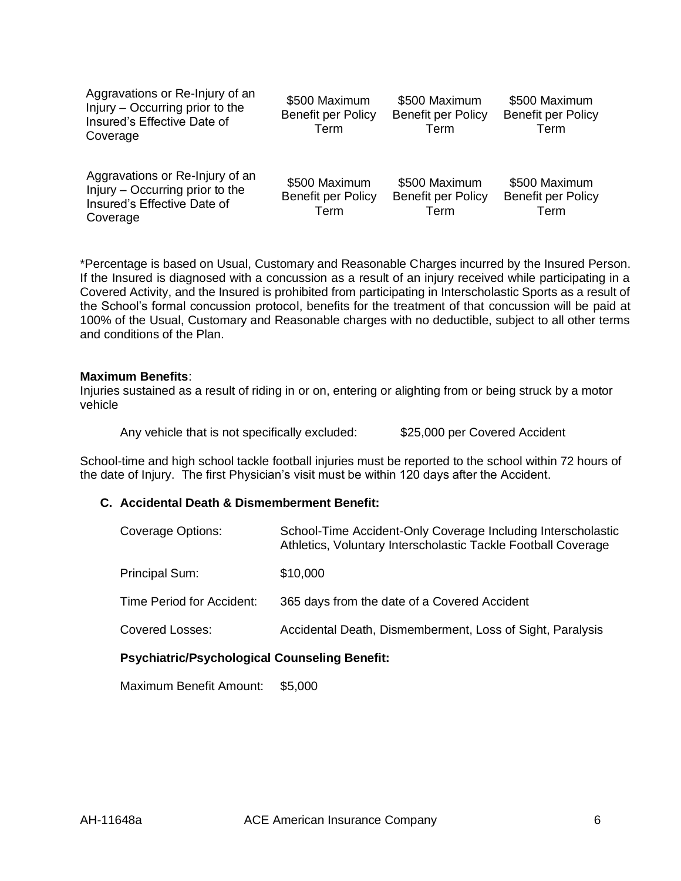| | | | |
|---|---|---|---|
| Aggravations or Re-Injury of an Injury – Occurring prior to the Insured's Effective Date of Coverage | $500 Maximum Benefit per Policy Term | $500 Maximum Benefit per Policy Term | $500 Maximum Benefit per Policy Term |
| Aggravations or Re-Injury of an Injury – Occurring prior to the Insured's Effective Date of Coverage | $500 Maximum Benefit per Policy Term | $500 Maximum Benefit per Policy Term | $500 Maximum Benefit per Policy Term |

*Percentage is based on Usual, Customary and Reasonable Charges incurred by the Insured Person. If the Insured is diagnosed with a concussion as a result of an injury received while participating in a Covered Activity, and the Insured is prohibited from participating in Interscholastic Sports as a result of the School's formal concussion protocol, benefits for the treatment of that concussion will be paid at 100% of the Usual, Customary and Reasonable charges with no deductible, subject to all other terms and conditions of the Plan.

**Maximum Benefits**:
Injuries sustained as a result of riding in or on, entering or alighting from or being struck by a motor vehicle

Any vehicle that is not specifically excluded: $25,000 per Covered Accident

School-time and high school tackle football injuries must be reported to the school within 72 hours of the date of Injury. The first Physician's visit must be within 120 days after the Accident.

**C. Accidental Death & Dismemberment Benefit:**

| | |
|---|---|
| Coverage Options: | School-Time Accident-Only Coverage Including Interscholastic Athletics, Voluntary Interscholastic Tackle Football Coverage |
| Principal Sum: | $10,000 |
| Time Period for Accident: | 365 days from the date of a Covered Accident |
| Covered Losses: | Accidental Death, Dismemberment, Loss of Sight, Paralysis |

**Psychiatric/Psychological Counseling Benefit:**

Maximum Benefit Amount: $5,000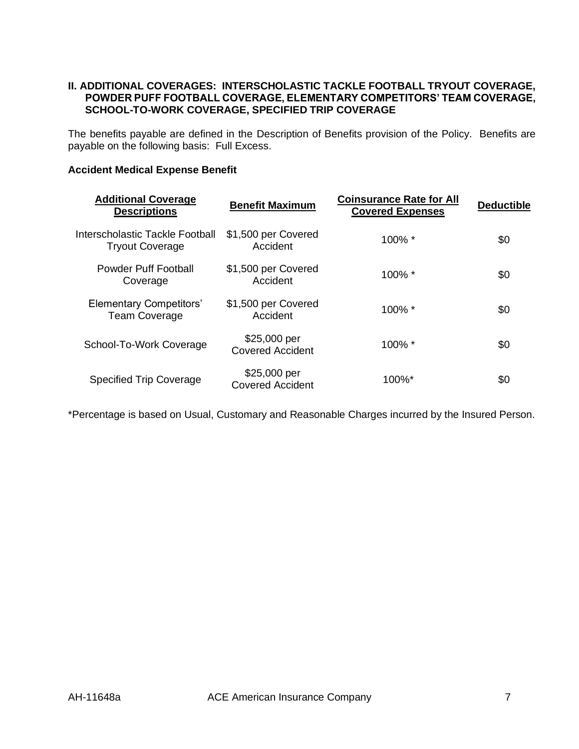## II. ADDITIONAL COVERAGES: INTERSCHOLASTIC TACKLE FOOTBALL TRYOUT COVERAGE, POWDER PUFF FOOTBALL COVERAGE, ELEMENTARY COMPETITORS' TEAM COVERAGE, SCHOOL-TO-WORK COVERAGE, SPECIFIED TRIP COVERAGE

The benefits payable are defined in the Description of Benefits provision of the Policy. Benefits are payable on the following basis: Full Excess.

**Accident Medical Expense Benefit**

| Additional Coverage Descriptions | Benefit Maximum | Coinsurance Rate for All Covered Expenses | Deductible |
|---|---|---|---|
| Interscholastic Tackle Football Tryout Coverage | $1,500 per Covered Accident | 100% * | $0 |
| Powder Puff Football Coverage | $1,500 per Covered Accident | 100% * | $0 |
| Elementary Competitors' Team Coverage | $1,500 per Covered Accident | 100% * | $0 |
| School-To-Work Coverage | $25,000 per Covered Accident | 100% * | $0 |
| Specified Trip Coverage | $25,000 per Covered Accident | 100%* | $0 |

*Percentage is based on Usual, Customary and Reasonable Charges incurred by the Insured Person.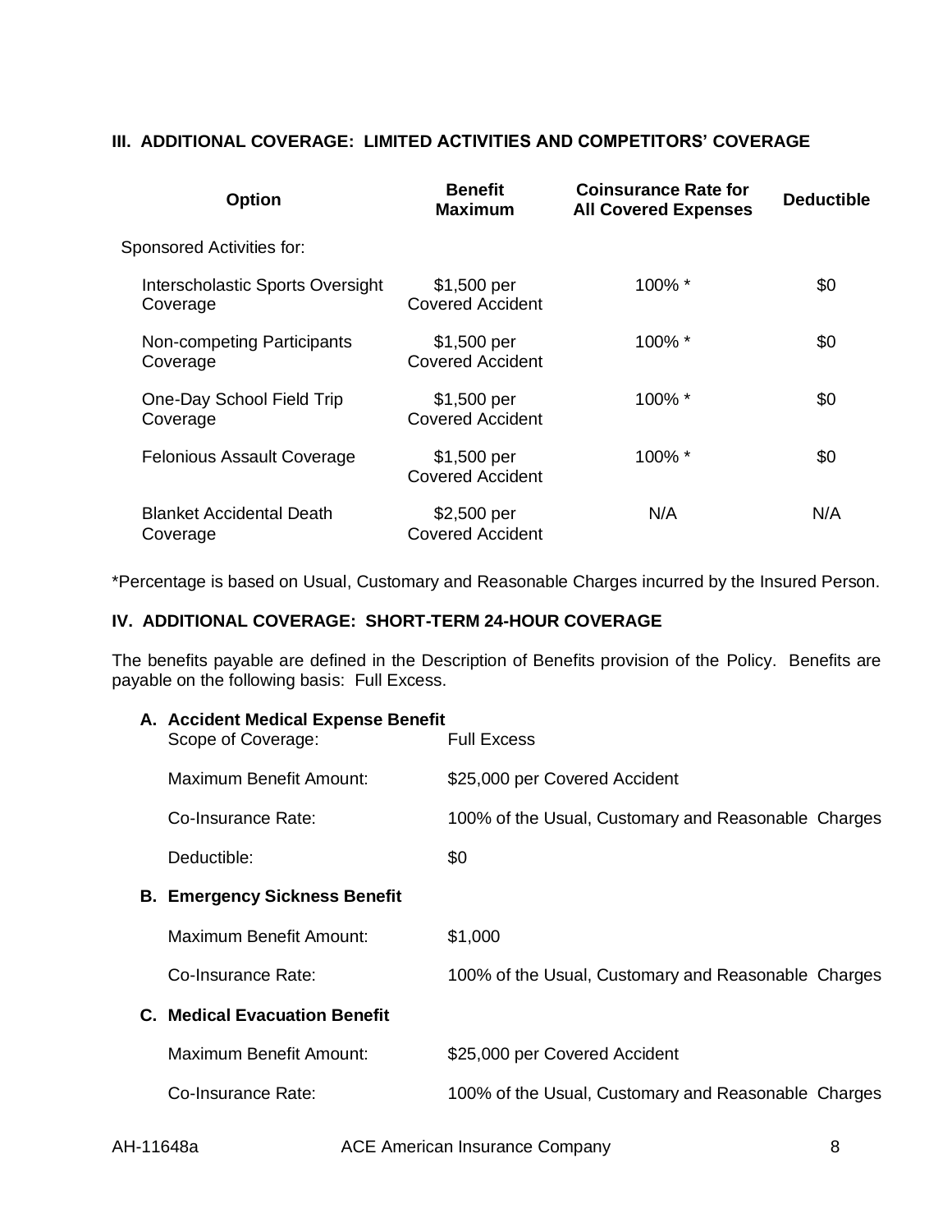### III. ADDITIONAL COVERAGE: LIMITED ACTIVITIES AND COMPETITORS' COVERAGE

| Option | Benefit Maximum | Coinsurance Rate for All Covered Expenses | Deductible |
|---|---|---|---|
| Sponsored Activities for: | | | |
| Interscholastic Sports Oversight Coverage | $1,500 per Covered Accident | 100% * | $0 |
| Non-competing Participants Coverage | $1,500 per Covered Accident | 100% * | $0 |
| One-Day School Field Trip Coverage | $1,500 per Covered Accident | 100% * | $0 |
| Felonious Assault Coverage | $1,500 per Covered Accident | 100% * | $0 |
| Blanket Accidental Death Coverage | $2,500 per Covered Accident | N/A | N/A |

*Percentage is based on Usual, Customary and Reasonable Charges incurred by the Insured Person.

### IV. ADDITIONAL COVERAGE: SHORT-TERM 24-HOUR COVERAGE

The benefits payable are defined in the Description of Benefits provision of the Policy. Benefits are payable on the following basis: Full Excess.

**A. Accident Medical Expense Benefit**

Scope of Coverage: Full Excess

Maximum Benefit Amount: $25,000 per Covered Accident

Co-Insurance Rate: 100% of the Usual, Customary and Reasonable Charges

Deductible: $0

**B. Emergency Sickness Benefit**

Maximum Benefit Amount: $1,000

Co-Insurance Rate: 100% of the Usual, Customary and Reasonable Charges

**C. Medical Evacuation Benefit**

Maximum Benefit Amount: $25,000 per Covered Accident

Co-Insurance Rate: 100% of the Usual, Customary and Reasonable Charges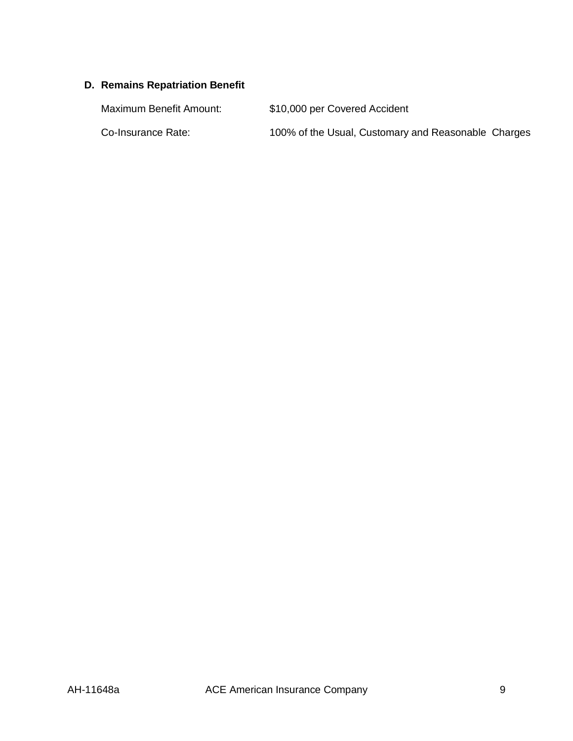**D. Remains Repatriation Benefit**

| | |
|---|---|
| Maximum Benefit Amount: | $10,000 per Covered Accident |
| Co-Insurance Rate: | 100% of the Usual, Customary and Reasonable Charges |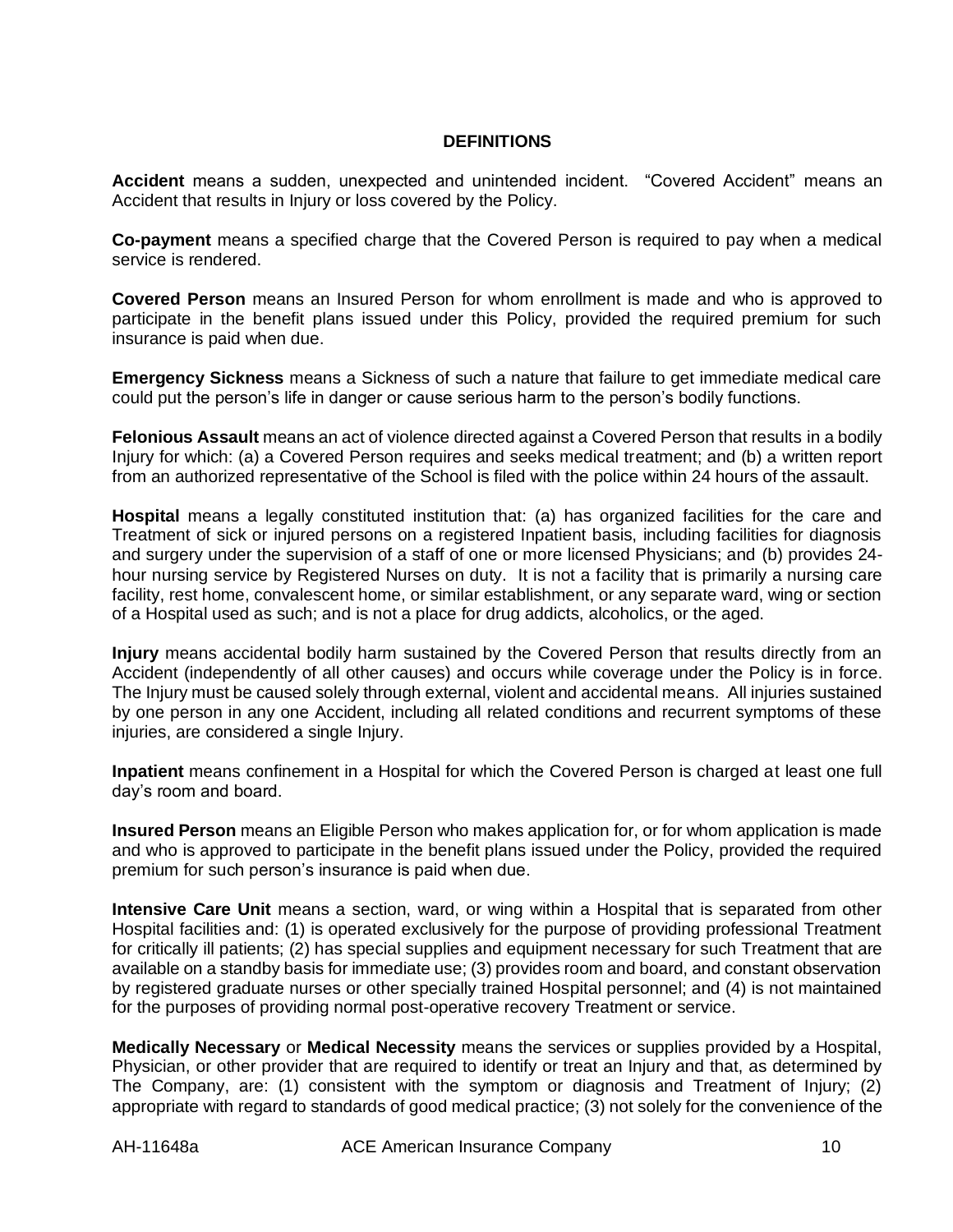## DEFINITIONS

**Accident** means a sudden, unexpected and unintended incident. "Covered Accident" means an Accident that results in Injury or loss covered by the Policy.

**Co-payment** means a specified charge that the Covered Person is required to pay when a medical service is rendered.

**Covered Person** means an Insured Person for whom enrollment is made and who is approved to participate in the benefit plans issued under this Policy, provided the required premium for such insurance is paid when due.

**Emergency Sickness** means a Sickness of such a nature that failure to get immediate medical care could put the person's life in danger or cause serious harm to the person's bodily functions.

**Felonious Assault** means an act of violence directed against a Covered Person that results in a bodily Injury for which: (a) a Covered Person requires and seeks medical treatment; and (b) a written report from an authorized representative of the School is filed with the police within 24 hours of the assault.

**Hospital** means a legally constituted institution that: (a) has organized facilities for the care and Treatment of sick or injured persons on a registered Inpatient basis, including facilities for diagnosis and surgery under the supervision of a staff of one or more licensed Physicians; and (b) provides 24-hour nursing service by Registered Nurses on duty. It is not a facility that is primarily a nursing care facility, rest home, convalescent home, or similar establishment, or any separate ward, wing or section of a Hospital used as such; and is not a place for drug addicts, alcoholics, or the aged.

**Injury** means accidental bodily harm sustained by the Covered Person that results directly from an Accident (independently of all other causes) and occurs while coverage under the Policy is in force. The Injury must be caused solely through external, violent and accidental means. All injuries sustained by one person in any one Accident, including all related conditions and recurrent symptoms of these injuries, are considered a single Injury.

**Inpatient** means confinement in a Hospital for which the Covered Person is charged at least one full day's room and board.

**Insured Person** means an Eligible Person who makes application for, or for whom application is made and who is approved to participate in the benefit plans issued under the Policy, provided the required premium for such person's insurance is paid when due.

**Intensive Care Unit** means a section, ward, or wing within a Hospital that is separated from other Hospital facilities and: (1) is operated exclusively for the purpose of providing professional Treatment for critically ill patients; (2) has special supplies and equipment necessary for such Treatment that are available on a standby basis for immediate use; (3) provides room and board, and constant observation by registered graduate nurses or other specially trained Hospital personnel; and (4) is not maintained for the purposes of providing normal post-operative recovery Treatment or service.

**Medically Necessary** or **Medical Necessity** means the services or supplies provided by a Hospital, Physician, or other provider that are required to identify or treat an Injury and that, as determined by The Company, are: (1) consistent with the symptom or diagnosis and Treatment of Injury; (2) appropriate with regard to standards of good medical practice; (3) not solely for the convenience of the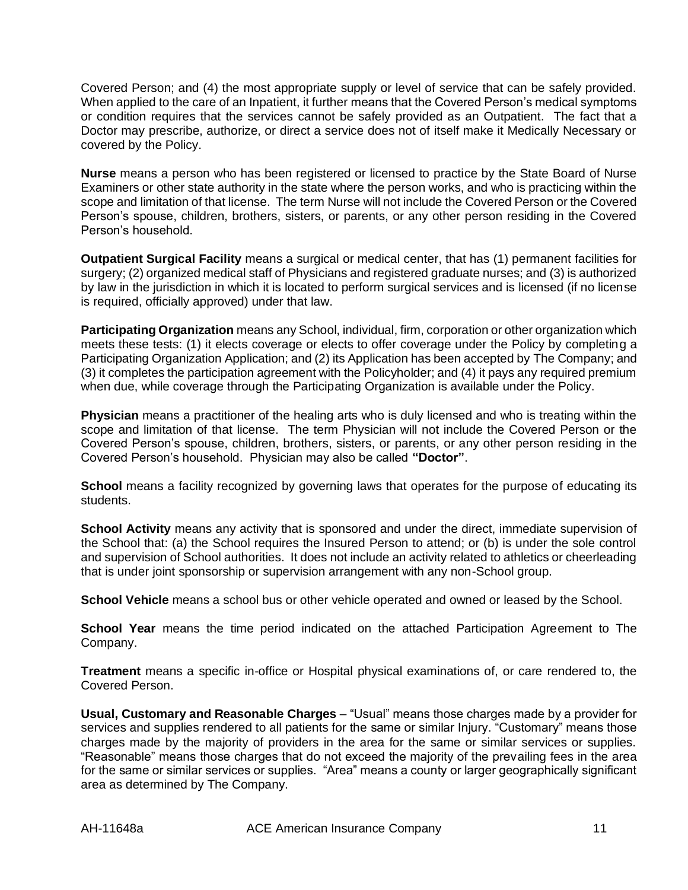Covered Person; and (4) the most appropriate supply or level of service that can be safely provided. When applied to the care of an Inpatient, it further means that the Covered Person's medical symptoms or condition requires that the services cannot be safely provided as an Outpatient. The fact that a Doctor may prescribe, authorize, or direct a service does not of itself make it Medically Necessary or covered by the Policy.

**Nurse** means a person who has been registered or licensed to practice by the State Board of Nurse Examiners or other state authority in the state where the person works, and who is practicing within the scope and limitation of that license. The term Nurse will not include the Covered Person or the Covered Person's spouse, children, brothers, sisters, or parents, or any other person residing in the Covered Person's household.

**Outpatient Surgical Facility** means a surgical or medical center, that has (1) permanent facilities for surgery; (2) organized medical staff of Physicians and registered graduate nurses; and (3) is authorized by law in the jurisdiction in which it is located to perform surgical services and is licensed (if no license is required, officially approved) under that law.

**Participating Organization** means any School, individual, firm, corporation or other organization which meets these tests: (1) it elects coverage or elects to offer coverage under the Policy by completing a Participating Organization Application; and (2) its Application has been accepted by The Company; and (3) it completes the participation agreement with the Policyholder; and (4) it pays any required premium when due, while coverage through the Participating Organization is available under the Policy.

**Physician** means a practitioner of the healing arts who is duly licensed and who is treating within the scope and limitation of that license. The term Physician will not include the Covered Person or the Covered Person's spouse, children, brothers, sisters, or parents, or any other person residing in the Covered Person's household. Physician may also be called **"Doctor"**.

**School** means a facility recognized by governing laws that operates for the purpose of educating its students.

**School Activity** means any activity that is sponsored and under the direct, immediate supervision of the School that: (a) the School requires the Insured Person to attend; or (b) is under the sole control and supervision of School authorities. It does not include an activity related to athletics or cheerleading that is under joint sponsorship or supervision arrangement with any non-School group.

**School Vehicle** means a school bus or other vehicle operated and owned or leased by the School.

**School Year** means the time period indicated on the attached Participation Agreement to The Company.

**Treatment** means a specific in-office or Hospital physical examinations of, or care rendered to, the Covered Person.

**Usual, Customary and Reasonable Charges** – "Usual" means those charges made by a provider for services and supplies rendered to all patients for the same or similar Injury. "Customary" means those charges made by the majority of providers in the area for the same or similar services or supplies. "Reasonable" means those charges that do not exceed the majority of the prevailing fees in the area for the same or similar services or supplies. "Area" means a county or larger geographically significant area as determined by The Company.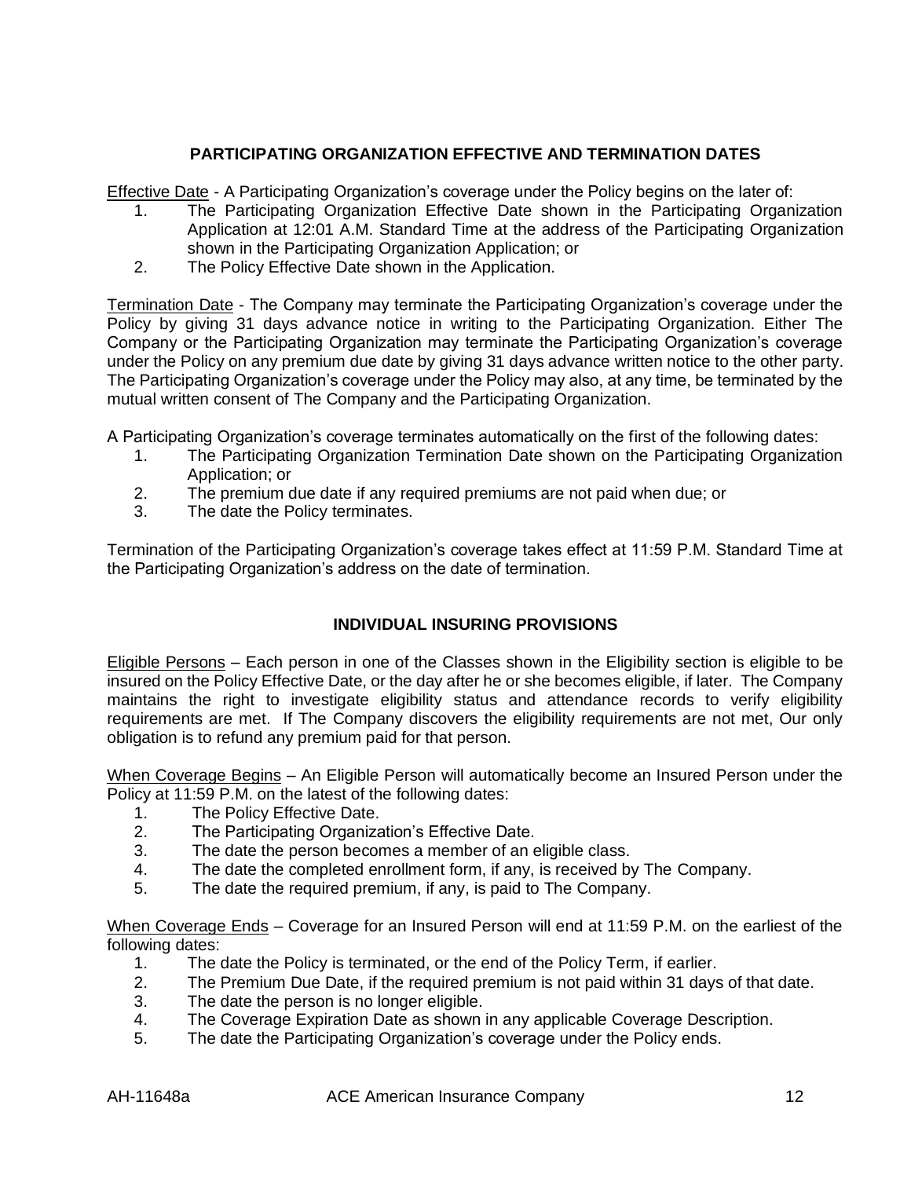## PARTICIPATING ORGANIZATION EFFECTIVE AND TERMINATION DATES

Effective Date - A Participating Organization's coverage under the Policy begins on the later of:

1. The Participating Organization Effective Date shown in the Participating Organization Application at 12:01 A.M. Standard Time at the address of the Participating Organization shown in the Participating Organization Application; or
2. The Policy Effective Date shown in the Application.

Termination Date - The Company may terminate the Participating Organization's coverage under the Policy by giving 31 days advance notice in writing to the Participating Organization. Either The Company or the Participating Organization may terminate the Participating Organization's coverage under the Policy on any premium due date by giving 31 days advance written notice to the other party. The Participating Organization's coverage under the Policy may also, at any time, be terminated by the mutual written consent of The Company and the Participating Organization.

A Participating Organization's coverage terminates automatically on the first of the following dates:

1. The Participating Organization Termination Date shown on the Participating Organization Application; or
2. The premium due date if any required premiums are not paid when due; or
3. The date the Policy terminates.

Termination of the Participating Organization's coverage takes effect at 11:59 P.M. Standard Time at the Participating Organization's address on the date of termination.

## INDIVIDUAL INSURING PROVISIONS

Eligible Persons – Each person in one of the Classes shown in the Eligibility section is eligible to be insured on the Policy Effective Date, or the day after he or she becomes eligible, if later. The Company maintains the right to investigate eligibility status and attendance records to verify eligibility requirements are met. If The Company discovers the eligibility requirements are not met, Our only obligation is to refund any premium paid for that person.

When Coverage Begins – An Eligible Person will automatically become an Insured Person under the Policy at 11:59 P.M. on the latest of the following dates:

1. The Policy Effective Date.
2. The Participating Organization's Effective Date.
3. The date the person becomes a member of an eligible class.
4. The date the completed enrollment form, if any, is received by The Company.
5. The date the required premium, if any, is paid to The Company.

When Coverage Ends – Coverage for an Insured Person will end at 11:59 P.M. on the earliest of the following dates:

1. The date the Policy is terminated, or the end of the Policy Term, if earlier.
2. The Premium Due Date, if the required premium is not paid within 31 days of that date.
3. The date the person is no longer eligible.
4. The Coverage Expiration Date as shown in any applicable Coverage Description.
5. The date the Participating Organization's coverage under the Policy ends.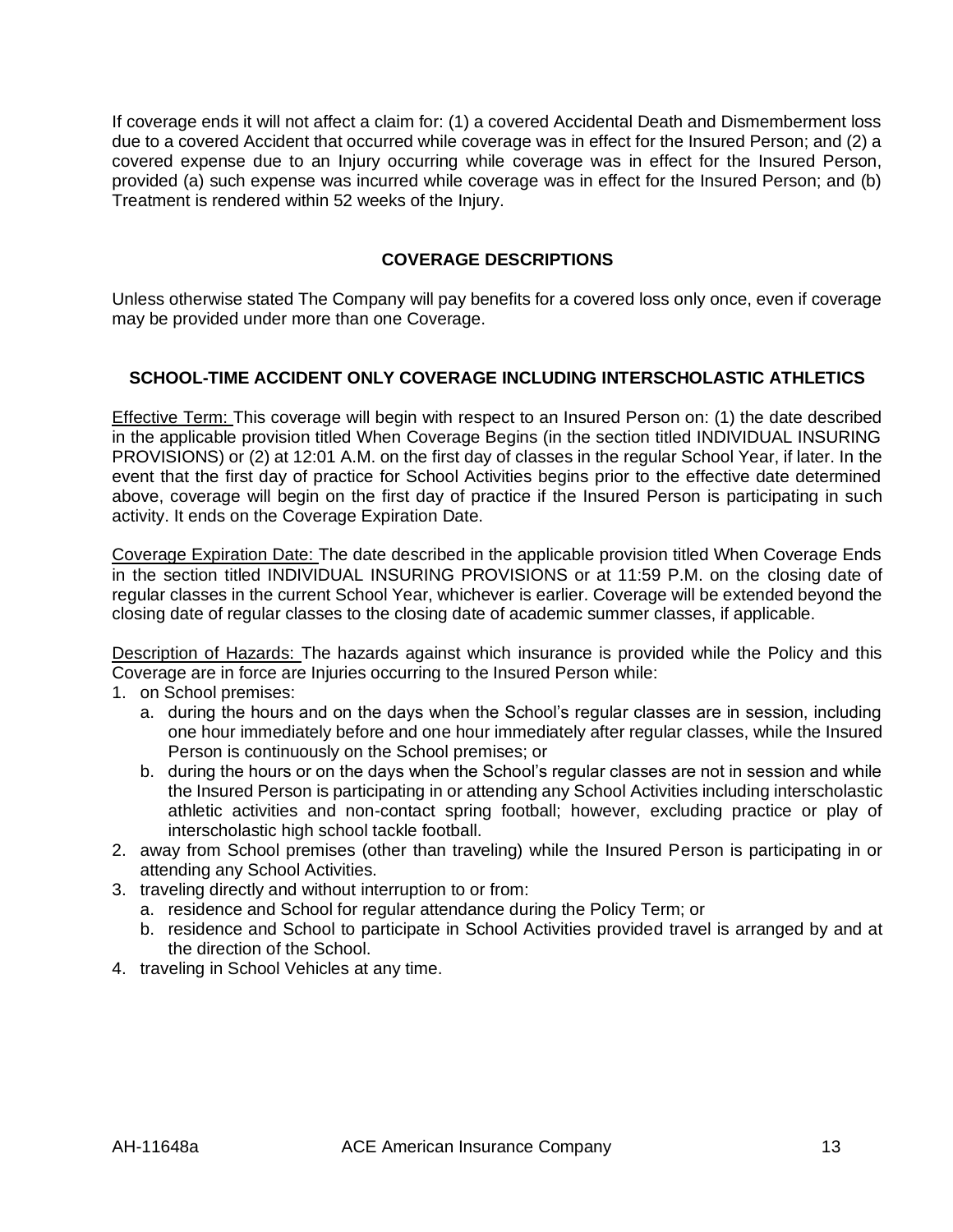If coverage ends it will not affect a claim for: (1) a covered Accidental Death and Dismemberment loss due to a covered Accident that occurred while coverage was in effect for the Insured Person; and (2) a covered expense due to an Injury occurring while coverage was in effect for the Insured Person, provided (a) such expense was incurred while coverage was in effect for the Insured Person; and (b) Treatment is rendered within 52 weeks of the Injury.

## COVERAGE DESCRIPTIONS

Unless otherwise stated The Company will pay benefits for a covered loss only once, even if coverage may be provided under more than one Coverage.

### SCHOOL-TIME ACCIDENT ONLY COVERAGE INCLUDING INTERSCHOLASTIC ATHLETICS

Effective Term: This coverage will begin with respect to an Insured Person on: (1) the date described in the applicable provision titled When Coverage Begins (in the section titled INDIVIDUAL INSURING PROVISIONS) or (2) at 12:01 A.M. on the first day of classes in the regular School Year, if later. In the event that the first day of practice for School Activities begins prior to the effective date determined above, coverage will begin on the first day of practice if the Insured Person is participating in such activity. It ends on the Coverage Expiration Date.

Coverage Expiration Date: The date described in the applicable provision titled When Coverage Ends in the section titled INDIVIDUAL INSURING PROVISIONS or at 11:59 P.M. on the closing date of regular classes in the current School Year, whichever is earlier. Coverage will be extended beyond the closing date of regular classes to the closing date of academic summer classes, if applicable.

Description of Hazards: The hazards against which insurance is provided while the Policy and this Coverage are in force are Injuries occurring to the Insured Person while:

1. on School premises:
   a. during the hours and on the days when the School's regular classes are in session, including one hour immediately before and one hour immediately after regular classes, while the Insured Person is continuously on the School premises; or
   b. during the hours or on the days when the School's regular classes are not in session and while the Insured Person is participating in or attending any School Activities including interscholastic athletic activities and non-contact spring football; however, excluding practice or play of interscholastic high school tackle football.
2. away from School premises (other than traveling) while the Insured Person is participating in or attending any School Activities.
3. traveling directly and without interruption to or from:
   a. residence and School for regular attendance during the Policy Term; or
   b. residence and School to participate in School Activities provided travel is arranged by and at the direction of the School.
4. traveling in School Vehicles at any time.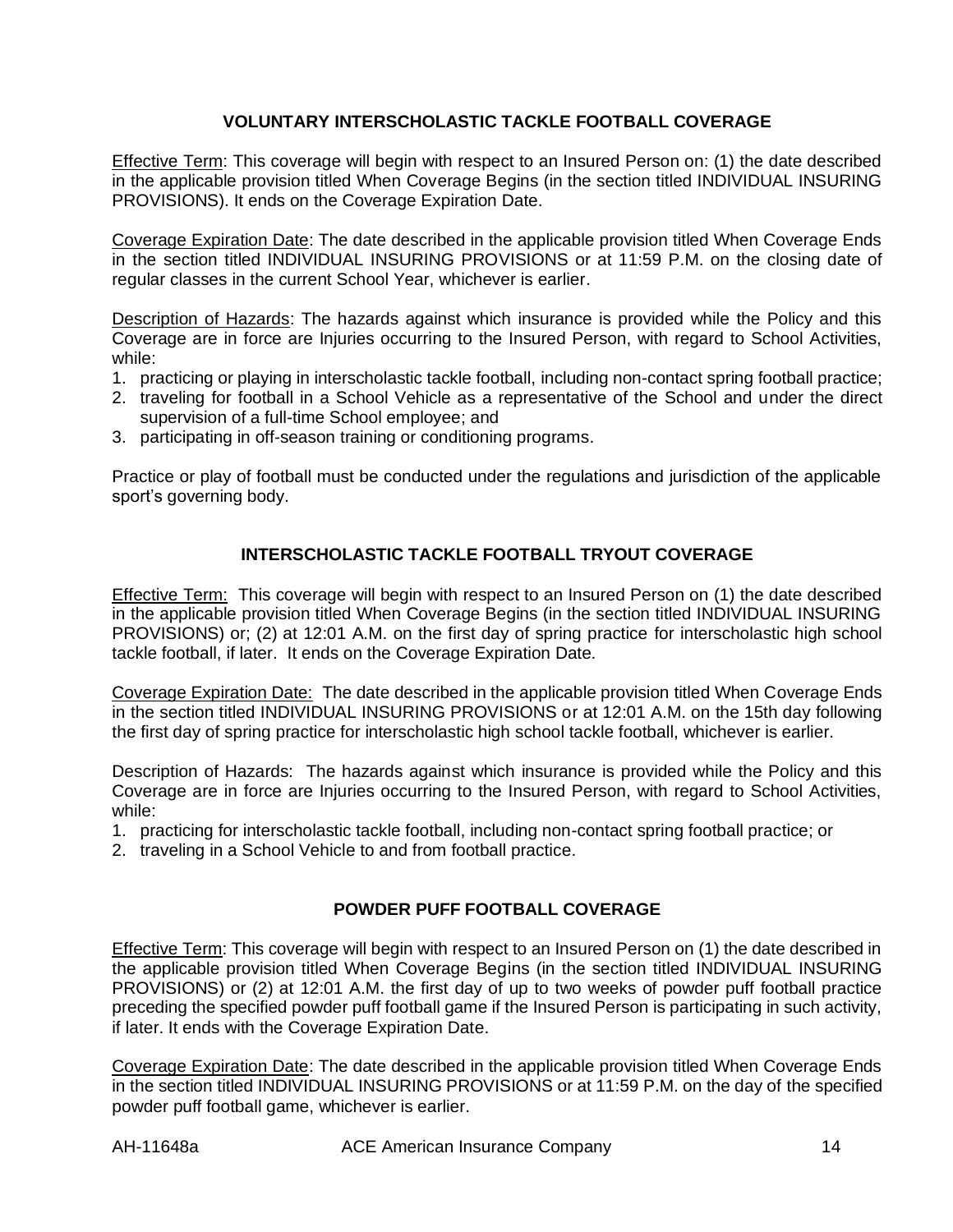## VOLUNTARY INTERSCHOLASTIC TACKLE FOOTBALL COVERAGE

Effective Term: This coverage will begin with respect to an Insured Person on: (1) the date described in the applicable provision titled When Coverage Begins (in the section titled INDIVIDUAL INSURING PROVISIONS). It ends on the Coverage Expiration Date.

Coverage Expiration Date: The date described in the applicable provision titled When Coverage Ends in the section titled INDIVIDUAL INSURING PROVISIONS or at 11:59 P.M. on the closing date of regular classes in the current School Year, whichever is earlier.

Description of Hazards: The hazards against which insurance is provided while the Policy and this Coverage are in force are Injuries occurring to the Insured Person, with regard to School Activities, while:

1. practicing or playing in interscholastic tackle football, including non-contact spring football practice;
2. traveling for football in a School Vehicle as a representative of the School and under the direct supervision of a full-time School employee; and
3. participating in off-season training or conditioning programs.

Practice or play of football must be conducted under the regulations and jurisdiction of the applicable sport's governing body.

## INTERSCHOLASTIC TACKLE FOOTBALL TRYOUT COVERAGE

Effective Term: This coverage will begin with respect to an Insured Person on (1) the date described in the applicable provision titled When Coverage Begins (in the section titled INDIVIDUAL INSURING PROVISIONS) or; (2) at 12:01 A.M. on the first day of spring practice for interscholastic high school tackle football, if later. It ends on the Coverage Expiration Date.

Coverage Expiration Date: The date described in the applicable provision titled When Coverage Ends in the section titled INDIVIDUAL INSURING PROVISIONS or at 12:01 A.M. on the 15th day following the first day of spring practice for interscholastic high school tackle football, whichever is earlier.

Description of Hazards: The hazards against which insurance is provided while the Policy and this Coverage are in force are Injuries occurring to the Insured Person, with regard to School Activities, while:

1. practicing for interscholastic tackle football, including non-contact spring football practice; or
2. traveling in a School Vehicle to and from football practice.

## POWDER PUFF FOOTBALL COVERAGE

Effective Term: This coverage will begin with respect to an Insured Person on (1) the date described in the applicable provision titled When Coverage Begins (in the section titled INDIVIDUAL INSURING PROVISIONS) or (2) at 12:01 A.M. the first day of up to two weeks of powder puff football practice preceding the specified powder puff football game if the Insured Person is participating in such activity, if later. It ends with the Coverage Expiration Date.

Coverage Expiration Date: The date described in the applicable provision titled When Coverage Ends in the section titled INDIVIDUAL INSURING PROVISIONS or at 11:59 P.M. on the day of the specified powder puff football game, whichever is earlier.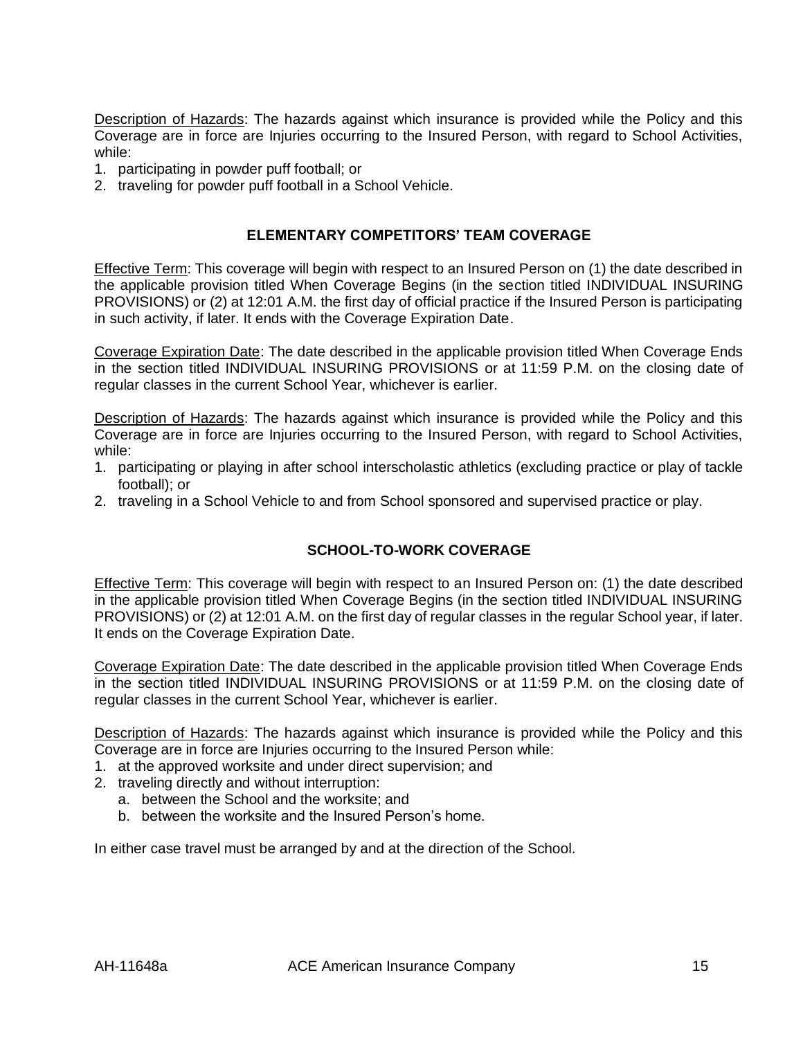<u>Description of Hazards</u>: The hazards against which insurance is provided while the Policy and this Coverage are in force are Injuries occurring to the Insured Person, with regard to School Activities, while:

1. participating in powder puff football; or
2. traveling for powder puff football in a School Vehicle.

## ELEMENTARY COMPETITORS' TEAM COVERAGE

<u>Effective Term</u>: This coverage will begin with respect to an Insured Person on (1) the date described in the applicable provision titled When Coverage Begins (in the section titled INDIVIDUAL INSURING PROVISIONS) or (2) at 12:01 A.M. the first day of official practice if the Insured Person is participating in such activity, if later. It ends with the Coverage Expiration Date.

<u>Coverage Expiration Date</u>: The date described in the applicable provision titled When Coverage Ends in the section titled INDIVIDUAL INSURING PROVISIONS or at 11:59 P.M. on the closing date of regular classes in the current School Year, whichever is earlier.

<u>Description of Hazards</u>: The hazards against which insurance is provided while the Policy and this Coverage are in force are Injuries occurring to the Insured Person, with regard to School Activities, while:

1. participating or playing in after school interscholastic athletics (excluding practice or play of tackle football); or
2. traveling in a School Vehicle to and from School sponsored and supervised practice or play.

## SCHOOL-TO-WORK COVERAGE

<u>Effective Term</u>: This coverage will begin with respect to an Insured Person on: (1) the date described in the applicable provision titled When Coverage Begins (in the section titled INDIVIDUAL INSURING PROVISIONS) or (2) at 12:01 A.M. on the first day of regular classes in the regular School year, if later. It ends on the Coverage Expiration Date.

<u>Coverage Expiration Date</u>: The date described in the applicable provision titled When Coverage Ends in the section titled INDIVIDUAL INSURING PROVISIONS or at 11:59 P.M. on the closing date of regular classes in the current School Year, whichever is earlier.

<u>Description of Hazards</u>: The hazards against which insurance is provided while the Policy and this Coverage are in force are Injuries occurring to the Insured Person while:

1. at the approved worksite and under direct supervision; and
2. traveling directly and without interruption:
   a. between the School and the worksite; and
   b. between the worksite and the Insured Person's home.

In either case travel must be arranged by and at the direction of the School.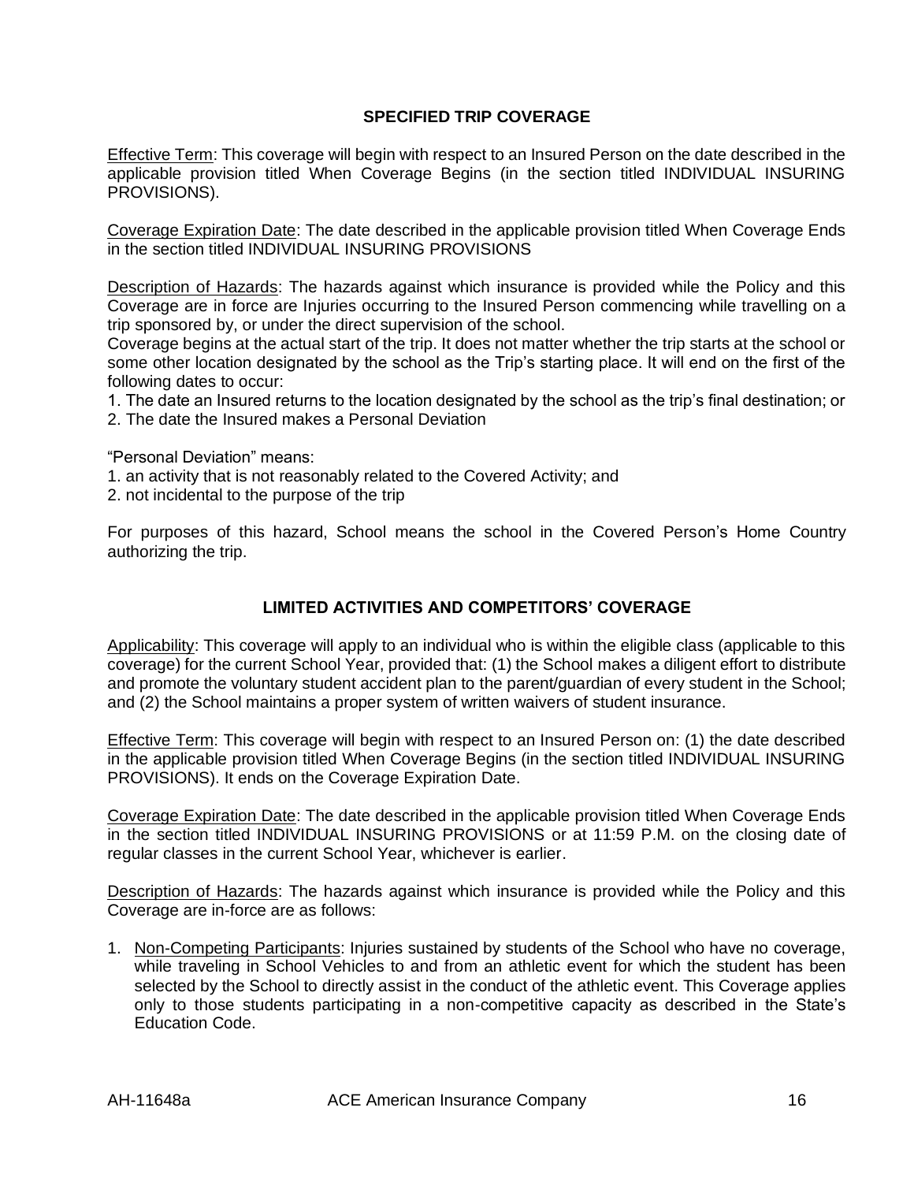## SPECIFIED TRIP COVERAGE

Effective Term: This coverage will begin with respect to an Insured Person on the date described in the applicable provision titled When Coverage Begins (in the section titled INDIVIDUAL INSURING PROVISIONS).

Coverage Expiration Date: The date described in the applicable provision titled When Coverage Ends in the section titled INDIVIDUAL INSURING PROVISIONS

Description of Hazards: The hazards against which insurance is provided while the Policy and this Coverage are in force are Injuries occurring to the Insured Person commencing while travelling on a trip sponsored by, or under the direct supervision of the school.

Coverage begins at the actual start of the trip. It does not matter whether the trip starts at the school or some other location designated by the school as the Trip's starting place. It will end on the first of the following dates to occur:

1. The date an Insured returns to the location designated by the school as the trip's final destination; or
2. The date the Insured makes a Personal Deviation

"Personal Deviation" means:

1. an activity that is not reasonably related to the Covered Activity; and
2. not incidental to the purpose of the trip

For purposes of this hazard, School means the school in the Covered Person's Home Country authorizing the trip.

## LIMITED ACTIVITIES AND COMPETITORS' COVERAGE

Applicability: This coverage will apply to an individual who is within the eligible class (applicable to this coverage) for the current School Year, provided that: (1) the School makes a diligent effort to distribute and promote the voluntary student accident plan to the parent/guardian of every student in the School; and (2) the School maintains a proper system of written waivers of student insurance.

Effective Term: This coverage will begin with respect to an Insured Person on: (1) the date described in the applicable provision titled When Coverage Begins (in the section titled INDIVIDUAL INSURING PROVISIONS). It ends on the Coverage Expiration Date.

Coverage Expiration Date: The date described in the applicable provision titled When Coverage Ends in the section titled INDIVIDUAL INSURING PROVISIONS or at 11:59 P.M. on the closing date of regular classes in the current School Year, whichever is earlier.

Description of Hazards: The hazards against which insurance is provided while the Policy and this Coverage are in-force are as follows:

1. Non-Competing Participants: Injuries sustained by students of the School who have no coverage, while traveling in School Vehicles to and from an athletic event for which the student has been selected by the School to directly assist in the conduct of the athletic event. This Coverage applies only to those students participating in a non-competitive capacity as described in the State's Education Code.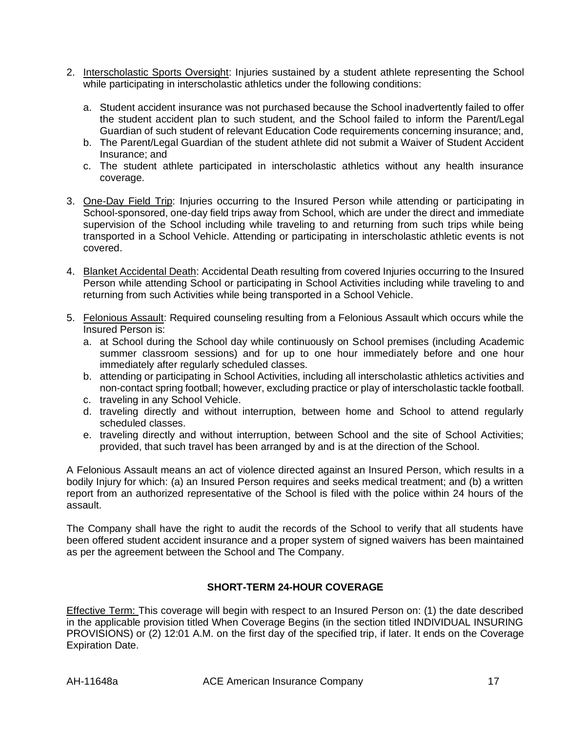2. Interscholastic Sports Oversight: Injuries sustained by a student athlete representing the School while participating in interscholastic athletics under the following conditions:

   a. Student accident insurance was not purchased because the School inadvertently failed to offer the student accident plan to such student, and the School failed to inform the Parent/Legal Guardian of such student of relevant Education Code requirements concerning insurance; and,
   b. The Parent/Legal Guardian of the student athlete did not submit a Waiver of Student Accident Insurance; and
   c. The student athlete participated in interscholastic athletics without any health insurance coverage.

3. One-Day Field Trip: Injuries occurring to the Insured Person while attending or participating in School-sponsored, one-day field trips away from School, which are under the direct and immediate supervision of the School including while traveling to and returning from such trips while being transported in a School Vehicle. Attending or participating in interscholastic athletic events is not covered.

4. Blanket Accidental Death: Accidental Death resulting from covered Injuries occurring to the Insured Person while attending School or participating in School Activities including while traveling to and returning from such Activities while being transported in a School Vehicle.

5. Felonious Assault: Required counseling resulting from a Felonious Assault which occurs while the Insured Person is:
   a. at School during the School day while continuously on School premises (including Academic summer classroom sessions) and for up to one hour immediately before and one hour immediately after regularly scheduled classes.
   b. attending or participating in School Activities, including all interscholastic athletics activities and non-contact spring football; however, excluding practice or play of interscholastic tackle football.
   c. traveling in any School Vehicle.
   d. traveling directly and without interruption, between home and School to attend regularly scheduled classes.
   e. traveling directly and without interruption, between School and the site of School Activities; provided, that such travel has been arranged by and is at the direction of the School.

A Felonious Assault means an act of violence directed against an Insured Person, which results in a bodily Injury for which: (a) an Insured Person requires and seeks medical treatment; and (b) a written report from an authorized representative of the School is filed with the police within 24 hours of the assault.

The Company shall have the right to audit the records of the School to verify that all students have been offered student accident insurance and a proper system of signed waivers has been maintained as per the agreement between the School and The Company.

**SHORT-TERM 24-HOUR COVERAGE**

Effective Term: This coverage will begin with respect to an Insured Person on: (1) the date described in the applicable provision titled When Coverage Begins (in the section titled INDIVIDUAL INSURING PROVISIONS) or (2) 12:01 A.M. on the first day of the specified trip, if later. It ends on the Coverage Expiration Date.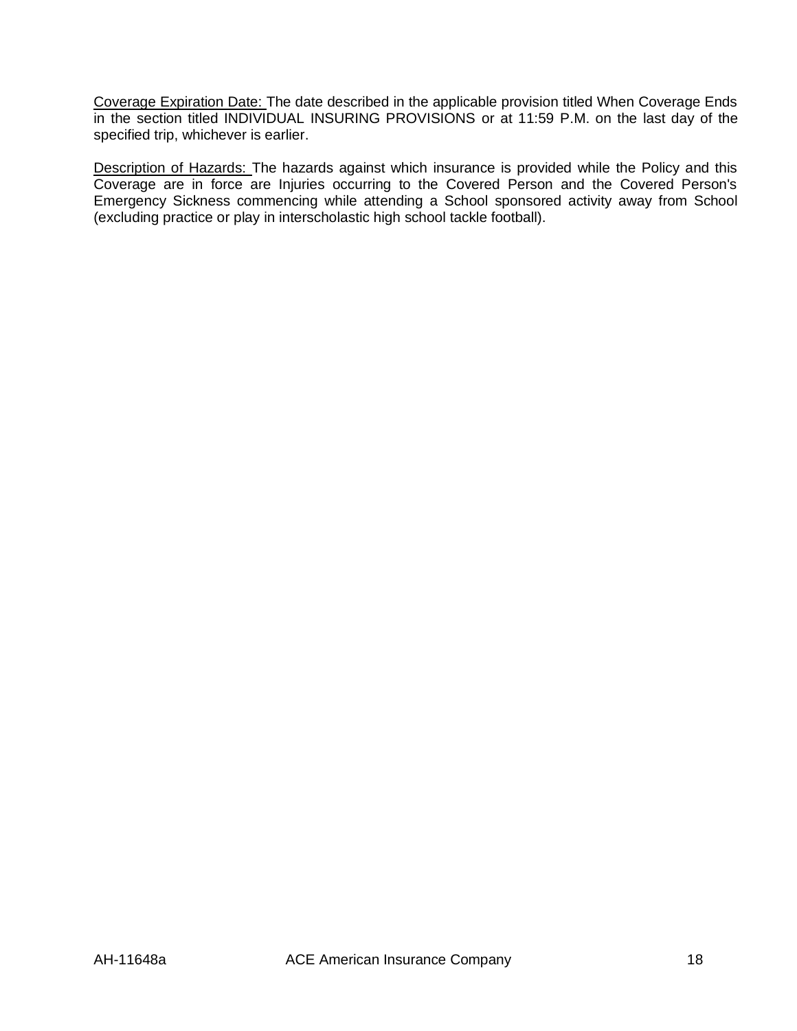<u>Coverage Expiration Date:</u> The date described in the applicable provision titled When Coverage Ends in the section titled INDIVIDUAL INSURING PROVISIONS or at 11:59 P.M. on the last day of the specified trip, whichever is earlier.

<u>Description of Hazards:</u> The hazards against which insurance is provided while the Policy and this Coverage are in force are Injuries occurring to the Covered Person and the Covered Person's Emergency Sickness commencing while attending a School sponsored activity away from School (excluding practice or play in interscholastic high school tackle football).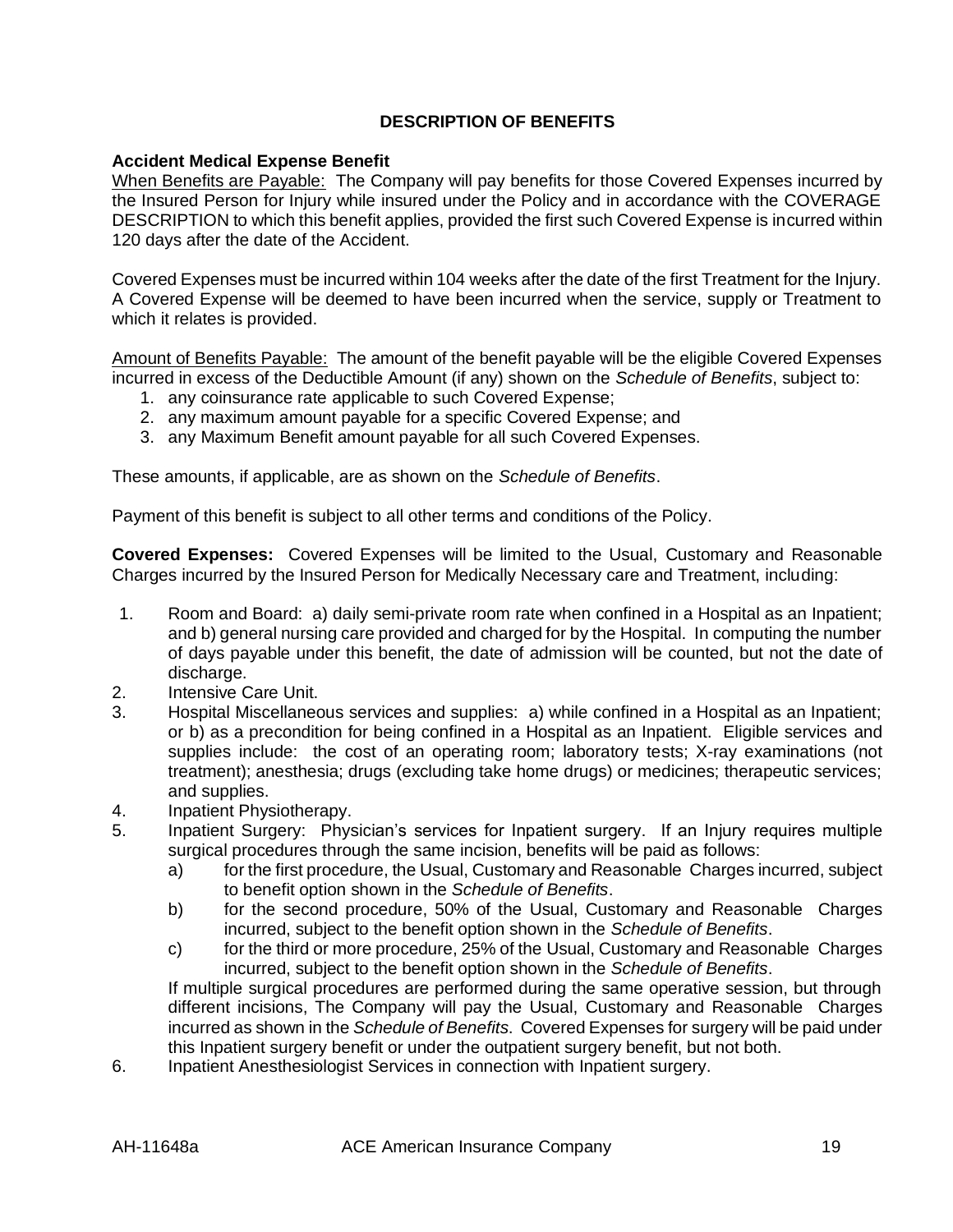## DESCRIPTION OF BENEFITS

**Accident Medical Expense Benefit**

When Benefits are Payable: The Company will pay benefits for those Covered Expenses incurred by the Insured Person for Injury while insured under the Policy and in accordance with the COVERAGE DESCRIPTION to which this benefit applies, provided the first such Covered Expense is incurred within 120 days after the date of the Accident.

Covered Expenses must be incurred within 104 weeks after the date of the first Treatment for the Injury. A Covered Expense will be deemed to have been incurred when the service, supply or Treatment to which it relates is provided.

Amount of Benefits Payable: The amount of the benefit payable will be the eligible Covered Expenses incurred in excess of the Deductible Amount (if any) shown on the *Schedule of Benefits*, subject to:

1. any coinsurance rate applicable to such Covered Expense;
2. any maximum amount payable for a specific Covered Expense; and
3. any Maximum Benefit amount payable for all such Covered Expenses.

These amounts, if applicable, are as shown on the *Schedule of Benefits*.

Payment of this benefit is subject to all other terms and conditions of the Policy.

**Covered Expenses:** Covered Expenses will be limited to the Usual, Customary and Reasonable Charges incurred by the Insured Person for Medically Necessary care and Treatment, including:

1. Room and Board: a) daily semi-private room rate when confined in a Hospital as an Inpatient; and b) general nursing care provided and charged for by the Hospital. In computing the number of days payable under this benefit, the date of admission will be counted, but not the date of discharge.
2. Intensive Care Unit.
3. Hospital Miscellaneous services and supplies: a) while confined in a Hospital as an Inpatient; or b) as a precondition for being confined in a Hospital as an Inpatient. Eligible services and supplies include: the cost of an operating room; laboratory tests; X-ray examinations (not treatment); anesthesia; drugs (excluding take home drugs) or medicines; therapeutic services; and supplies.
4. Inpatient Physiotherapy.
5. Inpatient Surgery: Physician's services for Inpatient surgery. If an Injury requires multiple surgical procedures through the same incision, benefits will be paid as follows:
   a) for the first procedure, the Usual, Customary and Reasonable Charges incurred, subject to benefit option shown in the *Schedule of Benefits*.
   b) for the second procedure, 50% of the Usual, Customary and Reasonable Charges incurred, subject to the benefit option shown in the *Schedule of Benefits*.
   c) for the third or more procedure, 25% of the Usual, Customary and Reasonable Charges incurred, subject to the benefit option shown in the *Schedule of Benefits*.

   If multiple surgical procedures are performed during the same operative session, but through different incisions, The Company will pay the Usual, Customary and Reasonable Charges incurred as shown in the *Schedule of Benefits*. Covered Expenses for surgery will be paid under this Inpatient surgery benefit or under the outpatient surgery benefit, but not both.
6. Inpatient Anesthesiologist Services in connection with Inpatient surgery.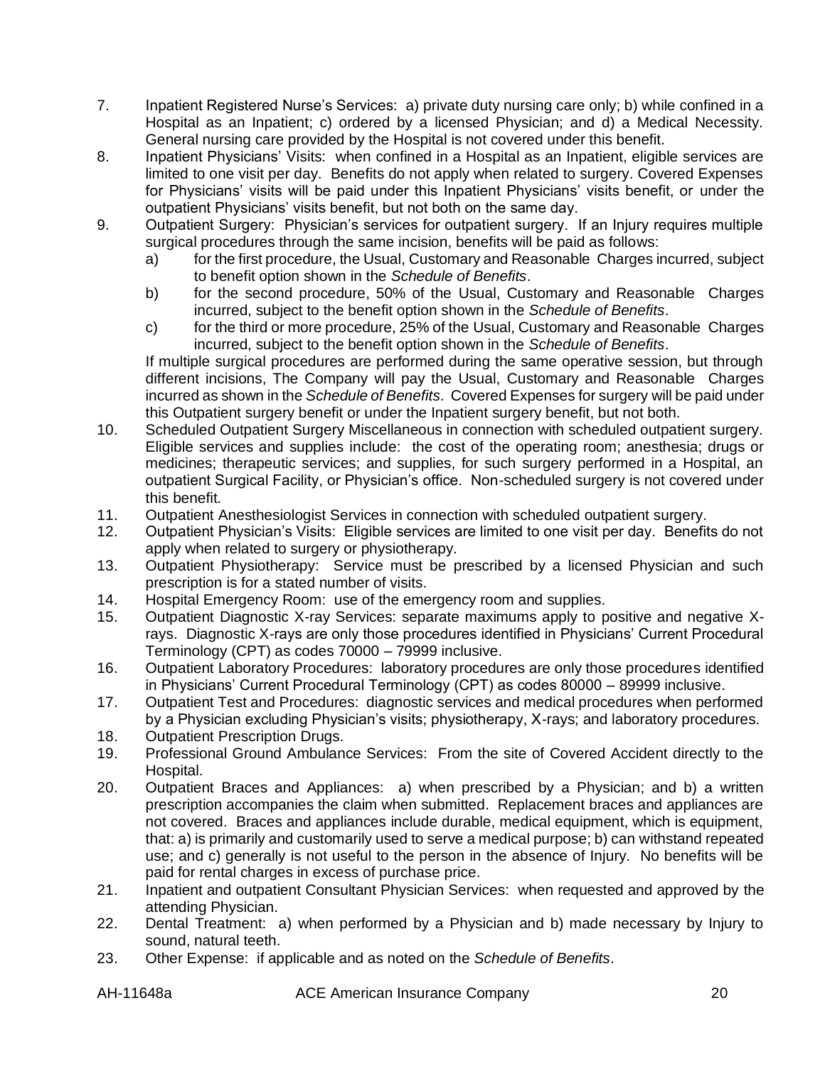7. Inpatient Registered Nurse's Services: a) private duty nursing care only; b) while confined in a Hospital as an Inpatient; c) ordered by a licensed Physician; and d) a Medical Necessity. General nursing care provided by the Hospital is not covered under this benefit.
8. Inpatient Physicians' Visits: when confined in a Hospital as an Inpatient, eligible services are limited to one visit per day. Benefits do not apply when related to surgery. Covered Expenses for Physicians' visits will be paid under this Inpatient Physicians' visits benefit, or under the outpatient Physicians' visits benefit, but not both on the same day.
9. Outpatient Surgery: Physician's services for outpatient surgery. If an Injury requires multiple surgical procedures through the same incision, benefits will be paid as follows:
   a) for the first procedure, the Usual, Customary and Reasonable Charges incurred, subject to benefit option shown in the *Schedule of Benefits*.
   b) for the second procedure, 50% of the Usual, Customary and Reasonable Charges incurred, subject to the benefit option shown in the *Schedule of Benefits*.
   c) for the third or more procedure, 25% of the Usual, Customary and Reasonable Charges incurred, subject to the benefit option shown in the *Schedule of Benefits*.

   If multiple surgical procedures are performed during the same operative session, but through different incisions, The Company will pay the Usual, Customary and Reasonable Charges incurred as shown in the *Schedule of Benefits*. Covered Expenses for surgery will be paid under this Outpatient surgery benefit or under the Inpatient surgery benefit, but not both.
10. Scheduled Outpatient Surgery Miscellaneous in connection with scheduled outpatient surgery. Eligible services and supplies include: the cost of the operating room; anesthesia; drugs or medicines; therapeutic services; and supplies, for such surgery performed in a Hospital, an outpatient Surgical Facility, or Physician's office. Non-scheduled surgery is not covered under this benefit.
11. Outpatient Anesthesiologist Services in connection with scheduled outpatient surgery.
12. Outpatient Physician's Visits: Eligible services are limited to one visit per day. Benefits do not apply when related to surgery or physiotherapy.
13. Outpatient Physiotherapy: Service must be prescribed by a licensed Physician and such prescription is for a stated number of visits.
14. Hospital Emergency Room: use of the emergency room and supplies.
15. Outpatient Diagnostic X-ray Services: separate maximums apply to positive and negative X-rays. Diagnostic X-rays are only those procedures identified in Physicians' Current Procedural Terminology (CPT) as codes 70000 – 79999 inclusive.
16. Outpatient Laboratory Procedures: laboratory procedures are only those procedures identified in Physicians' Current Procedural Terminology (CPT) as codes 80000 – 89999 inclusive.
17. Outpatient Test and Procedures: diagnostic services and medical procedures when performed by a Physician excluding Physician's visits; physiotherapy, X-rays; and laboratory procedures.
18. Outpatient Prescription Drugs.
19. Professional Ground Ambulance Services: From the site of Covered Accident directly to the Hospital.
20. Outpatient Braces and Appliances: a) when prescribed by a Physician; and b) a written prescription accompanies the claim when submitted. Replacement braces and appliances are not covered. Braces and appliances include durable, medical equipment, which is equipment, that: a) is primarily and customarily used to serve a medical purpose; b) can withstand repeated use; and c) generally is not useful to the person in the absence of Injury. No benefits will be paid for rental charges in excess of purchase price.
21. Inpatient and outpatient Consultant Physician Services: when requested and approved by the attending Physician.
22. Dental Treatment: a) when performed by a Physician and b) made necessary by Injury to sound, natural teeth.
23. Other Expense: if applicable and as noted on the *Schedule of Benefits*.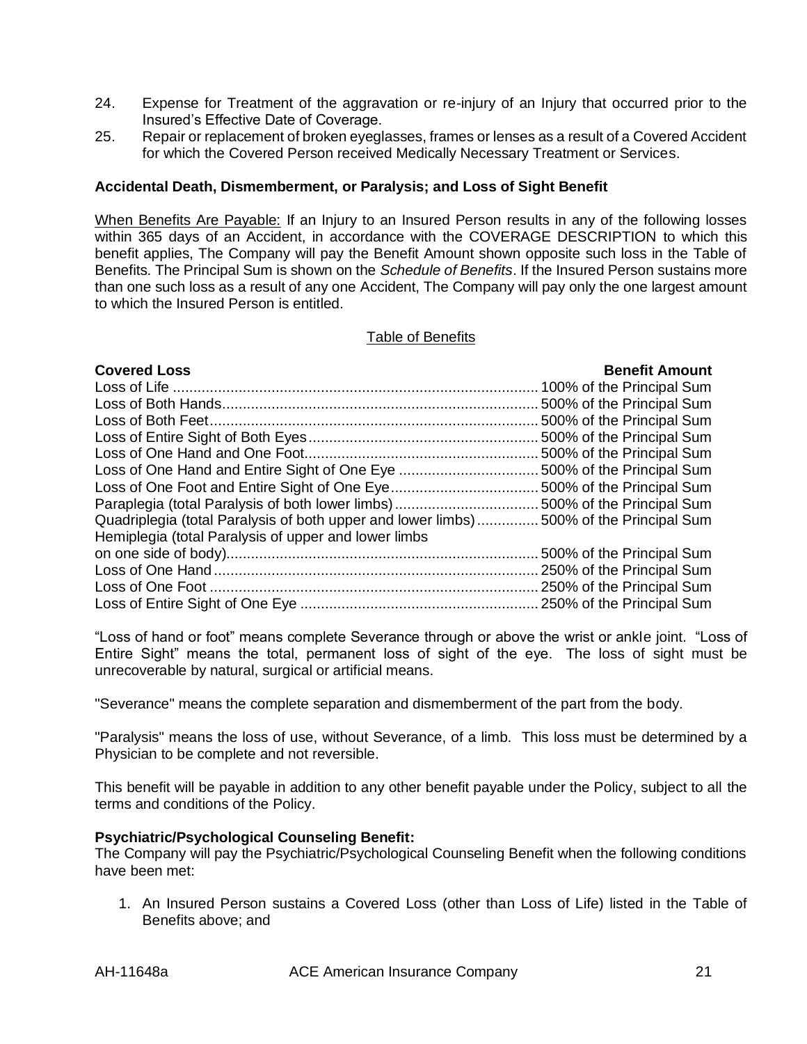24. Expense for Treatment of the aggravation or re-injury of an Injury that occurred prior to the Insured's Effective Date of Coverage.
25. Repair or replacement of broken eyeglasses, frames or lenses as a result of a Covered Accident for which the Covered Person received Medically Necessary Treatment or Services.

**Accidental Death, Dismemberment, or Paralysis; and Loss of Sight Benefit**

When Benefits Are Payable: If an Injury to an Insured Person results in any of the following losses within 365 days of an Accident, in accordance with the COVERAGE DESCRIPTION to which this benefit applies, The Company will pay the Benefit Amount shown opposite such loss in the Table of Benefits. The Principal Sum is shown on the *Schedule of Benefits*. If the Insured Person sustains more than one such loss as a result of any one Accident, The Company will pay only the one largest amount to which the Insured Person is entitled.

Table of Benefits

| Covered Loss | Benefit Amount |
| --- | --- |
| Loss of Life | 100% of the Principal Sum |
| Loss of Both Hands | 500% of the Principal Sum |
| Loss of Both Feet | 500% of the Principal Sum |
| Loss of Entire Sight of Both Eyes | 500% of the Principal Sum |
| Loss of One Hand and One Foot | 500% of the Principal Sum |
| Loss of One Hand and Entire Sight of One Eye | 500% of the Principal Sum |
| Loss of One Foot and Entire Sight of One Eye | 500% of the Principal Sum |
| Paraplegia (total Paralysis of both lower limbs) | 500% of the Principal Sum |
| Quadriplegia (total Paralysis of both upper and lower limbs) | 500% of the Principal Sum |
| Hemiplegia (total Paralysis of upper and lower limbs on one side of body) | 500% of the Principal Sum |
| Loss of One Hand | 250% of the Principal Sum |
| Loss of One Foot | 250% of the Principal Sum |
| Loss of Entire Sight of One Eye | 250% of the Principal Sum |

"Loss of hand or foot" means complete Severance through or above the wrist or ankle joint. "Loss of Entire Sight" means the total, permanent loss of sight of the eye. The loss of sight must be unrecoverable by natural, surgical or artificial means.

"Severance" means the complete separation and dismemberment of the part from the body.

"Paralysis" means the loss of use, without Severance, of a limb. This loss must be determined by a Physician to be complete and not reversible.

This benefit will be payable in addition to any other benefit payable under the Policy, subject to all the terms and conditions of the Policy.

**Psychiatric/Psychological Counseling Benefit:**
The Company will pay the Psychiatric/Psychological Counseling Benefit when the following conditions have been met:

1. An Insured Person sustains a Covered Loss (other than Loss of Life) listed in the Table of Benefits above; and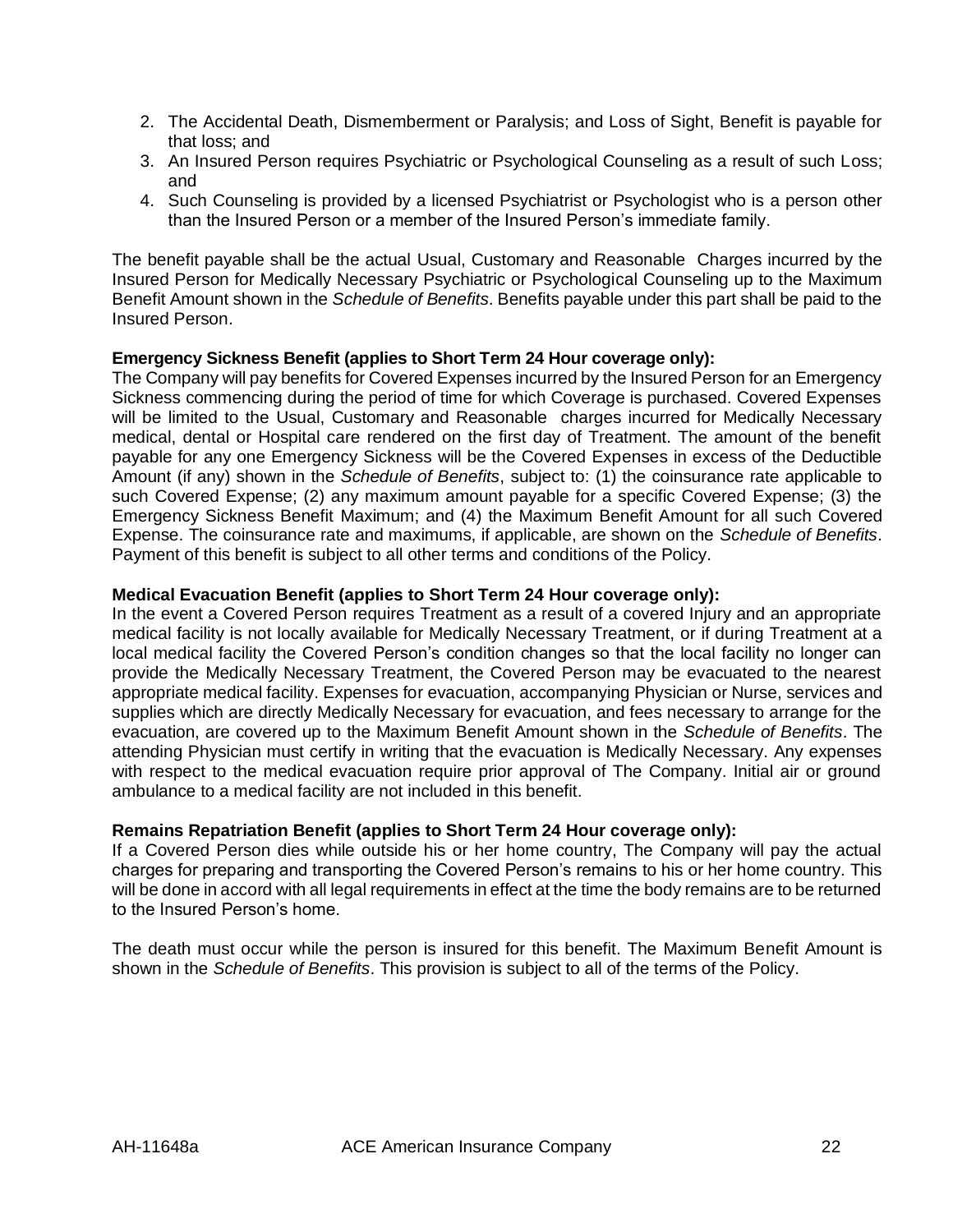2. The Accidental Death, Dismemberment or Paralysis; and Loss of Sight, Benefit is payable for that loss; and
3. An Insured Person requires Psychiatric or Psychological Counseling as a result of such Loss; and
4. Such Counseling is provided by a licensed Psychiatrist or Psychologist who is a person other than the Insured Person or a member of the Insured Person's immediate family.

The benefit payable shall be the actual Usual, Customary and Reasonable Charges incurred by the Insured Person for Medically Necessary Psychiatric or Psychological Counseling up to the Maximum Benefit Amount shown in the *Schedule of Benefits*. Benefits payable under this part shall be paid to the Insured Person.

**Emergency Sickness Benefit (applies to Short Term 24 Hour coverage only):**
The Company will pay benefits for Covered Expenses incurred by the Insured Person for an Emergency Sickness commencing during the period of time for which Coverage is purchased. Covered Expenses will be limited to the Usual, Customary and Reasonable charges incurred for Medically Necessary medical, dental or Hospital care rendered on the first day of Treatment. The amount of the benefit payable for any one Emergency Sickness will be the Covered Expenses in excess of the Deductible Amount (if any) shown in the *Schedule of Benefits*, subject to: (1) the coinsurance rate applicable to such Covered Expense; (2) any maximum amount payable for a specific Covered Expense; (3) the Emergency Sickness Benefit Maximum; and (4) the Maximum Benefit Amount for all such Covered Expense. The coinsurance rate and maximums, if applicable, are shown on the *Schedule of Benefits*. Payment of this benefit is subject to all other terms and conditions of the Policy.

**Medical Evacuation Benefit (applies to Short Term 24 Hour coverage only):**
In the event a Covered Person requires Treatment as a result of a covered Injury and an appropriate medical facility is not locally available for Medically Necessary Treatment, or if during Treatment at a local medical facility the Covered Person's condition changes so that the local facility no longer can provide the Medically Necessary Treatment, the Covered Person may be evacuated to the nearest appropriate medical facility. Expenses for evacuation, accompanying Physician or Nurse, services and supplies which are directly Medically Necessary for evacuation, and fees necessary to arrange for the evacuation, are covered up to the Maximum Benefit Amount shown in the *Schedule of Benefits*. The attending Physician must certify in writing that the evacuation is Medically Necessary. Any expenses with respect to the medical evacuation require prior approval of The Company. Initial air or ground ambulance to a medical facility are not included in this benefit.

**Remains Repatriation Benefit (applies to Short Term 24 Hour coverage only):**
If a Covered Person dies while outside his or her home country, The Company will pay the actual charges for preparing and transporting the Covered Person's remains to his or her home country. This will be done in accord with all legal requirements in effect at the time the body remains are to be returned to the Insured Person's home.

The death must occur while the person is insured for this benefit. The Maximum Benefit Amount is shown in the *Schedule of Benefits*. This provision is subject to all of the terms of the Policy.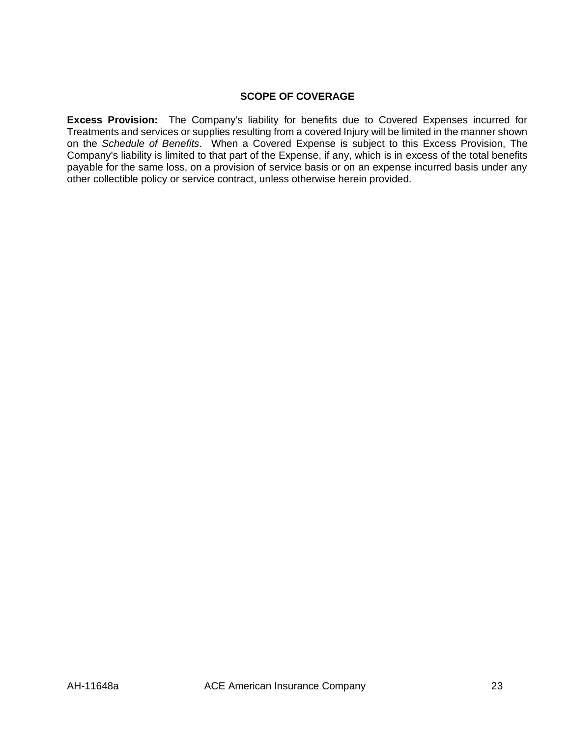## SCOPE OF COVERAGE

**Excess Provision:** The Company's liability for benefits due to Covered Expenses incurred for Treatments and services or supplies resulting from a covered Injury will be limited in the manner shown on the *Schedule of Benefits*. When a Covered Expense is subject to this Excess Provision, The Company's liability is limited to that part of the Expense, if any, which is in excess of the total benefits payable for the same loss, on a provision of service basis or on an expense incurred basis under any other collectible policy or service contract, unless otherwise herein provided.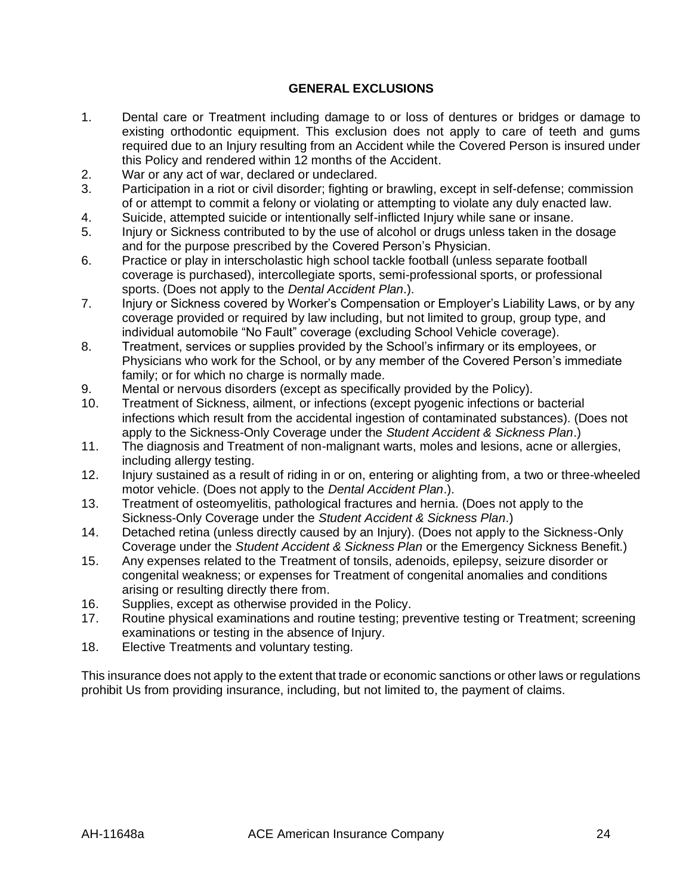**GENERAL EXCLUSIONS**

1. Dental care or Treatment including damage to or loss of dentures or bridges or damage to existing orthodontic equipment. This exclusion does not apply to care of teeth and gums required due to an Injury resulting from an Accident while the Covered Person is insured under this Policy and rendered within 12 months of the Accident.
2. War or any act of war, declared or undeclared.
3. Participation in a riot or civil disorder; fighting or brawling, except in self-defense; commission of or attempt to commit a felony or violating or attempting to violate any duly enacted law.
4. Suicide, attempted suicide or intentionally self-inflicted Injury while sane or insane.
5. Injury or Sickness contributed to by the use of alcohol or drugs unless taken in the dosage and for the purpose prescribed by the Covered Person's Physician.
6. Practice or play in interscholastic high school tackle football (unless separate football coverage is purchased), intercollegiate sports, semi-professional sports, or professional sports. (Does not apply to the *Dental Accident Plan*.).
7. Injury or Sickness covered by Worker's Compensation or Employer's Liability Laws, or by any coverage provided or required by law including, but not limited to group, group type, and individual automobile "No Fault" coverage (excluding School Vehicle coverage).
8. Treatment, services or supplies provided by the School's infirmary or its employees, or Physicians who work for the School, or by any member of the Covered Person's immediate family; or for which no charge is normally made.
9. Mental or nervous disorders (except as specifically provided by the Policy).
10. Treatment of Sickness, ailment, or infections (except pyogenic infections or bacterial infections which result from the accidental ingestion of contaminated substances). (Does not apply to the Sickness-Only Coverage under the *Student Accident & Sickness Plan*.)
11. The diagnosis and Treatment of non-malignant warts, moles and lesions, acne or allergies, including allergy testing.
12. Injury sustained as a result of riding in or on, entering or alighting from, a two or three-wheeled motor vehicle. (Does not apply to the *Dental Accident Plan*.).
13. Treatment of osteomyelitis, pathological fractures and hernia. (Does not apply to the Sickness-Only Coverage under the *Student Accident & Sickness Plan*.)
14. Detached retina (unless directly caused by an Injury). (Does not apply to the Sickness-Only Coverage under the *Student Accident & Sickness Plan* or the Emergency Sickness Benefit.)
15. Any expenses related to the Treatment of tonsils, adenoids, epilepsy, seizure disorder or congenital weakness; or expenses for Treatment of congenital anomalies and conditions arising or resulting directly there from.
16. Supplies, except as otherwise provided in the Policy.
17. Routine physical examinations and routine testing; preventive testing or Treatment; screening examinations or testing in the absence of Injury.
18. Elective Treatments and voluntary testing.

This insurance does not apply to the extent that trade or economic sanctions or other laws or regulations prohibit Us from providing insurance, including, but not limited to, the payment of claims.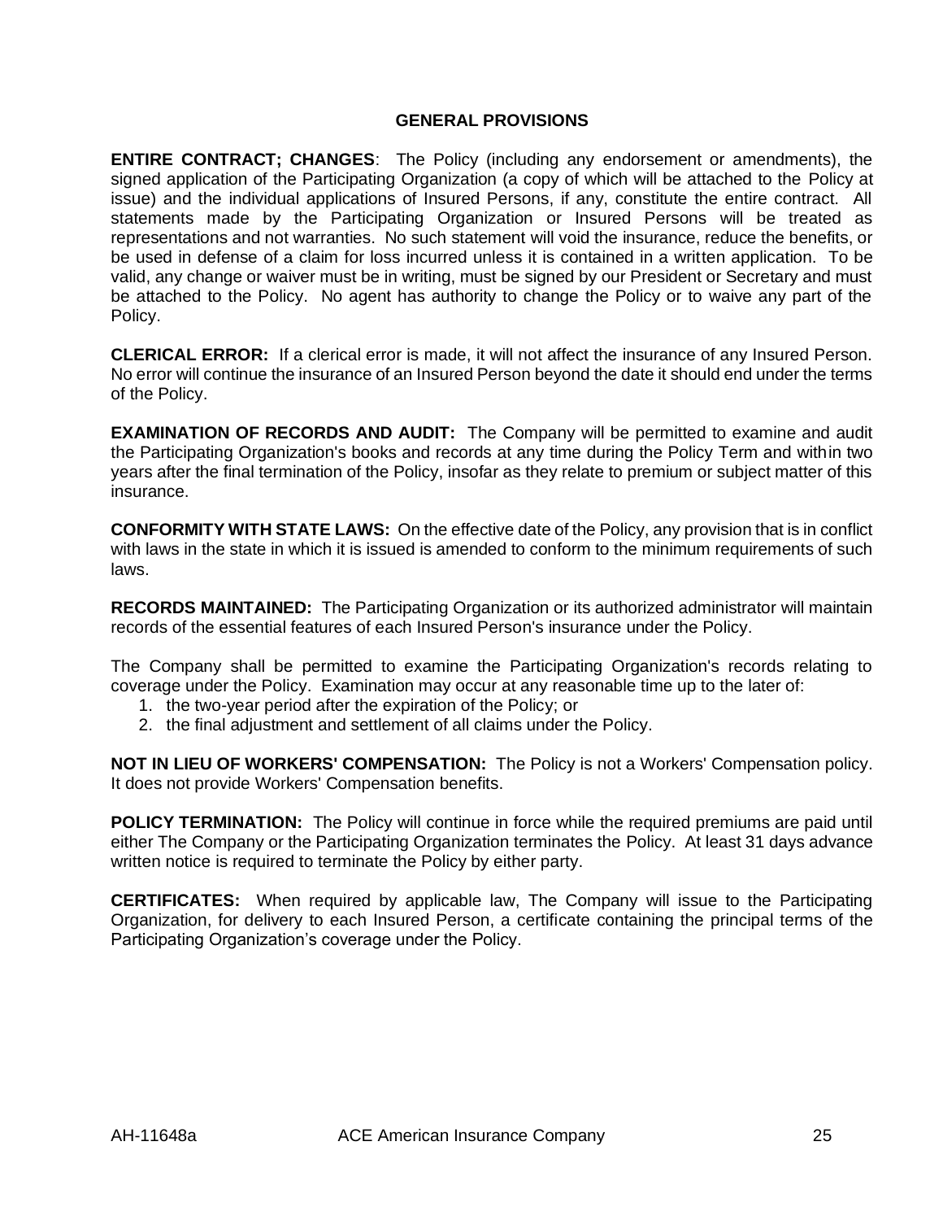## GENERAL PROVISIONS

**ENTIRE CONTRACT; CHANGES**: The Policy (including any endorsement or amendments), the signed application of the Participating Organization (a copy of which will be attached to the Policy at issue) and the individual applications of Insured Persons, if any, constitute the entire contract. All statements made by the Participating Organization or Insured Persons will be treated as representations and not warranties. No such statement will void the insurance, reduce the benefits, or be used in defense of a claim for loss incurred unless it is contained in a written application. To be valid, any change or waiver must be in writing, must be signed by our President or Secretary and must be attached to the Policy. No agent has authority to change the Policy or to waive any part of the Policy.

**CLERICAL ERROR:** If a clerical error is made, it will not affect the insurance of any Insured Person. No error will continue the insurance of an Insured Person beyond the date it should end under the terms of the Policy.

**EXAMINATION OF RECORDS AND AUDIT:** The Company will be permitted to examine and audit the Participating Organization's books and records at any time during the Policy Term and within two years after the final termination of the Policy, insofar as they relate to premium or subject matter of this insurance.

**CONFORMITY WITH STATE LAWS:** On the effective date of the Policy, any provision that is in conflict with laws in the state in which it is issued is amended to conform to the minimum requirements of such laws.

**RECORDS MAINTAINED:** The Participating Organization or its authorized administrator will maintain records of the essential features of each Insured Person's insurance under the Policy.

The Company shall be permitted to examine the Participating Organization's records relating to coverage under the Policy. Examination may occur at any reasonable time up to the later of:

1. the two-year period after the expiration of the Policy; or
2. the final adjustment and settlement of all claims under the Policy.

**NOT IN LIEU OF WORKERS' COMPENSATION:** The Policy is not a Workers' Compensation policy. It does not provide Workers' Compensation benefits.

**POLICY TERMINATION:** The Policy will continue in force while the required premiums are paid until either The Company or the Participating Organization terminates the Policy. At least 31 days advance written notice is required to terminate the Policy by either party.

**CERTIFICATES:** When required by applicable law, The Company will issue to the Participating Organization, for delivery to each Insured Person, a certificate containing the principal terms of the Participating Organization's coverage under the Policy.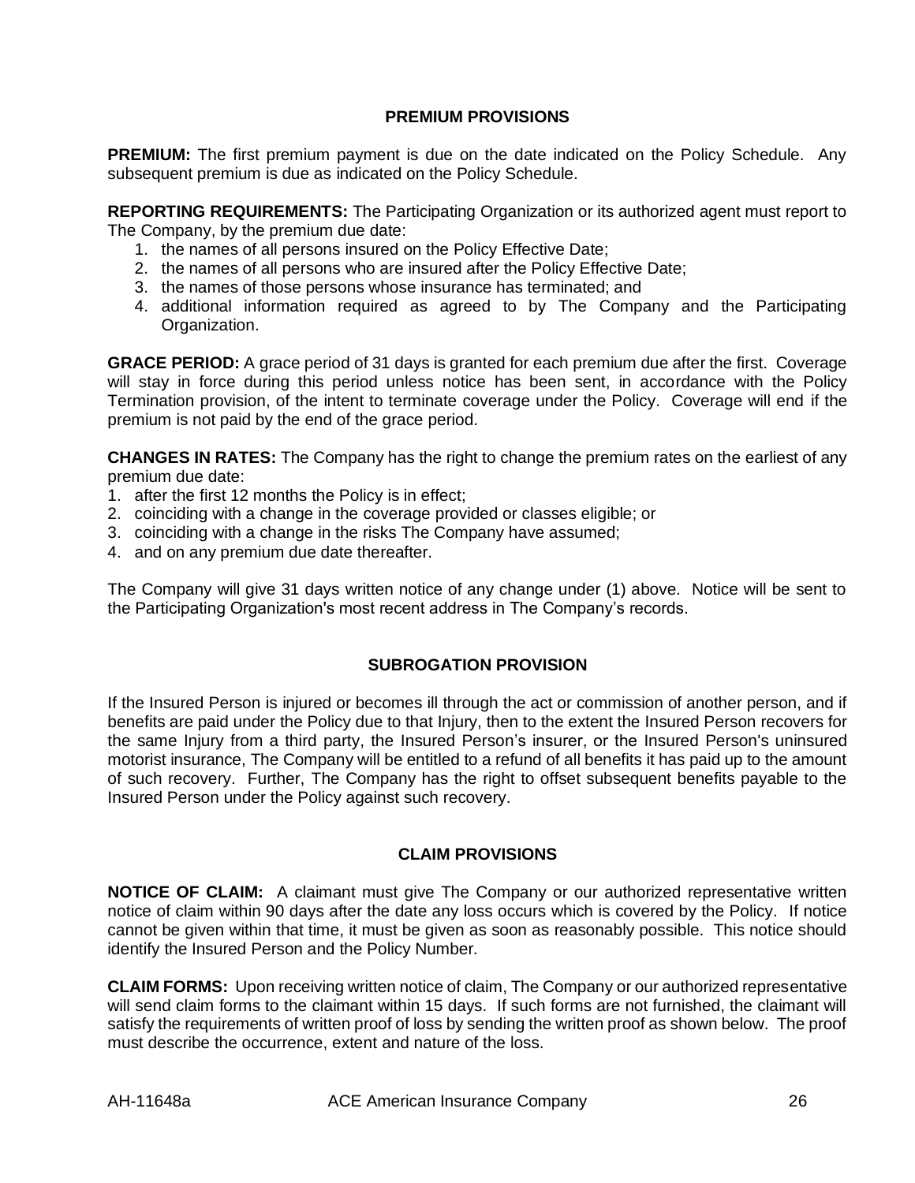## PREMIUM PROVISIONS

**PREMIUM:** The first premium payment is due on the date indicated on the Policy Schedule. Any subsequent premium is due as indicated on the Policy Schedule.

**REPORTING REQUIREMENTS:** The Participating Organization or its authorized agent must report to The Company, by the premium due date:

1. the names of all persons insured on the Policy Effective Date;
2. the names of all persons who are insured after the Policy Effective Date;
3. the names of those persons whose insurance has terminated; and
4. additional information required as agreed to by The Company and the Participating Organization.

**GRACE PERIOD:** A grace period of 31 days is granted for each premium due after the first. Coverage will stay in force during this period unless notice has been sent, in accordance with the Policy Termination provision, of the intent to terminate coverage under the Policy. Coverage will end if the premium is not paid by the end of the grace period.

**CHANGES IN RATES:** The Company has the right to change the premium rates on the earliest of any premium due date:

1. after the first 12 months the Policy is in effect;
2. coinciding with a change in the coverage provided or classes eligible; or
3. coinciding with a change in the risks The Company have assumed;
4. and on any premium due date thereafter.

The Company will give 31 days written notice of any change under (1) above. Notice will be sent to the Participating Organization's most recent address in The Company's records.

## SUBROGATION PROVISION

If the Insured Person is injured or becomes ill through the act or commission of another person, and if benefits are paid under the Policy due to that Injury, then to the extent the Insured Person recovers for the same Injury from a third party, the Insured Person's insurer, or the Insured Person's uninsured motorist insurance, The Company will be entitled to a refund of all benefits it has paid up to the amount of such recovery. Further, The Company has the right to offset subsequent benefits payable to the Insured Person under the Policy against such recovery.

## CLAIM PROVISIONS

**NOTICE OF CLAIM:** A claimant must give The Company or our authorized representative written notice of claim within 90 days after the date any loss occurs which is covered by the Policy. If notice cannot be given within that time, it must be given as soon as reasonably possible. This notice should identify the Insured Person and the Policy Number.

**CLAIM FORMS:** Upon receiving written notice of claim, The Company or our authorized representative will send claim forms to the claimant within 15 days. If such forms are not furnished, the claimant will satisfy the requirements of written proof of loss by sending the written proof as shown below. The proof must describe the occurrence, extent and nature of the loss.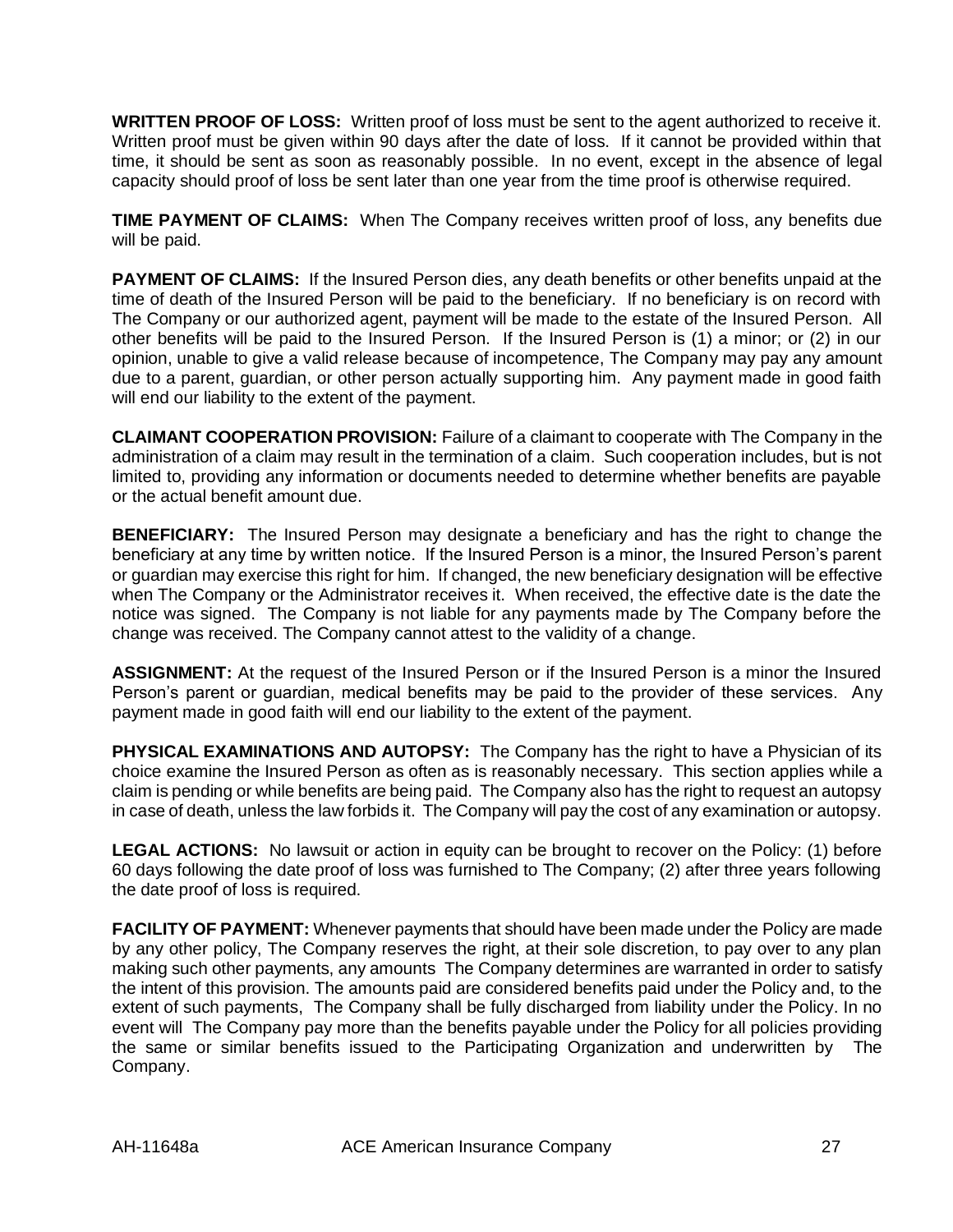**WRITTEN PROOF OF LOSS:** Written proof of loss must be sent to the agent authorized to receive it. Written proof must be given within 90 days after the date of loss. If it cannot be provided within that time, it should be sent as soon as reasonably possible. In no event, except in the absence of legal capacity should proof of loss be sent later than one year from the time proof is otherwise required.

**TIME PAYMENT OF CLAIMS:** When The Company receives written proof of loss, any benefits due will be paid.

**PAYMENT OF CLAIMS:** If the Insured Person dies, any death benefits or other benefits unpaid at the time of death of the Insured Person will be paid to the beneficiary. If no beneficiary is on record with The Company or our authorized agent, payment will be made to the estate of the Insured Person. All other benefits will be paid to the Insured Person. If the Insured Person is (1) a minor; or (2) in our opinion, unable to give a valid release because of incompetence, The Company may pay any amount due to a parent, guardian, or other person actually supporting him. Any payment made in good faith will end our liability to the extent of the payment.

**CLAIMANT COOPERATION PROVISION:** Failure of a claimant to cooperate with The Company in the administration of a claim may result in the termination of a claim. Such cooperation includes, but is not limited to, providing any information or documents needed to determine whether benefits are payable or the actual benefit amount due.

**BENEFICIARY:** The Insured Person may designate a beneficiary and has the right to change the beneficiary at any time by written notice. If the Insured Person is a minor, the Insured Person's parent or guardian may exercise this right for him. If changed, the new beneficiary designation will be effective when The Company or the Administrator receives it. When received, the effective date is the date the notice was signed. The Company is not liable for any payments made by The Company before the change was received. The Company cannot attest to the validity of a change.

**ASSIGNMENT:** At the request of the Insured Person or if the Insured Person is a minor the Insured Person's parent or guardian, medical benefits may be paid to the provider of these services. Any payment made in good faith will end our liability to the extent of the payment.

**PHYSICAL EXAMINATIONS AND AUTOPSY:** The Company has the right to have a Physician of its choice examine the Insured Person as often as is reasonably necessary. This section applies while a claim is pending or while benefits are being paid. The Company also has the right to request an autopsy in case of death, unless the law forbids it. The Company will pay the cost of any examination or autopsy.

**LEGAL ACTIONS:** No lawsuit or action in equity can be brought to recover on the Policy: (1) before 60 days following the date proof of loss was furnished to The Company; (2) after three years following the date proof of loss is required.

**FACILITY OF PAYMENT:** Whenever payments that should have been made under the Policy are made by any other policy, The Company reserves the right, at their sole discretion, to pay over to any plan making such other payments, any amounts The Company determines are warranted in order to satisfy the intent of this provision. The amounts paid are considered benefits paid under the Policy and, to the extent of such payments, The Company shall be fully discharged from liability under the Policy. In no event will The Company pay more than the benefits payable under the Policy for all policies providing the same or similar benefits issued to the Participating Organization and underwritten by The Company.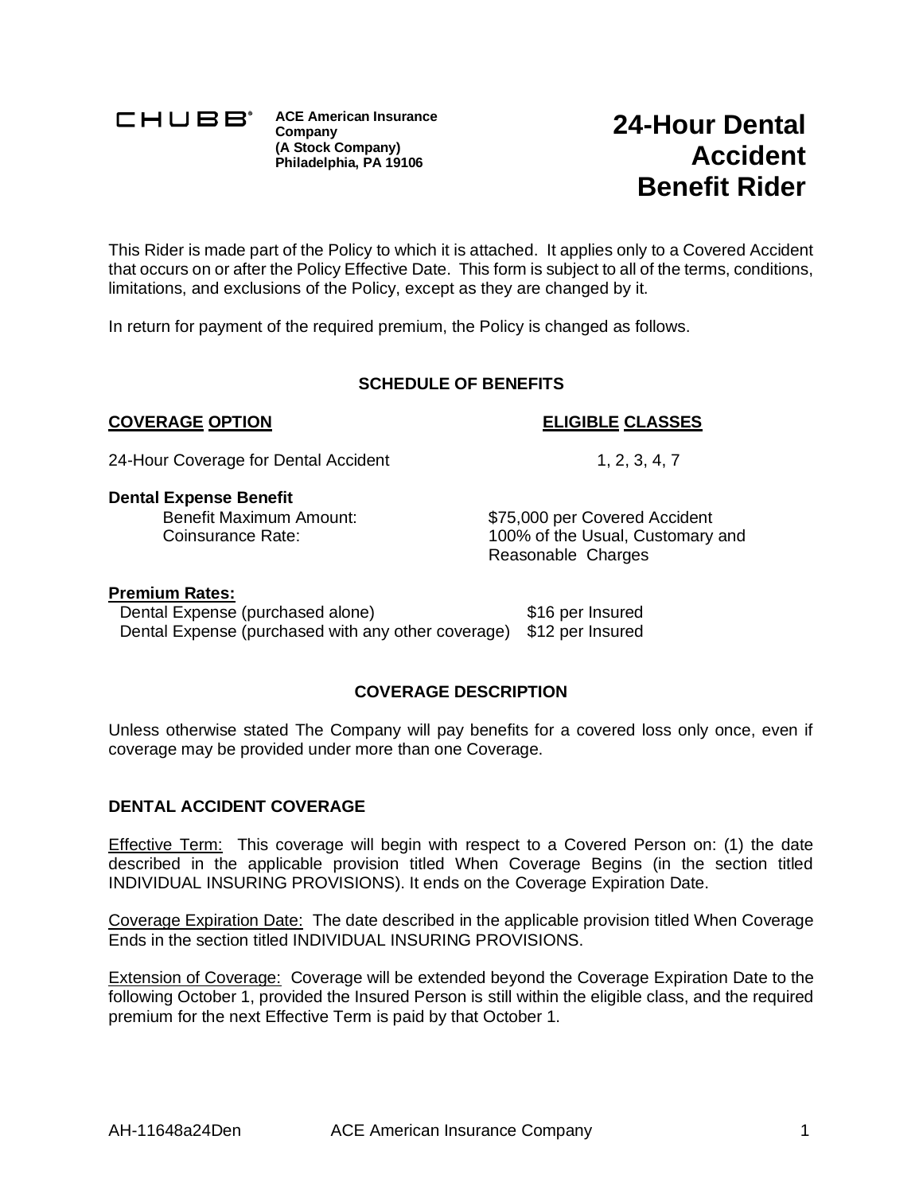CHUBB®

**ACE American Insurance Company**
**(A Stock Company)**
**Philadelphia, PA 19106**

# 24-Hour Dental Accident Benefit Rider

This Rider is made part of the Policy to which it is attached. It applies only to a Covered Accident that occurs on or after the Policy Effective Date. This form is subject to all of the terms, conditions, limitations, and exclusions of the Policy, except as they are changed by it.

In return for payment of the required premium, the Policy is changed as follows.

## SCHEDULE OF BENEFITS

| COVERAGE OPTION | ELIGIBLE CLASSES |
|---|---|
| 24-Hour Coverage for Dental Accident | 1, 2, 3, 4, 7 |

**Dental Expense Benefit**

| | |
|---|---|
| Benefit Maximum Amount: | $75,000 per Covered Accident |
| Coinsurance Rate: | 100% of the Usual, Customary and Reasonable Charges |

**Premium Rates:**

| | |
|---|---|
| Dental Expense (purchased alone) | $16 per Insured |
| Dental Expense (purchased with any other coverage) | $12 per Insured |

## COVERAGE DESCRIPTION

Unless otherwise stated The Company will pay benefits for a covered loss only once, even if coverage may be provided under more than one Coverage.

### DENTAL ACCIDENT COVERAGE

Effective Term: This coverage will begin with respect to a Covered Person on: (1) the date described in the applicable provision titled When Coverage Begins (in the section titled INDIVIDUAL INSURING PROVISIONS). It ends on the Coverage Expiration Date.

Coverage Expiration Date: The date described in the applicable provision titled When Coverage Ends in the section titled INDIVIDUAL INSURING PROVISIONS.

Extension of Coverage: Coverage will be extended beyond the Coverage Expiration Date to the following October 1, provided the Insured Person is still within the eligible class, and the required premium for the next Effective Term is paid by that October 1.

AH-11648a24Den ACE American Insurance Company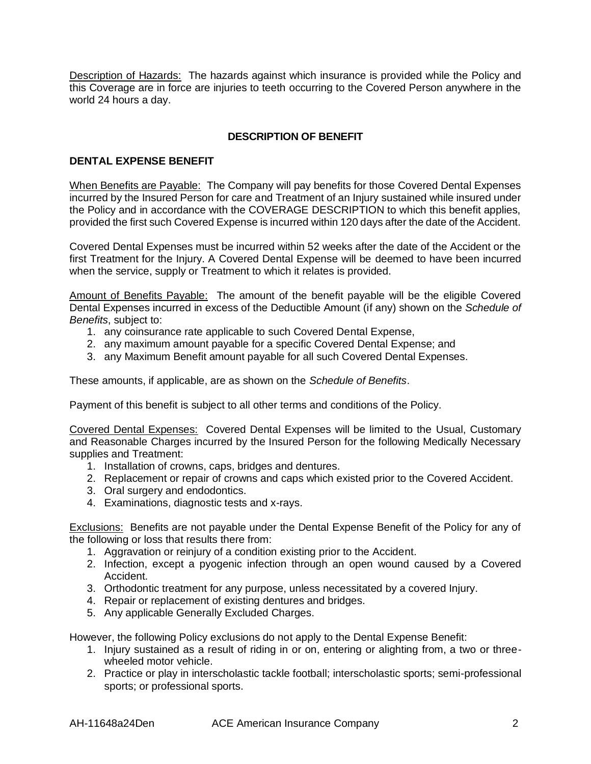<u>Description of Hazards:</u> The hazards against which insurance is provided while the Policy and this Coverage are in force are injuries to teeth occurring to the Covered Person anywhere in the world 24 hours a day.

## DESCRIPTION OF BENEFIT

### DENTAL EXPENSE BENEFIT

<u>When Benefits are Payable:</u> The Company will pay benefits for those Covered Dental Expenses incurred by the Insured Person for care and Treatment of an Injury sustained while insured under the Policy and in accordance with the COVERAGE DESCRIPTION to which this benefit applies, provided the first such Covered Expense is incurred within 120 days after the date of the Accident.

Covered Dental Expenses must be incurred within 52 weeks after the date of the Accident or the first Treatment for the Injury. A Covered Dental Expense will be deemed to have been incurred when the service, supply or Treatment to which it relates is provided.

<u>Amount of Benefits Payable:</u> The amount of the benefit payable will be the eligible Covered Dental Expenses incurred in excess of the Deductible Amount (if any) shown on the *Schedule of Benefits*, subject to:

1. any coinsurance rate applicable to such Covered Dental Expense,
2. any maximum amount payable for a specific Covered Dental Expense; and
3. any Maximum Benefit amount payable for all such Covered Dental Expenses.

These amounts, if applicable, are as shown on the *Schedule of Benefits*.

Payment of this benefit is subject to all other terms and conditions of the Policy.

<u>Covered Dental Expenses:</u> Covered Dental Expenses will be limited to the Usual, Customary and Reasonable Charges incurred by the Insured Person for the following Medically Necessary supplies and Treatment:

1. Installation of crowns, caps, bridges and dentures.
2. Replacement or repair of crowns and caps which existed prior to the Covered Accident.
3. Oral surgery and endodontics.
4. Examinations, diagnostic tests and x-rays.

<u>Exclusions:</u> Benefits are not payable under the Dental Expense Benefit of the Policy for any of the following or loss that results there from:

1. Aggravation or reinjury of a condition existing prior to the Accident.
2. Infection, except a pyogenic infection through an open wound caused by a Covered Accident.
3. Orthodontic treatment for any purpose, unless necessitated by a covered Injury.
4. Repair or replacement of existing dentures and bridges.
5. Any applicable Generally Excluded Charges.

However, the following Policy exclusions do not apply to the Dental Expense Benefit:

1. Injury sustained as a result of riding in or on, entering or alighting from, a two or three-wheeled motor vehicle.
2. Practice or play in interscholastic tackle football; interscholastic sports; semi-professional sports; or professional sports.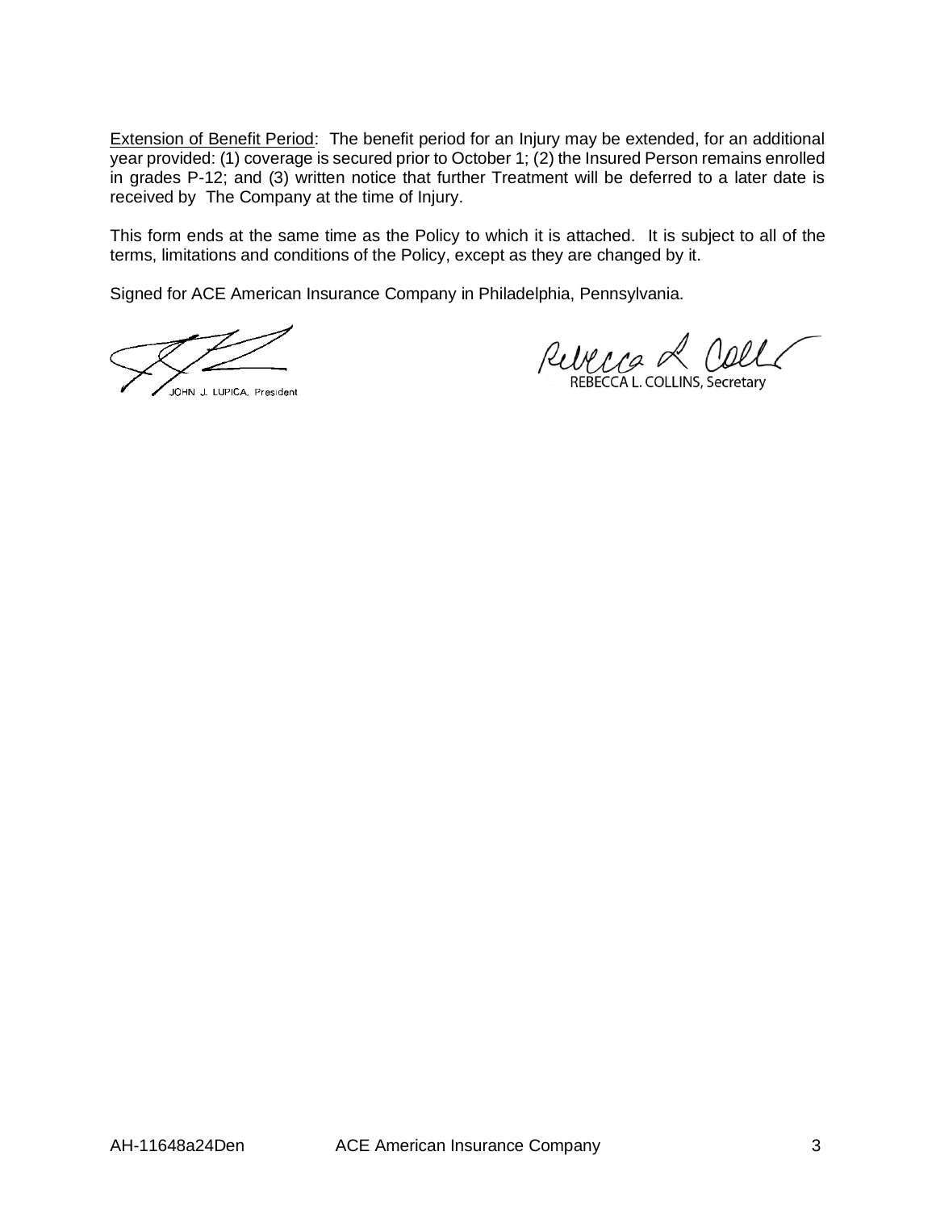<u>Extension of Benefit Period</u>: The benefit period for an Injury may be extended, for an additional year provided: (1) coverage is secured prior to October 1; (2) the Insured Person remains enrolled in grades P-12; and (3) written notice that further Treatment will be deferred to a later date is received by The Company at the time of Injury.

This form ends at the same time as the Policy to which it is attached. It is subject to all of the terms, limitations and conditions of the Policy, except as they are changed by it.

Signed for ACE American Insurance Company in Philadelphia, Pennsylvania.

JOHN J. LUPICA, President

REBECCA L. COLLINS, Secretary

AH-11648a24Den ACE American Insurance Company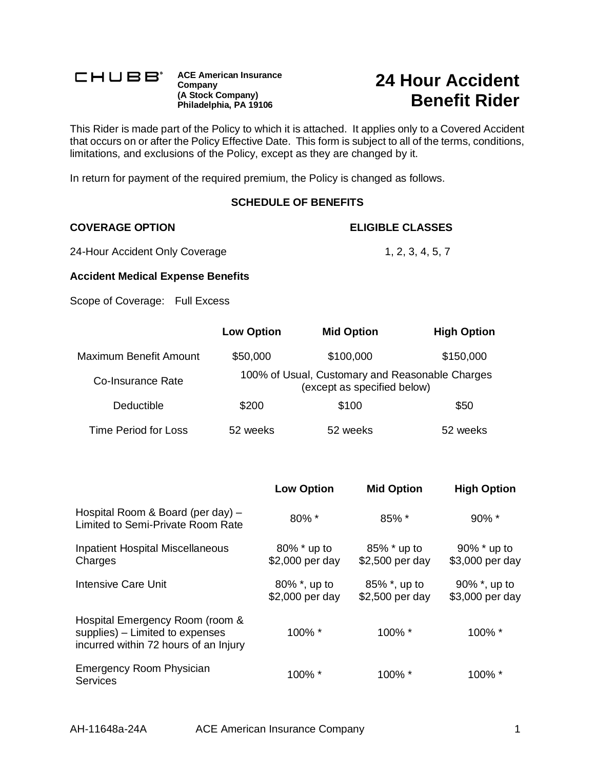**CHUBB®** 

**ACE American Insurance Company**
**(A Stock Company)**
**Philadelphia, PA 19106**

# 24 Hour Accident Benefit Rider

This Rider is made part of the Policy to which it is attached. It applies only to a Covered Accident that occurs on or after the Policy Effective Date. This form is subject to all of the terms, conditions, limitations, and exclusions of the Policy, except as they are changed by it.

In return for payment of the required premium, the Policy is changed as follows.

## SCHEDULE OF BENEFITS

| COVERAGE OPTION | ELIGIBLE CLASSES |
|---|---|
| 24-Hour Accident Only Coverage | 1, 2, 3, 4, 5, 7 |

**Accident Medical Expense Benefits**

Scope of Coverage: Full Excess

| | Low Option | Mid Option | High Option |
|---|---|---|---|
| Maximum Benefit Amount | $50,000 | $100,000 | $150,000 |
| Co-Insurance Rate | 100% of Usual, Customary and Reasonable Charges (except as specified below) | | |
| Deductible | $200 | $100 | $50 |
| Time Period for Loss | 52 weeks | 52 weeks | 52 weeks |

| | Low Option | Mid Option | High Option |
|---|---|---|---|
| Hospital Room & Board (per day) – Limited to Semi-Private Room Rate | 80% * | 85% * | 90% * |
| Inpatient Hospital Miscellaneous Charges | 80% * up to $2,000 per day | 85% * up to $2,500 per day | 90% * up to $3,000 per day |
| Intensive Care Unit | 80% *, up to $2,000 per day | 85% *, up to $2,500 per day | 90% *, up to $3,000 per day |
| Hospital Emergency Room (room & supplies) – Limited to expenses incurred within 72 hours of an Injury | 100% * | 100% * | 100% * |
| Emergency Room Physician Services | 100% * | 100% * | 100% * |

AH-11648a-24A ACE American Insurance Company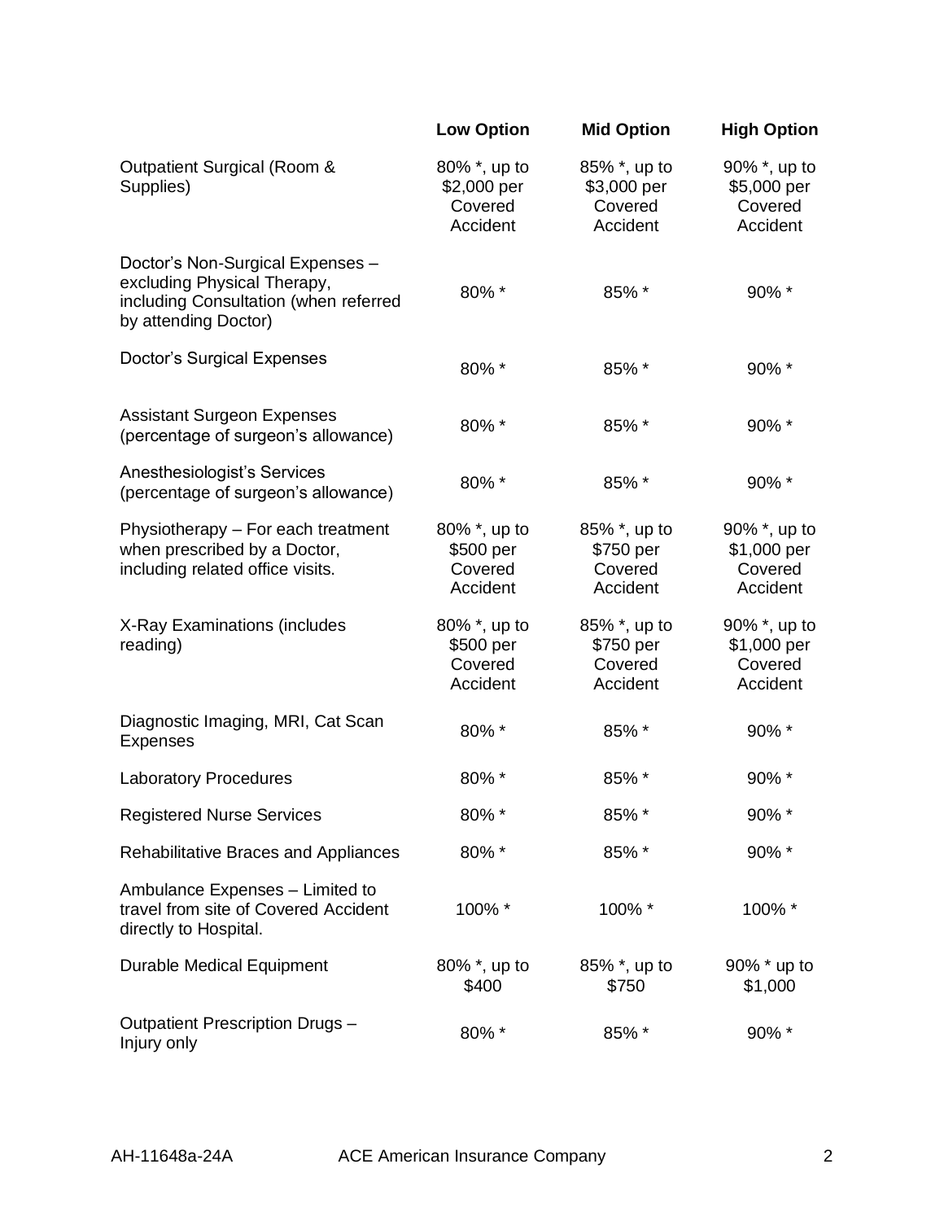| | Low Option | Mid Option | High Option |
|---|---|---|---|
| Outpatient Surgical (Room & Supplies) | 80% *, up to $2,000 per Covered Accident | 85% *, up to $3,000 per Covered Accident | 90% *, up to $5,000 per Covered Accident |
| Doctor's Non-Surgical Expenses – excluding Physical Therapy, including Consultation (when referred by attending Doctor) | 80% * | 85% * | 90% * |
| Doctor's Surgical Expenses | 80% * | 85% * | 90% * |
| Assistant Surgeon Expenses (percentage of surgeon's allowance) | 80% * | 85% * | 90% * |
| Anesthesiologist's Services (percentage of surgeon's allowance) | 80% * | 85% * | 90% * |
| Physiotherapy – For each treatment when prescribed by a Doctor, including related office visits. | 80% *, up to $500 per Covered Accident | 85% *, up to $750 per Covered Accident | 90% *, up to $1,000 per Covered Accident |
| X-Ray Examinations (includes reading) | 80% *, up to $500 per Covered Accident | 85% *, up to $750 per Covered Accident | 90% *, up to $1,000 per Covered Accident |
| Diagnostic Imaging, MRI, Cat Scan Expenses | 80% * | 85% * | 90% * |
| Laboratory Procedures | 80% * | 85% * | 90% * |
| Registered Nurse Services | 80% * | 85% * | 90% * |
| Rehabilitative Braces and Appliances | 80% * | 85% * | 90% * |
| Ambulance Expenses – Limited to travel from site of Covered Accident directly to Hospital. | 100% * | 100% * | 100% * |
| Durable Medical Equipment | 80% *, up to $400 | 85% *, up to $750 | 90% * up to $1,000 |
| Outpatient Prescription Drugs – Injury only | 80% * | 85% * | 90% * |

AH-11648a-24A ACE American Insurance Company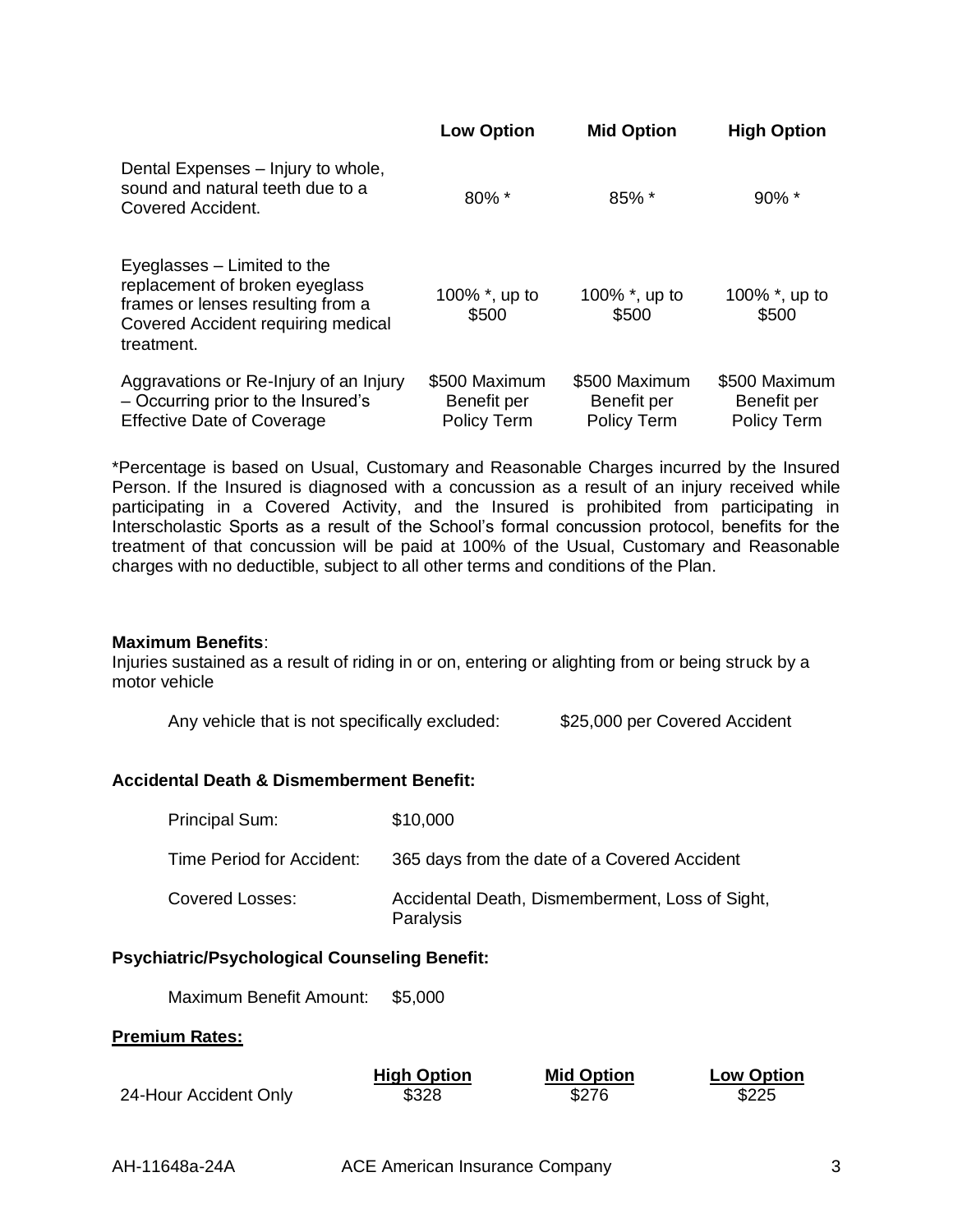| | Low Option | Mid Option | High Option |
|---|---|---|---|
| Dental Expenses – Injury to whole, sound and natural teeth due to a Covered Accident. | 80% * | 85% * | 90% * |
| Eyeglasses – Limited to the replacement of broken eyeglass frames or lenses resulting from a Covered Accident requiring medical treatment. | 100% *, up to $500 | 100% *, up to $500 | 100% *, up to $500 |
| Aggravations or Re-Injury of an Injury – Occurring prior to the Insured's Effective Date of Coverage | $500 Maximum Benefit per Policy Term | $500 Maximum Benefit per Policy Term | $500 Maximum Benefit per Policy Term |

*Percentage is based on Usual, Customary and Reasonable Charges incurred by the Insured Person. If the Insured is diagnosed with a concussion as a result of an injury received while participating in a Covered Activity, and the Insured is prohibited from participating in Interscholastic Sports as a result of the School's formal concussion protocol, benefits for the treatment of that concussion will be paid at 100% of the Usual, Customary and Reasonable charges with no deductible, subject to all other terms and conditions of the Plan.

**Maximum Benefits**:
Injuries sustained as a result of riding in or on, entering or alighting from or being struck by a motor vehicle

Any vehicle that is not specifically excluded: $25,000 per Covered Accident

**Accidental Death & Dismemberment Benefit:**

Principal Sum: $10,000

Time Period for Accident: 365 days from the date of a Covered Accident

Covered Losses: Accidental Death, Dismemberment, Loss of Sight, Paralysis

**Psychiatric/Psychological Counseling Benefit:**

Maximum Benefit Amount: $5,000

**Premium Rates:**

| | High Option | Mid Option | Low Option |
|---|---|---|---|
| 24-Hour Accident Only | $328 | $276 | $225 |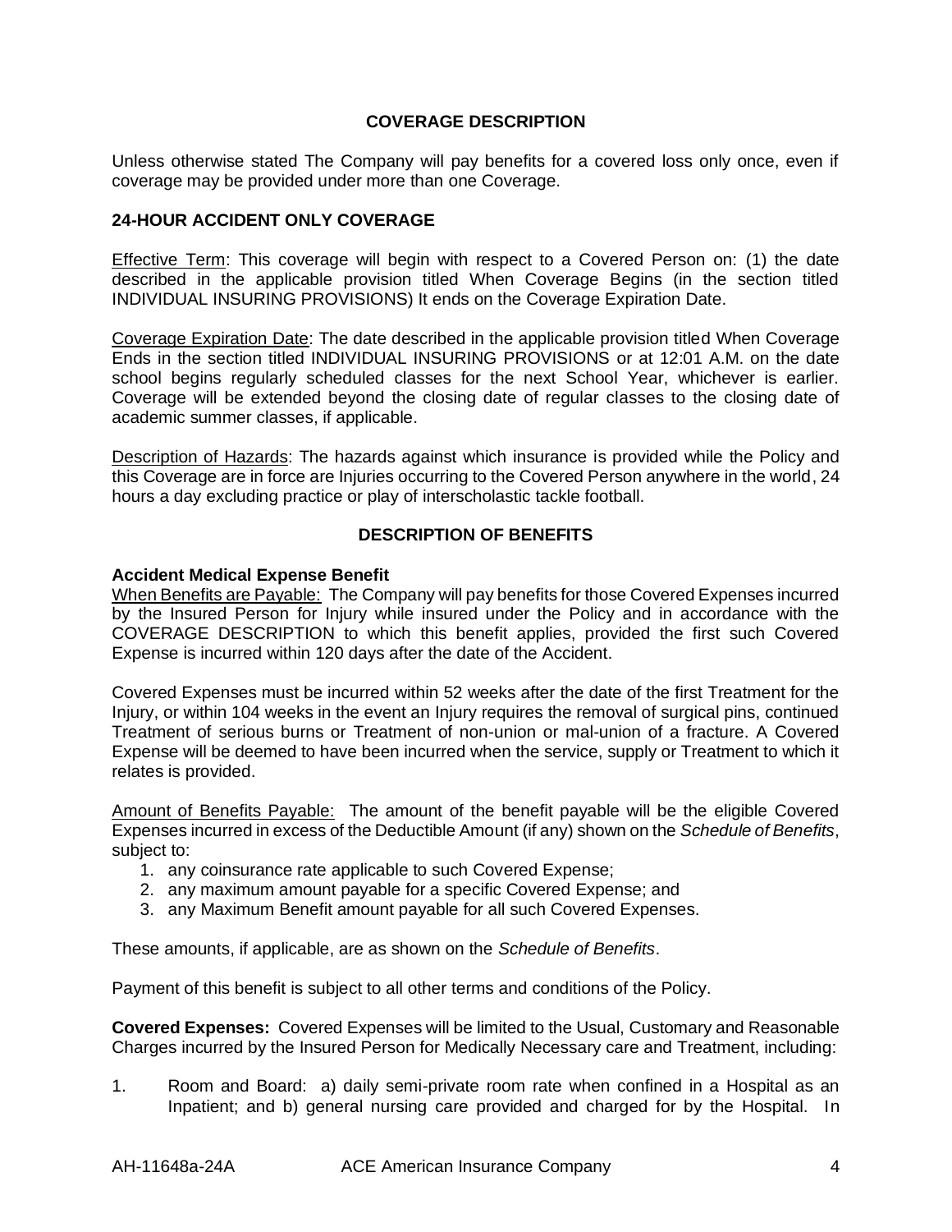## COVERAGE DESCRIPTION

Unless otherwise stated The Company will pay benefits for a covered loss only once, even if coverage may be provided under more than one Coverage.

### 24-HOUR ACCIDENT ONLY COVERAGE

Effective Term: This coverage will begin with respect to a Covered Person on: (1) the date described in the applicable provision titled When Coverage Begins (in the section titled INDIVIDUAL INSURING PROVISIONS) It ends on the Coverage Expiration Date.

Coverage Expiration Date: The date described in the applicable provision titled When Coverage Ends in the section titled INDIVIDUAL INSURING PROVISIONS or at 12:01 A.M. on the date school begins regularly scheduled classes for the next School Year, whichever is earlier. Coverage will be extended beyond the closing date of regular classes to the closing date of academic summer classes, if applicable.

Description of Hazards: The hazards against which insurance is provided while the Policy and this Coverage are in force are Injuries occurring to the Covered Person anywhere in the world, 24 hours a day excluding practice or play of interscholastic tackle football.

## DESCRIPTION OF BENEFITS

**Accident Medical Expense Benefit**

When Benefits are Payable: The Company will pay benefits for those Covered Expenses incurred by the Insured Person for Injury while insured under the Policy and in accordance with the COVERAGE DESCRIPTION to which this benefit applies, provided the first such Covered Expense is incurred within 120 days after the date of the Accident.

Covered Expenses must be incurred within 52 weeks after the date of the first Treatment for the Injury, or within 104 weeks in the event an Injury requires the removal of surgical pins, continued Treatment of serious burns or Treatment of non-union or mal-union of a fracture. A Covered Expense will be deemed to have been incurred when the service, supply or Treatment to which it relates is provided.

Amount of Benefits Payable: The amount of the benefit payable will be the eligible Covered Expenses incurred in excess of the Deductible Amount (if any) shown on the *Schedule of Benefits*, subject to:

1. any coinsurance rate applicable to such Covered Expense;
2. any maximum amount payable for a specific Covered Expense; and
3. any Maximum Benefit amount payable for all such Covered Expenses.

These amounts, if applicable, are as shown on the *Schedule of Benefits*.

Payment of this benefit is subject to all other terms and conditions of the Policy.

**Covered Expenses:** Covered Expenses will be limited to the Usual, Customary and Reasonable Charges incurred by the Insured Person for Medically Necessary care and Treatment, including:

1. Room and Board: a) daily semi-private room rate when confined in a Hospital as an Inpatient; and b) general nursing care provided and charged for by the Hospital. In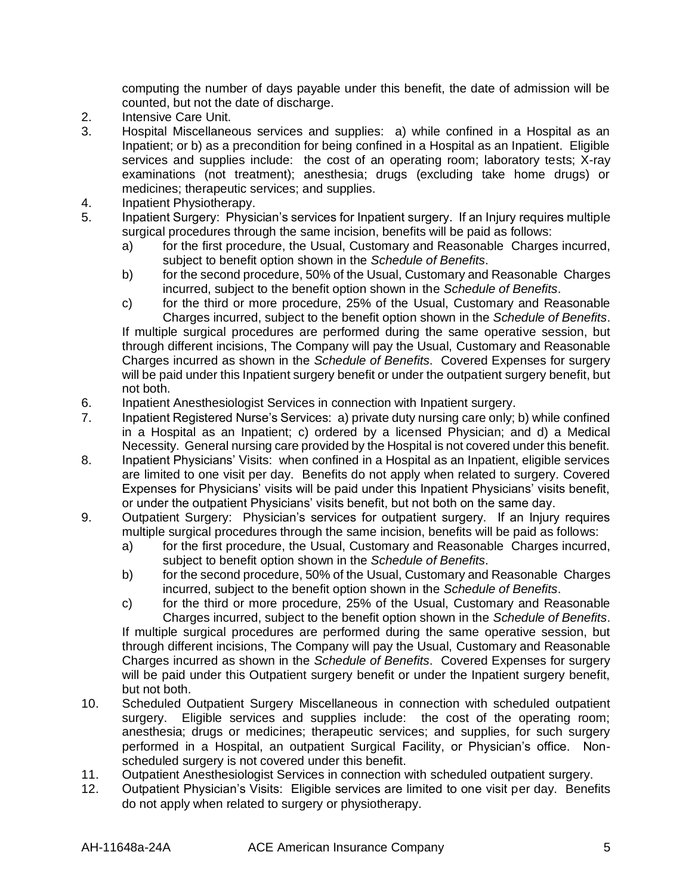computing the number of days payable under this benefit, the date of admission will be counted, but not the date of discharge.

2. Intensive Care Unit.
3. Hospital Miscellaneous services and supplies: a) while confined in a Hospital as an Inpatient; or b) as a precondition for being confined in a Hospital as an Inpatient. Eligible services and supplies include: the cost of an operating room; laboratory tests; X-ray examinations (not treatment); anesthesia; drugs (excluding take home drugs) or medicines; therapeutic services; and supplies.
4. Inpatient Physiotherapy.
5. Inpatient Surgery: Physician's services for Inpatient surgery. If an Injury requires multiple surgical procedures through the same incision, benefits will be paid as follows:
   a) for the first procedure, the Usual, Customary and Reasonable Charges incurred, subject to benefit option shown in the *Schedule of Benefits*.
   b) for the second procedure, 50% of the Usual, Customary and Reasonable Charges incurred, subject to the benefit option shown in the *Schedule of Benefits*.
   c) for the third or more procedure, 25% of the Usual, Customary and Reasonable Charges incurred, subject to the benefit option shown in the *Schedule of Benefits*.

   If multiple surgical procedures are performed during the same operative session, but through different incisions, The Company will pay the Usual, Customary and Reasonable Charges incurred as shown in the *Schedule of Benefits*. Covered Expenses for surgery will be paid under this Inpatient surgery benefit or under the outpatient surgery benefit, but not both.
6. Inpatient Anesthesiologist Services in connection with Inpatient surgery.
7. Inpatient Registered Nurse's Services: a) private duty nursing care only; b) while confined in a Hospital as an Inpatient; c) ordered by a licensed Physician; and d) a Medical Necessity. General nursing care provided by the Hospital is not covered under this benefit.
8. Inpatient Physicians' Visits: when confined in a Hospital as an Inpatient, eligible services are limited to one visit per day. Benefits do not apply when related to surgery. Covered Expenses for Physicians' visits will be paid under this Inpatient Physicians' visits benefit, or under the outpatient Physicians' visits benefit, but not both on the same day.
9. Outpatient Surgery: Physician's services for outpatient surgery. If an Injury requires multiple surgical procedures through the same incision, benefits will be paid as follows:
   a) for the first procedure, the Usual, Customary and Reasonable Charges incurred, subject to benefit option shown in the *Schedule of Benefits*.
   b) for the second procedure, 50% of the Usual, Customary and Reasonable Charges incurred, subject to the benefit option shown in the *Schedule of Benefits*.
   c) for the third or more procedure, 25% of the Usual, Customary and Reasonable Charges incurred, subject to the benefit option shown in the *Schedule of Benefits*.

   If multiple surgical procedures are performed during the same operative session, but through different incisions, The Company will pay the Usual, Customary and Reasonable Charges incurred as shown in the *Schedule of Benefits*. Covered Expenses for surgery will be paid under this Outpatient surgery benefit or under the Inpatient surgery benefit, but not both.
10. Scheduled Outpatient Surgery Miscellaneous in connection with scheduled outpatient surgery. Eligible services and supplies include: the cost of the operating room; anesthesia; drugs or medicines; therapeutic services; and supplies, for such surgery performed in a Hospital, an outpatient Surgical Facility, or Physician's office. Non-scheduled surgery is not covered under this benefit.
11. Outpatient Anesthesiologist Services in connection with scheduled outpatient surgery.
12. Outpatient Physician's Visits: Eligible services are limited to one visit per day. Benefits do not apply when related to surgery or physiotherapy.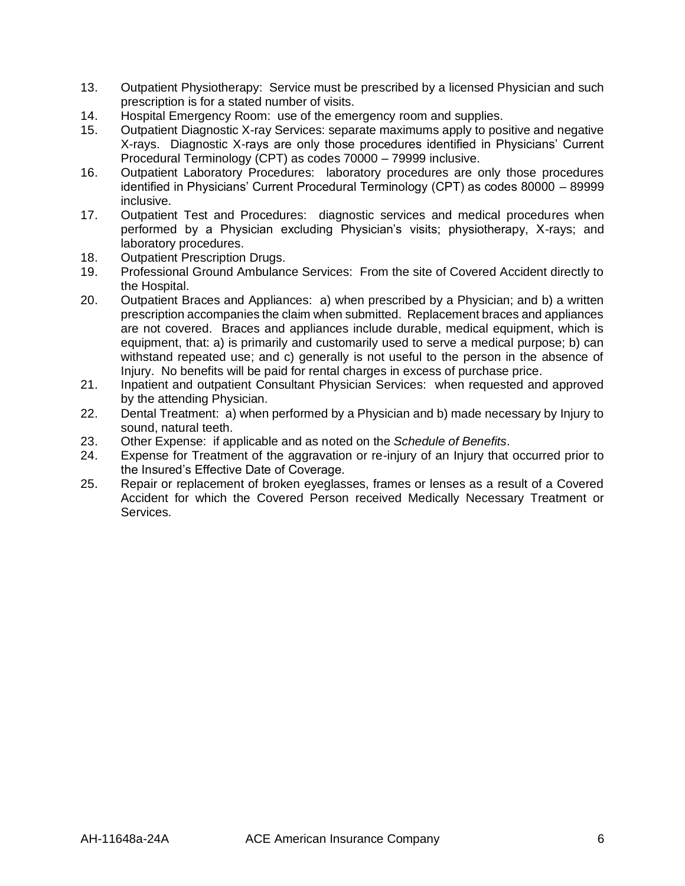13. Outpatient Physiotherapy: Service must be prescribed by a licensed Physician and such prescription is for a stated number of visits.
14. Hospital Emergency Room: use of the emergency room and supplies.
15. Outpatient Diagnostic X-ray Services: separate maximums apply to positive and negative X-rays. Diagnostic X-rays are only those procedures identified in Physicians' Current Procedural Terminology (CPT) as codes 70000 – 79999 inclusive.
16. Outpatient Laboratory Procedures: laboratory procedures are only those procedures identified in Physicians' Current Procedural Terminology (CPT) as codes 80000 – 89999 inclusive.
17. Outpatient Test and Procedures: diagnostic services and medical procedures when performed by a Physician excluding Physician's visits; physiotherapy, X-rays; and laboratory procedures.
18. Outpatient Prescription Drugs.
19. Professional Ground Ambulance Services: From the site of Covered Accident directly to the Hospital.
20. Outpatient Braces and Appliances: a) when prescribed by a Physician; and b) a written prescription accompanies the claim when submitted. Replacement braces and appliances are not covered. Braces and appliances include durable, medical equipment, which is equipment, that: a) is primarily and customarily used to serve a medical purpose; b) can withstand repeated use; and c) generally is not useful to the person in the absence of Injury. No benefits will be paid for rental charges in excess of purchase price.
21. Inpatient and outpatient Consultant Physician Services: when requested and approved by the attending Physician.
22. Dental Treatment: a) when performed by a Physician and b) made necessary by Injury to sound, natural teeth.
23. Other Expense: if applicable and as noted on the *Schedule of Benefits*.
24. Expense for Treatment of the aggravation or re-injury of an Injury that occurred prior to the Insured's Effective Date of Coverage.
25. Repair or replacement of broken eyeglasses, frames or lenses as a result of a Covered Accident for which the Covered Person received Medically Necessary Treatment or Services.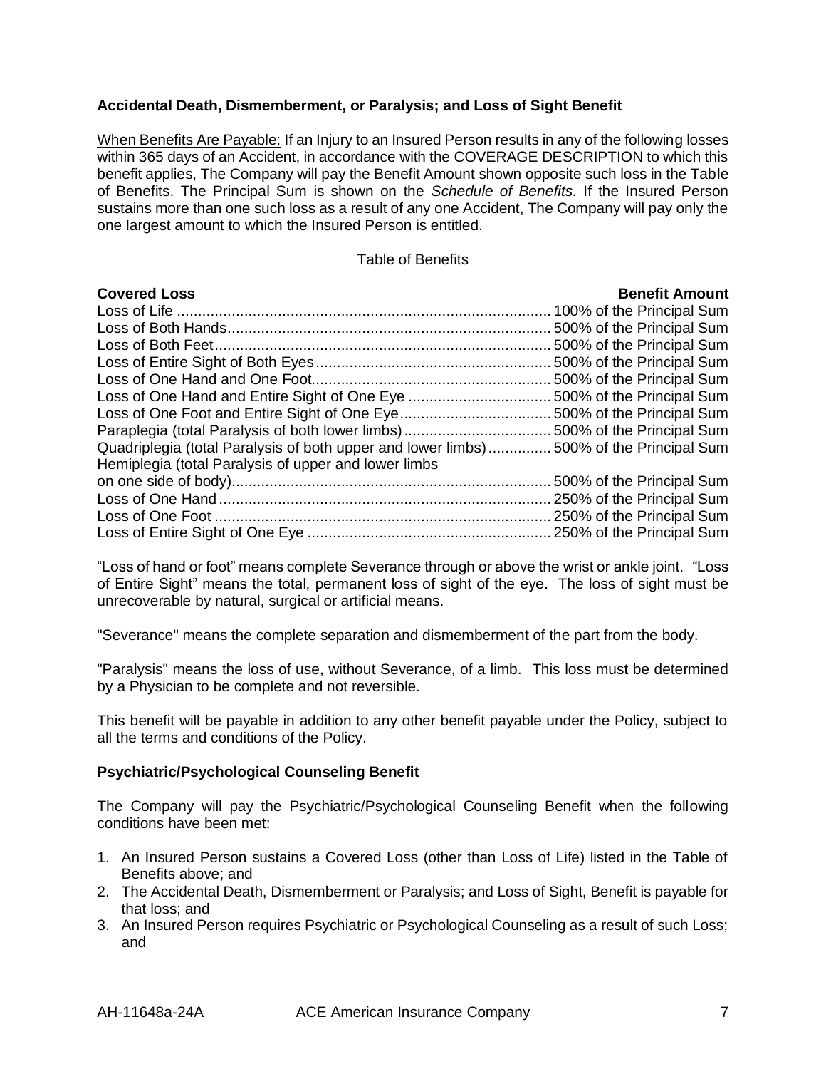### Accidental Death, Dismemberment, or Paralysis; and Loss of Sight Benefit

<u>When Benefits Are Payable:</u> If an Injury to an Insured Person results in any of the following losses within 365 days of an Accident, in accordance with the COVERAGE DESCRIPTION to which this benefit applies, The Company will pay the Benefit Amount shown opposite such loss in the Table of Benefits. The Principal Sum is shown on the *Schedule of Benefits*. If the Insured Person sustains more than one such loss as a result of any one Accident, The Company will pay only the one largest amount to which the Insured Person is entitled.

<u>Table of Benefits</u>

| Covered Loss | Benefit Amount |
|---|---|
| Loss of Life | 100% of the Principal Sum |
| Loss of Both Hands | 500% of the Principal Sum |
| Loss of Both Feet | 500% of the Principal Sum |
| Loss of Entire Sight of Both Eyes | 500% of the Principal Sum |
| Loss of One Hand and One Foot | 500% of the Principal Sum |
| Loss of One Hand and Entire Sight of One Eye | 500% of the Principal Sum |
| Loss of One Foot and Entire Sight of One Eye | 500% of the Principal Sum |
| Paraplegia (total Paralysis of both lower limbs) | 500% of the Principal Sum |
| Quadriplegia (total Paralysis of both upper and lower limbs) | 500% of the Principal Sum |
| Hemiplegia (total Paralysis of upper and lower limbs on one side of body) | 500% of the Principal Sum |
| Loss of One Hand | 250% of the Principal Sum |
| Loss of One Foot | 250% of the Principal Sum |
| Loss of Entire Sight of One Eye | 250% of the Principal Sum |

"Loss of hand or foot" means complete Severance through or above the wrist or ankle joint. "Loss of Entire Sight" means the total, permanent loss of sight of the eye. The loss of sight must be unrecoverable by natural, surgical or artificial means.

"Severance" means the complete separation and dismemberment of the part from the body.

"Paralysis" means the loss of use, without Severance, of a limb. This loss must be determined by a Physician to be complete and not reversible.

This benefit will be payable in addition to any other benefit payable under the Policy, subject to all the terms and conditions of the Policy.

### Psychiatric/Psychological Counseling Benefit

The Company will pay the Psychiatric/Psychological Counseling Benefit when the following conditions have been met:

1. An Insured Person sustains a Covered Loss (other than Loss of Life) listed in the Table of Benefits above; and
2. The Accidental Death, Dismemberment or Paralysis; and Loss of Sight, Benefit is payable for that loss; and
3. An Insured Person requires Psychiatric or Psychological Counseling as a result of such Loss; and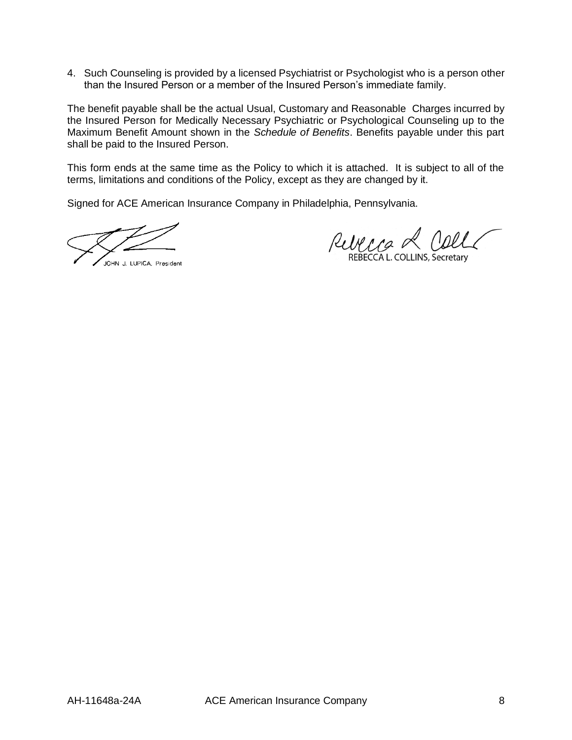4. Such Counseling is provided by a licensed Psychiatrist or Psychologist who is a person other than the Insured Person or a member of the Insured Person's immediate family.

The benefit payable shall be the actual Usual, Customary and Reasonable Charges incurred by the Insured Person for Medically Necessary Psychiatric or Psychological Counseling up to the Maximum Benefit Amount shown in the *Schedule of Benefits*. Benefits payable under this part shall be paid to the Insured Person.

This form ends at the same time as the Policy to which it is attached. It is subject to all of the terms, limitations and conditions of the Policy, except as they are changed by it.

Signed for ACE American Insurance Company in Philadelphia, Pennsylvania.

JOHN J. LUPICA, President

REBECCA L. COLLINS, Secretary

AH-11648a-24A ACE American Insurance Company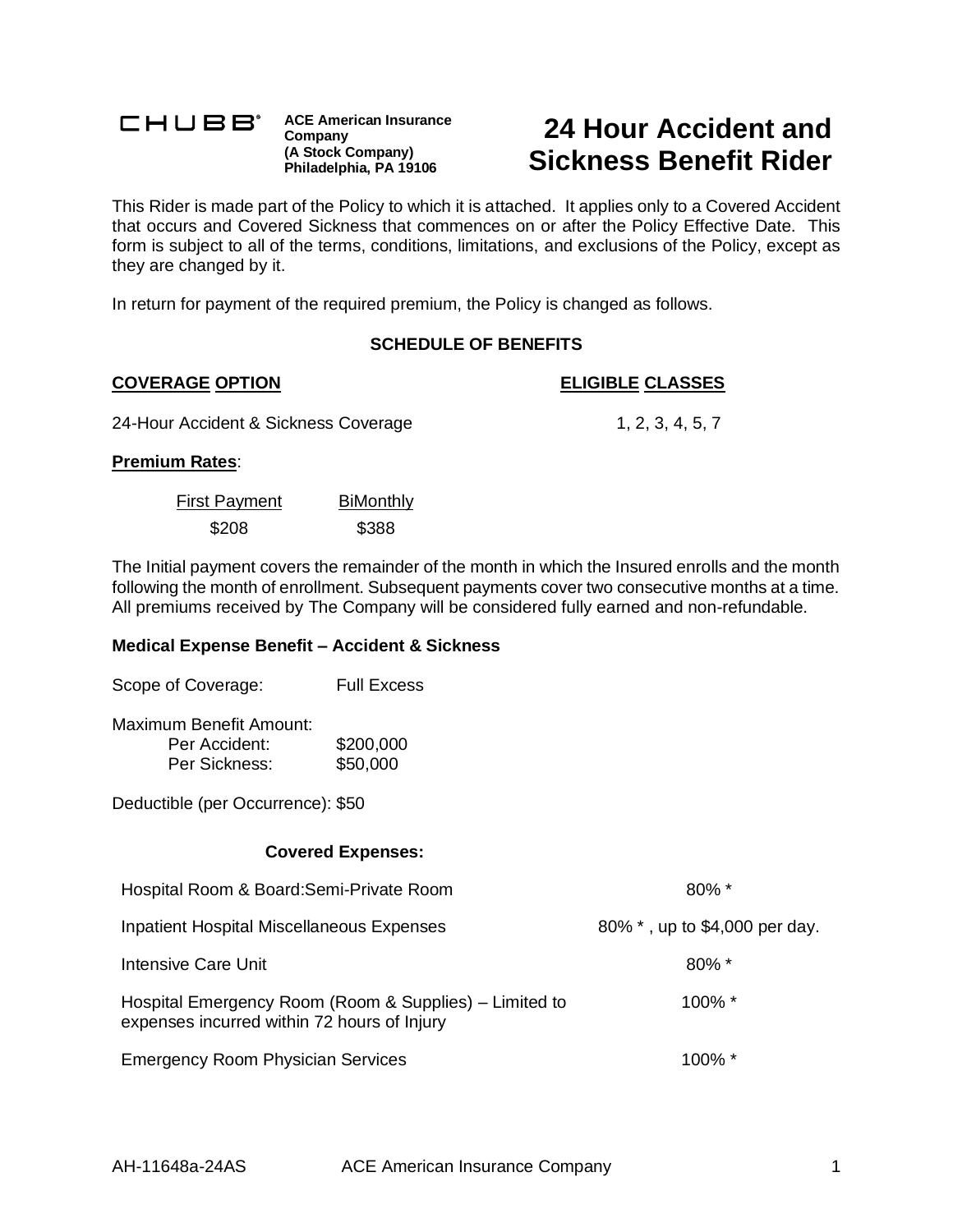**CHUBB®** **ACE American Insurance Company (A Stock Company) Philadelphia, PA 19106**

# 24 Hour Accident and Sickness Benefit Rider

This Rider is made part of the Policy to which it is attached. It applies only to a Covered Accident that occurs and Covered Sickness that commences on or after the Policy Effective Date. This form is subject to all of the terms, conditions, limitations, and exclusions of the Policy, except as they are changed by it.

In return for payment of the required premium, the Policy is changed as follows.

**SCHEDULE OF BENEFITS**

| COVERAGE OPTION | ELIGIBLE CLASSES |
|---|---|
| 24-Hour Accident & Sickness Coverage | 1, 2, 3, 4, 5, 7 |

**Premium Rates**:

| First Payment | BiMonthly |
|---|---|
| \$208 | \$388 |

The Initial payment covers the remainder of the month in which the Insured enrolls and the month following the month of enrollment. Subsequent payments cover two consecutive months at a time. All premiums received by The Company will be considered fully earned and non-refundable.

**Medical Expense Benefit – Accident & Sickness**

Scope of Coverage: Full Excess

Maximum Benefit Amount:
- Per Accident: \$200,000
- Per Sickness: \$50,000

Deductible (per Occurrence): \$50

**Covered Expenses:**

| | |
|---|---|
| Hospital Room & Board:Semi-Private Room | 80% * |
| Inpatient Hospital Miscellaneous Expenses | 80% * , up to \$4,000 per day. |
| Intensive Care Unit | 80% * |
| Hospital Emergency Room (Room & Supplies) – Limited to expenses incurred within 72 hours of Injury | 100% * |
| Emergency Room Physician Services | 100% * |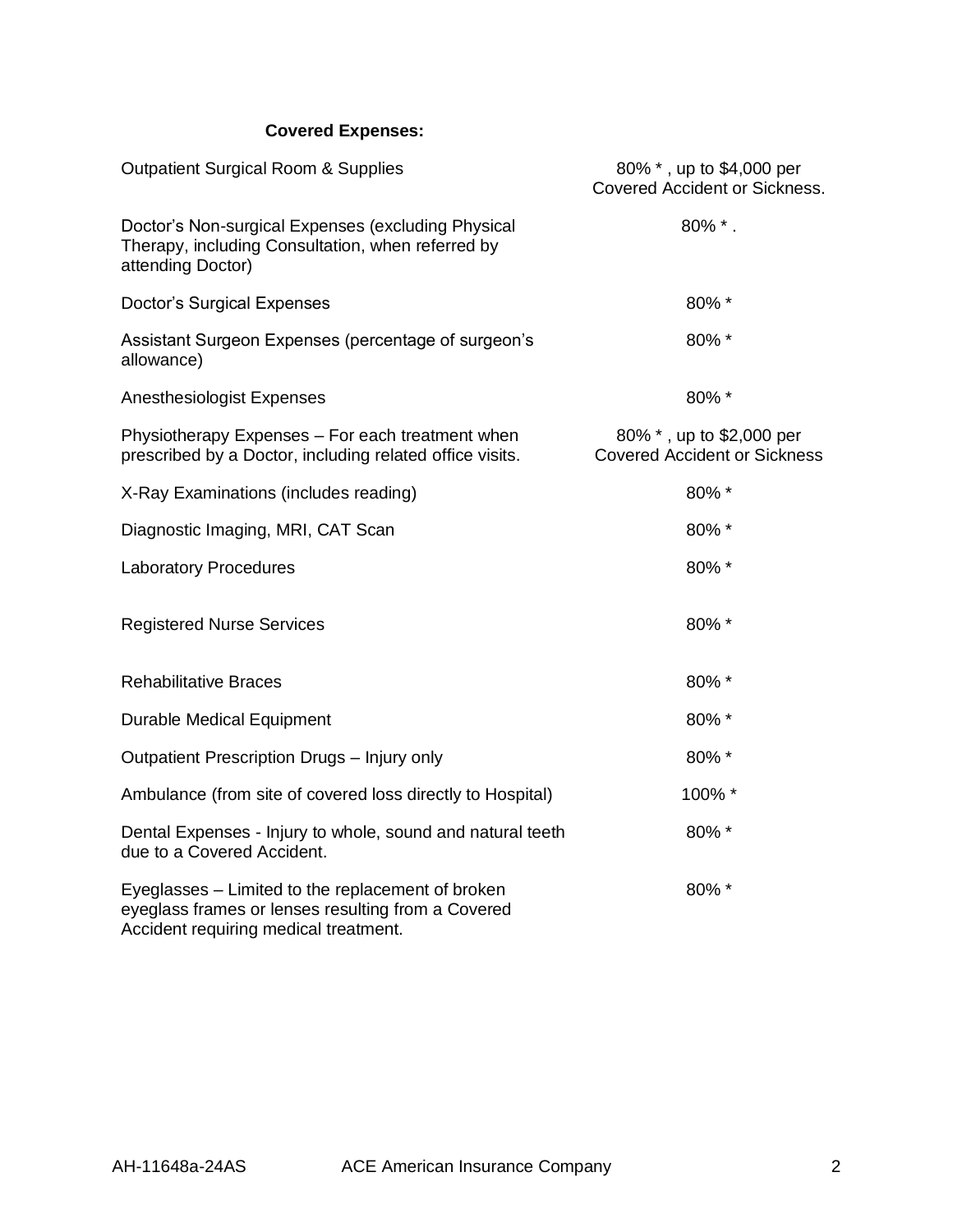**Covered Expenses:**

| | |
|---|---|
| Outpatient Surgical Room & Supplies | 80% * , up to $4,000 per Covered Accident or Sickness. |
| Doctor's Non-surgical Expenses (excluding Physical Therapy, including Consultation, when referred by attending Doctor) | 80% * . |
| Doctor's Surgical Expenses | 80% * |
| Assistant Surgeon Expenses (percentage of surgeon's allowance) | 80% * |
| Anesthesiologist Expenses | 80% * |
| Physiotherapy Expenses – For each treatment when prescribed by a Doctor, including related office visits. | 80% * , up to $2,000 per Covered Accident or Sickness |
| X-Ray Examinations (includes reading) | 80% * |
| Diagnostic Imaging, MRI, CAT Scan | 80% * |
| Laboratory Procedures | 80% * |
| Registered Nurse Services | 80% * |
| Rehabilitative Braces | 80% * |
| Durable Medical Equipment | 80% * |
| Outpatient Prescription Drugs – Injury only | 80% * |
| Ambulance (from site of covered loss directly to Hospital) | 100% * |
| Dental Expenses - Injury to whole, sound and natural teeth due to a Covered Accident. | 80% * |
| Eyeglasses – Limited to the replacement of broken eyeglass frames or lenses resulting from a Covered Accident requiring medical treatment. | 80% * |

AH-11648a-24AS ACE American Insurance Company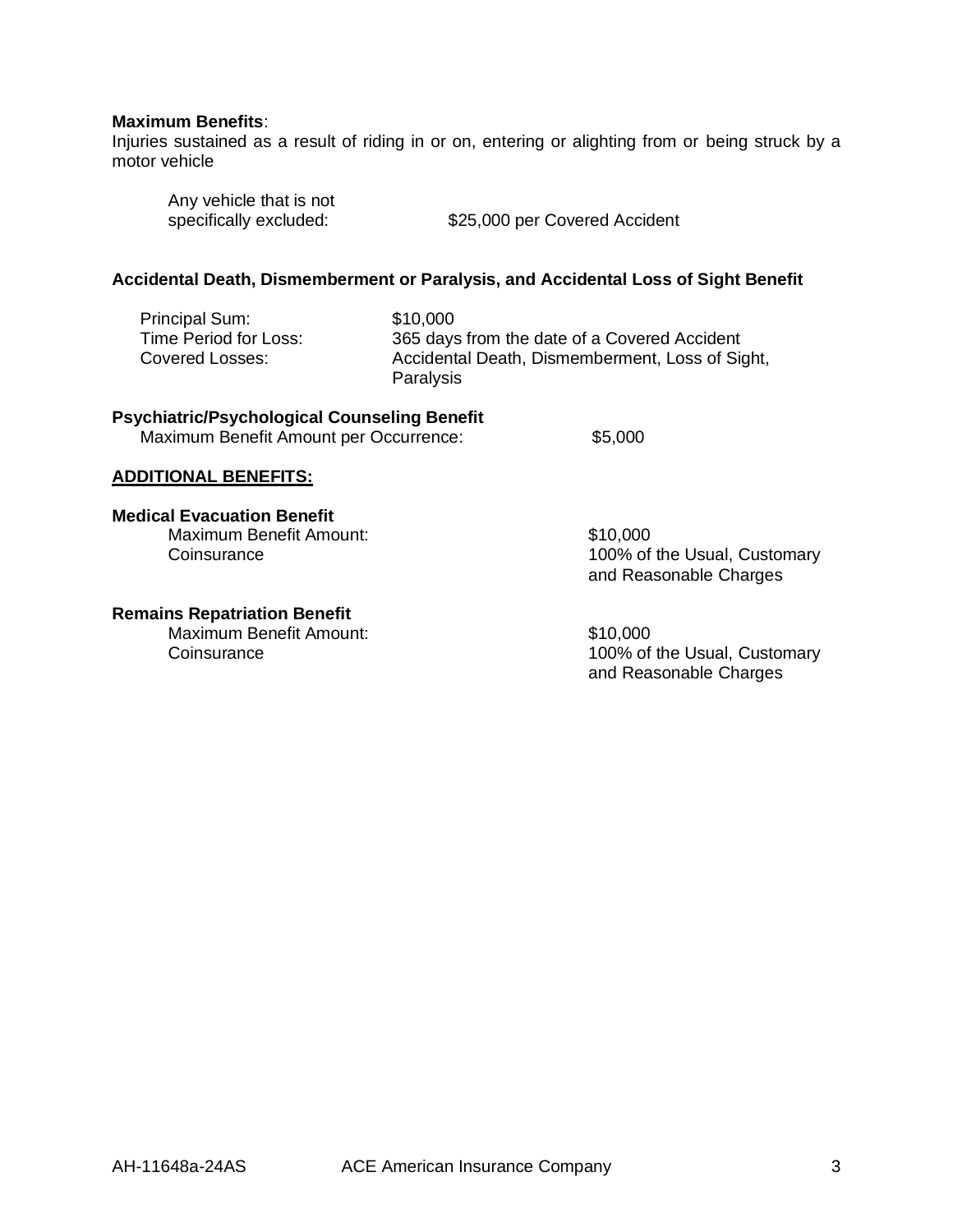**Maximum Benefits**:
Injuries sustained as a result of riding in or on, entering or alighting from or being struck by a motor vehicle

| | |
|---|---|
| Any vehicle that is not specifically excluded: | $25,000 per Covered Accident |

**Accidental Death, Dismemberment or Paralysis, and Accidental Loss of Sight Benefit**

| | |
|---|---|
| Principal Sum: | $10,000 |
| Time Period for Loss: | 365 days from the date of a Covered Accident |
| Covered Losses: | Accidental Death, Dismemberment, Loss of Sight, Paralysis |

**Psychiatric/Psychological Counseling Benefit**

| | |
|---|---|
| Maximum Benefit Amount per Occurrence: | $5,000 |

**ADDITIONAL BENEFITS:**

**Medical Evacuation Benefit**

| | |
|---|---|
| Maximum Benefit Amount: | $10,000 |
| Coinsurance | 100% of the Usual, Customary and Reasonable Charges |

**Remains Repatriation Benefit**

| | |
|---|---|
| Maximum Benefit Amount: | $10,000 |
| Coinsurance | 100% of the Usual, Customary and Reasonable Charges |

AH-11648a-24AS ACE American Insurance Company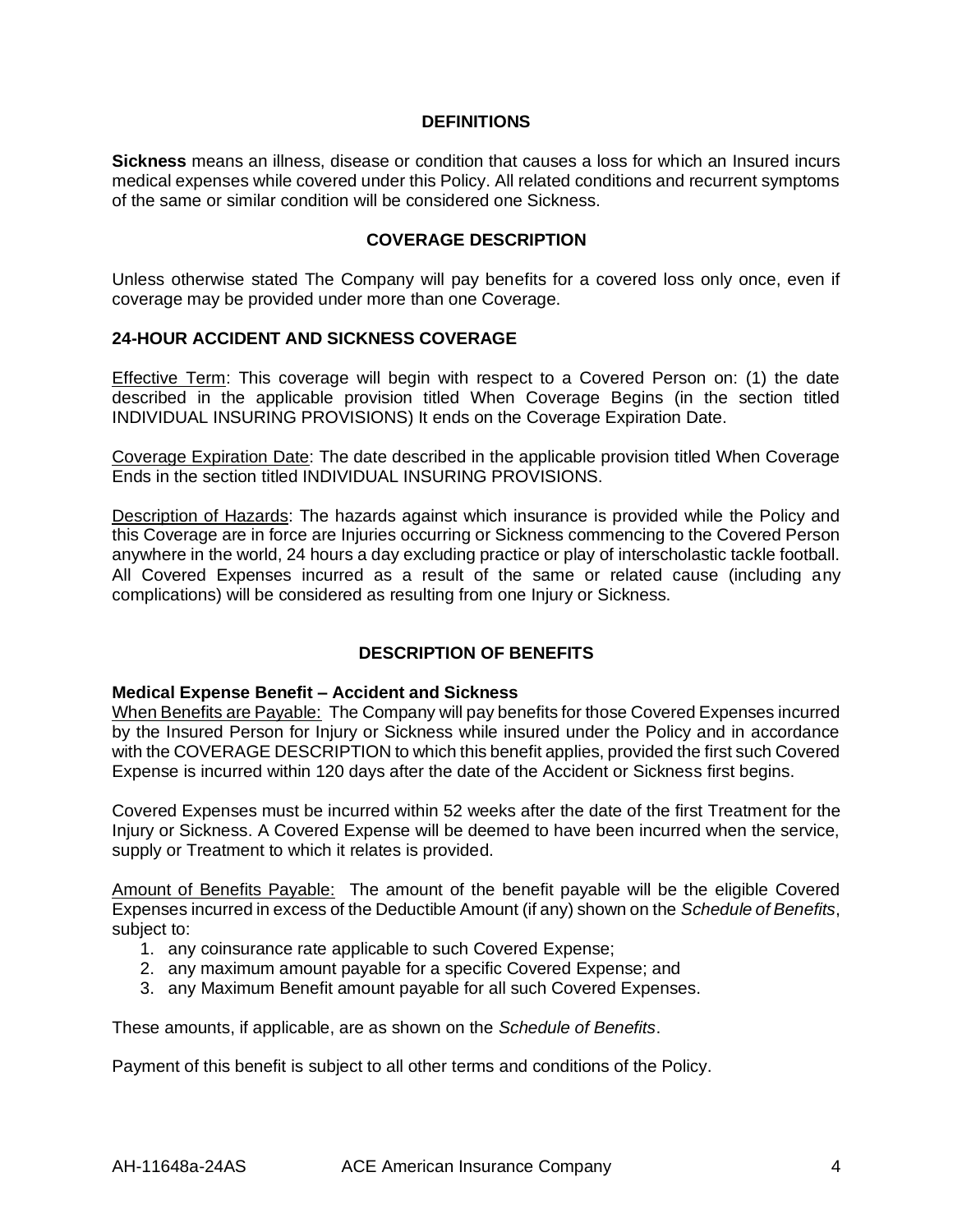## DEFINITIONS

**Sickness** means an illness, disease or condition that causes a loss for which an Insured incurs medical expenses while covered under this Policy. All related conditions and recurrent symptoms of the same or similar condition will be considered one Sickness.

## COVERAGE DESCRIPTION

Unless otherwise stated The Company will pay benefits for a covered loss only once, even if coverage may be provided under more than one Coverage.

### 24-HOUR ACCIDENT AND SICKNESS COVERAGE

Effective Term: This coverage will begin with respect to a Covered Person on: (1) the date described in the applicable provision titled When Coverage Begins (in the section titled INDIVIDUAL INSURING PROVISIONS) It ends on the Coverage Expiration Date.

Coverage Expiration Date: The date described in the applicable provision titled When Coverage Ends in the section titled INDIVIDUAL INSURING PROVISIONS.

Description of Hazards: The hazards against which insurance is provided while the Policy and this Coverage are in force are Injuries occurring or Sickness commencing to the Covered Person anywhere in the world, 24 hours a day excluding practice or play of interscholastic tackle football. All Covered Expenses incurred as a result of the same or related cause (including any complications) will be considered as resulting from one Injury or Sickness.

## DESCRIPTION OF BENEFITS

**Medical Expense Benefit – Accident and Sickness**

When Benefits are Payable: The Company will pay benefits for those Covered Expenses incurred by the Insured Person for Injury or Sickness while insured under the Policy and in accordance with the COVERAGE DESCRIPTION to which this benefit applies, provided the first such Covered Expense is incurred within 120 days after the date of the Accident or Sickness first begins.

Covered Expenses must be incurred within 52 weeks after the date of the first Treatment for the Injury or Sickness. A Covered Expense will be deemed to have been incurred when the service, supply or Treatment to which it relates is provided.

Amount of Benefits Payable: The amount of the benefit payable will be the eligible Covered Expenses incurred in excess of the Deductible Amount (if any) shown on the *Schedule of Benefits*, subject to:

1. any coinsurance rate applicable to such Covered Expense;
2. any maximum amount payable for a specific Covered Expense; and
3. any Maximum Benefit amount payable for all such Covered Expenses.

These amounts, if applicable, are as shown on the *Schedule of Benefits*.

Payment of this benefit is subject to all other terms and conditions of the Policy.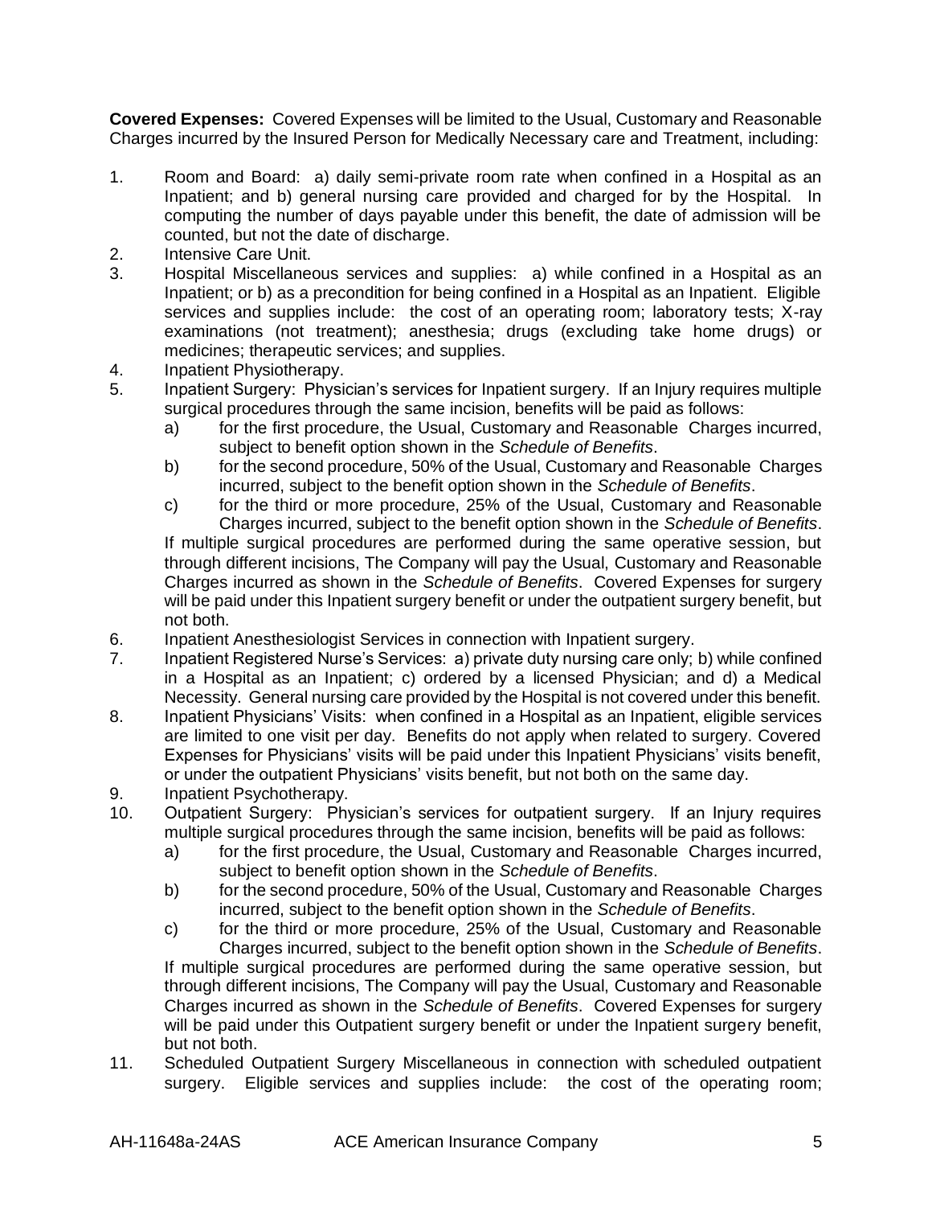**Covered Expenses:** Covered Expenses will be limited to the Usual, Customary and Reasonable Charges incurred by the Insured Person for Medically Necessary care and Treatment, including:

1. Room and Board: a) daily semi-private room rate when confined in a Hospital as an Inpatient; and b) general nursing care provided and charged for by the Hospital. In computing the number of days payable under this benefit, the date of admission will be counted, but not the date of discharge.
2. Intensive Care Unit.
3. Hospital Miscellaneous services and supplies: a) while confined in a Hospital as an Inpatient; or b) as a precondition for being confined in a Hospital as an Inpatient. Eligible services and supplies include: the cost of an operating room; laboratory tests; X-ray examinations (not treatment); anesthesia; drugs (excluding take home drugs) or medicines; therapeutic services; and supplies.
4. Inpatient Physiotherapy.
5. Inpatient Surgery: Physician's services for Inpatient surgery. If an Injury requires multiple surgical procedures through the same incision, benefits will be paid as follows:
   a) for the first procedure, the Usual, Customary and Reasonable Charges incurred, subject to benefit option shown in the *Schedule of Benefits*.
   b) for the second procedure, 50% of the Usual, Customary and Reasonable Charges incurred, subject to the benefit option shown in the *Schedule of Benefits*.
   c) for the third or more procedure, 25% of the Usual, Customary and Reasonable Charges incurred, subject to the benefit option shown in the *Schedule of Benefits*.

   If multiple surgical procedures are performed during the same operative session, but through different incisions, The Company will pay the Usual, Customary and Reasonable Charges incurred as shown in the *Schedule of Benefits*. Covered Expenses for surgery will be paid under this Inpatient surgery benefit or under the outpatient surgery benefit, but not both.
6. Inpatient Anesthesiologist Services in connection with Inpatient surgery.
7. Inpatient Registered Nurse's Services: a) private duty nursing care only; b) while confined in a Hospital as an Inpatient; c) ordered by a licensed Physician; and d) a Medical Necessity. General nursing care provided by the Hospital is not covered under this benefit.
8. Inpatient Physicians' Visits: when confined in a Hospital as an Inpatient, eligible services are limited to one visit per day. Benefits do not apply when related to surgery. Covered Expenses for Physicians' visits will be paid under this Inpatient Physicians' visits benefit, or under the outpatient Physicians' visits benefit, but not both on the same day.
9. Inpatient Psychotherapy.
10. Outpatient Surgery: Physician's services for outpatient surgery. If an Injury requires multiple surgical procedures through the same incision, benefits will be paid as follows:
    a) for the first procedure, the Usual, Customary and Reasonable Charges incurred, subject to benefit option shown in the *Schedule of Benefits*.
    b) for the second procedure, 50% of the Usual, Customary and Reasonable Charges incurred, subject to the benefit option shown in the *Schedule of Benefits*.
    c) for the third or more procedure, 25% of the Usual, Customary and Reasonable Charges incurred, subject to the benefit option shown in the *Schedule of Benefits*.

    If multiple surgical procedures are performed during the same operative session, but through different incisions, The Company will pay the Usual, Customary and Reasonable Charges incurred as shown in the *Schedule of Benefits*. Covered Expenses for surgery will be paid under this Outpatient surgery benefit or under the Inpatient surgery benefit, but not both.
11. Scheduled Outpatient Surgery Miscellaneous in connection with scheduled outpatient surgery. Eligible services and supplies include: the cost of the operating room;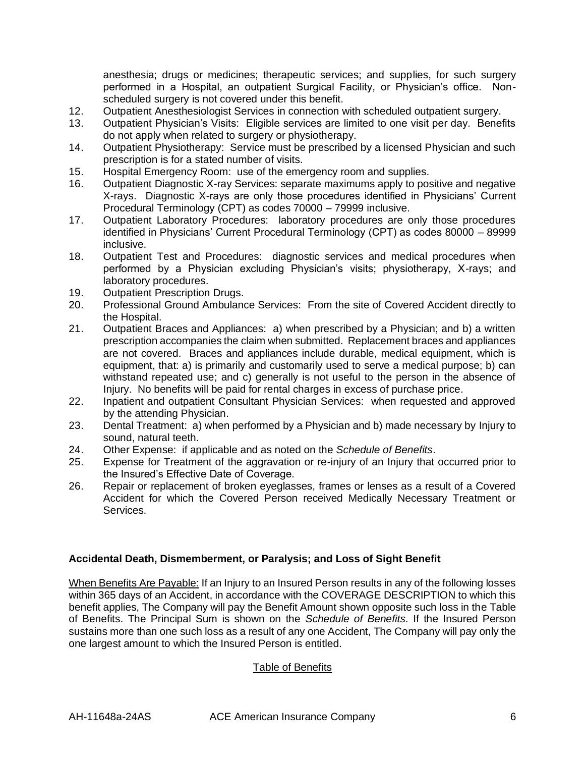anesthesia; drugs or medicines; therapeutic services; and supplies, for such surgery performed in a Hospital, an outpatient Surgical Facility, or Physician's office. Non-scheduled surgery is not covered under this benefit.

12. Outpatient Anesthesiologist Services in connection with scheduled outpatient surgery.
13. Outpatient Physician's Visits: Eligible services are limited to one visit per day. Benefits do not apply when related to surgery or physiotherapy.
14. Outpatient Physiotherapy: Service must be prescribed by a licensed Physician and such prescription is for a stated number of visits.
15. Hospital Emergency Room: use of the emergency room and supplies.
16. Outpatient Diagnostic X-ray Services: separate maximums apply to positive and negative X-rays. Diagnostic X-rays are only those procedures identified in Physicians' Current Procedural Terminology (CPT) as codes 70000 – 79999 inclusive.
17. Outpatient Laboratory Procedures: laboratory procedures are only those procedures identified in Physicians' Current Procedural Terminology (CPT) as codes 80000 – 89999 inclusive.
18. Outpatient Test and Procedures: diagnostic services and medical procedures when performed by a Physician excluding Physician's visits; physiotherapy, X-rays; and laboratory procedures.
19. Outpatient Prescription Drugs.
20. Professional Ground Ambulance Services: From the site of Covered Accident directly to the Hospital.
21. Outpatient Braces and Appliances: a) when prescribed by a Physician; and b) a written prescription accompanies the claim when submitted. Replacement braces and appliances are not covered. Braces and appliances include durable, medical equipment, which is equipment, that: a) is primarily and customarily used to serve a medical purpose; b) can withstand repeated use; and c) generally is not useful to the person in the absence of Injury. No benefits will be paid for rental charges in excess of purchase price.
22. Inpatient and outpatient Consultant Physician Services: when requested and approved by the attending Physician.
23. Dental Treatment: a) when performed by a Physician and b) made necessary by Injury to sound, natural teeth.
24. Other Expense: if applicable and as noted on the *Schedule of Benefits*.
25. Expense for Treatment of the aggravation or re-injury of an Injury that occurred prior to the Insured's Effective Date of Coverage.
26. Repair or replacement of broken eyeglasses, frames or lenses as a result of a Covered Accident for which the Covered Person received Medically Necessary Treatment or Services.

**Accidental Death, Dismemberment, or Paralysis; and Loss of Sight Benefit**

When Benefits Are Payable: If an Injury to an Insured Person results in any of the following losses within 365 days of an Accident, in accordance with the COVERAGE DESCRIPTION to which this benefit applies, The Company will pay the Benefit Amount shown opposite such loss in the Table of Benefits. The Principal Sum is shown on the *Schedule of Benefits*. If the Insured Person sustains more than one such loss as a result of any one Accident, The Company will pay only the one largest amount to which the Insured Person is entitled.

Table of Benefits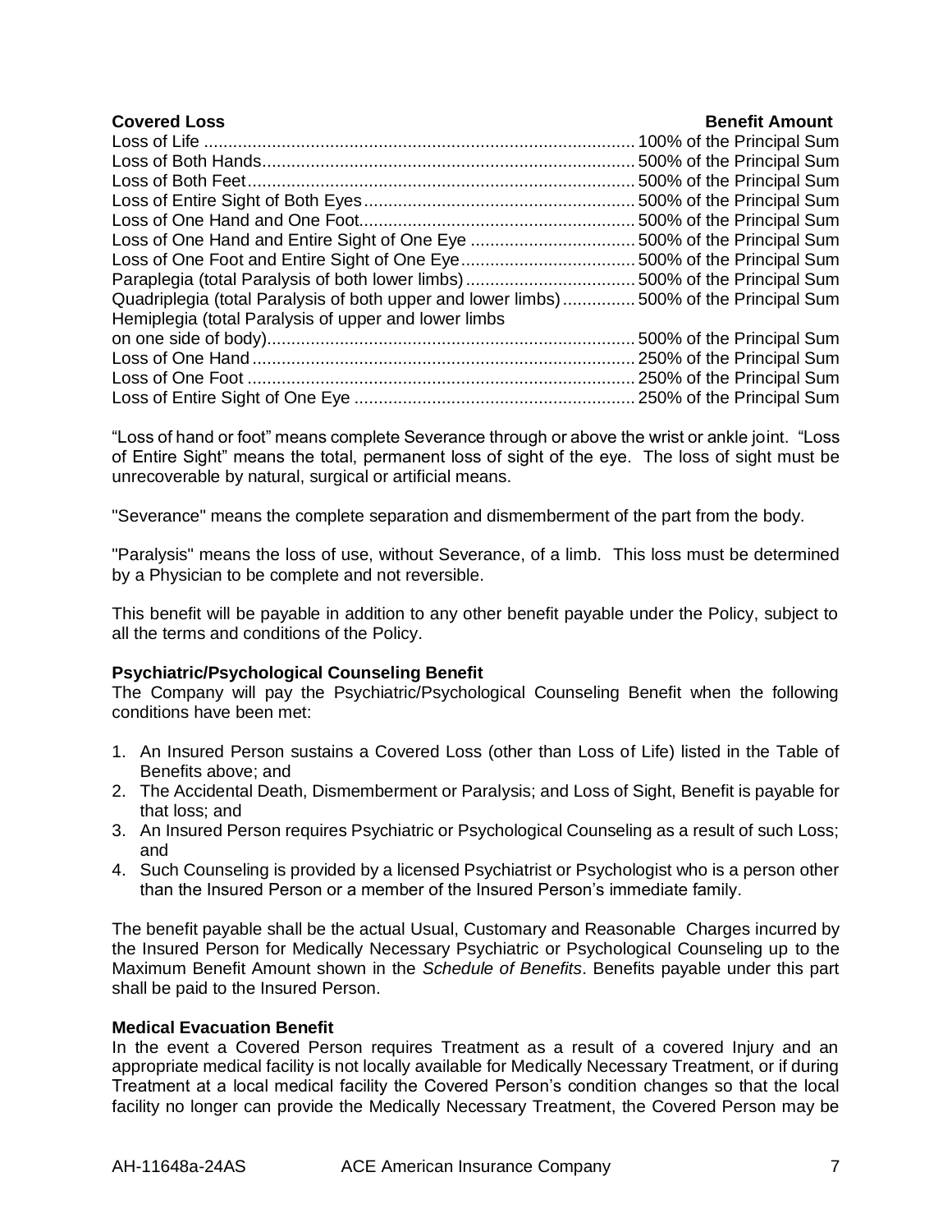| Covered Loss | Benefit Amount |
| --- | --- |
| Loss of Life | 100% of the Principal Sum |
| Loss of Both Hands | 500% of the Principal Sum |
| Loss of Both Feet | 500% of the Principal Sum |
| Loss of Entire Sight of Both Eyes | 500% of the Principal Sum |
| Loss of One Hand and One Foot | 500% of the Principal Sum |
| Loss of One Hand and Entire Sight of One Eye | 500% of the Principal Sum |
| Loss of One Foot and Entire Sight of One Eye | 500% of the Principal Sum |
| Paraplegia (total Paralysis of both lower limbs) | 500% of the Principal Sum |
| Quadriplegia (total Paralysis of both upper and lower limbs) | 500% of the Principal Sum |
| Hemiplegia (total Paralysis of upper and lower limbs on one side of body) | 500% of the Principal Sum |
| Loss of One Hand | 250% of the Principal Sum |
| Loss of One Foot | 250% of the Principal Sum |
| Loss of Entire Sight of One Eye | 250% of the Principal Sum |

"Loss of hand or foot" means complete Severance through or above the wrist or ankle joint. "Loss of Entire Sight" means the total, permanent loss of sight of the eye. The loss of sight must be unrecoverable by natural, surgical or artificial means.

"Severance" means the complete separation and dismemberment of the part from the body.

"Paralysis" means the loss of use, without Severance, of a limb. This loss must be determined by a Physician to be complete and not reversible.

This benefit will be payable in addition to any other benefit payable under the Policy, subject to all the terms and conditions of the Policy.

**Psychiatric/Psychological Counseling Benefit**

The Company will pay the Psychiatric/Psychological Counseling Benefit when the following conditions have been met:

1. An Insured Person sustains a Covered Loss (other than Loss of Life) listed in the Table of Benefits above; and
2. The Accidental Death, Dismemberment or Paralysis; and Loss of Sight, Benefit is payable for that loss; and
3. An Insured Person requires Psychiatric or Psychological Counseling as a result of such Loss; and
4. Such Counseling is provided by a licensed Psychiatrist or Psychologist who is a person other than the Insured Person or a member of the Insured Person's immediate family.

The benefit payable shall be the actual Usual, Customary and Reasonable Charges incurred by the Insured Person for Medically Necessary Psychiatric or Psychological Counseling up to the Maximum Benefit Amount shown in the *Schedule of Benefits*. Benefits payable under this part shall be paid to the Insured Person.

**Medical Evacuation Benefit**

In the event a Covered Person requires Treatment as a result of a covered Injury and an appropriate medical facility is not locally available for Medically Necessary Treatment, or if during Treatment at a local medical facility the Covered Person's condition changes so that the local facility no longer can provide the Medically Necessary Treatment, the Covered Person may be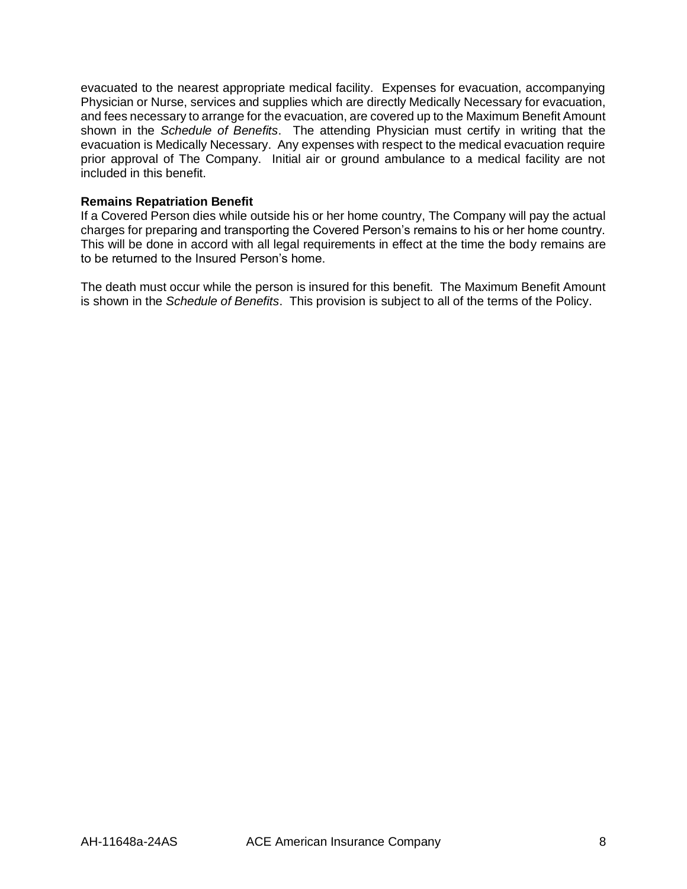evacuated to the nearest appropriate medical facility. Expenses for evacuation, accompanying Physician or Nurse, services and supplies which are directly Medically Necessary for evacuation, and fees necessary to arrange for the evacuation, are covered up to the Maximum Benefit Amount shown in the *Schedule of Benefits*. The attending Physician must certify in writing that the evacuation is Medically Necessary. Any expenses with respect to the medical evacuation require prior approval of The Company. Initial air or ground ambulance to a medical facility are not included in this benefit.

**Remains Repatriation Benefit**

If a Covered Person dies while outside his or her home country, The Company will pay the actual charges for preparing and transporting the Covered Person's remains to his or her home country. This will be done in accord with all legal requirements in effect at the time the body remains are to be returned to the Insured Person's home.

The death must occur while the person is insured for this benefit. The Maximum Benefit Amount is shown in the *Schedule of Benefits*. This provision is subject to all of the terms of the Policy.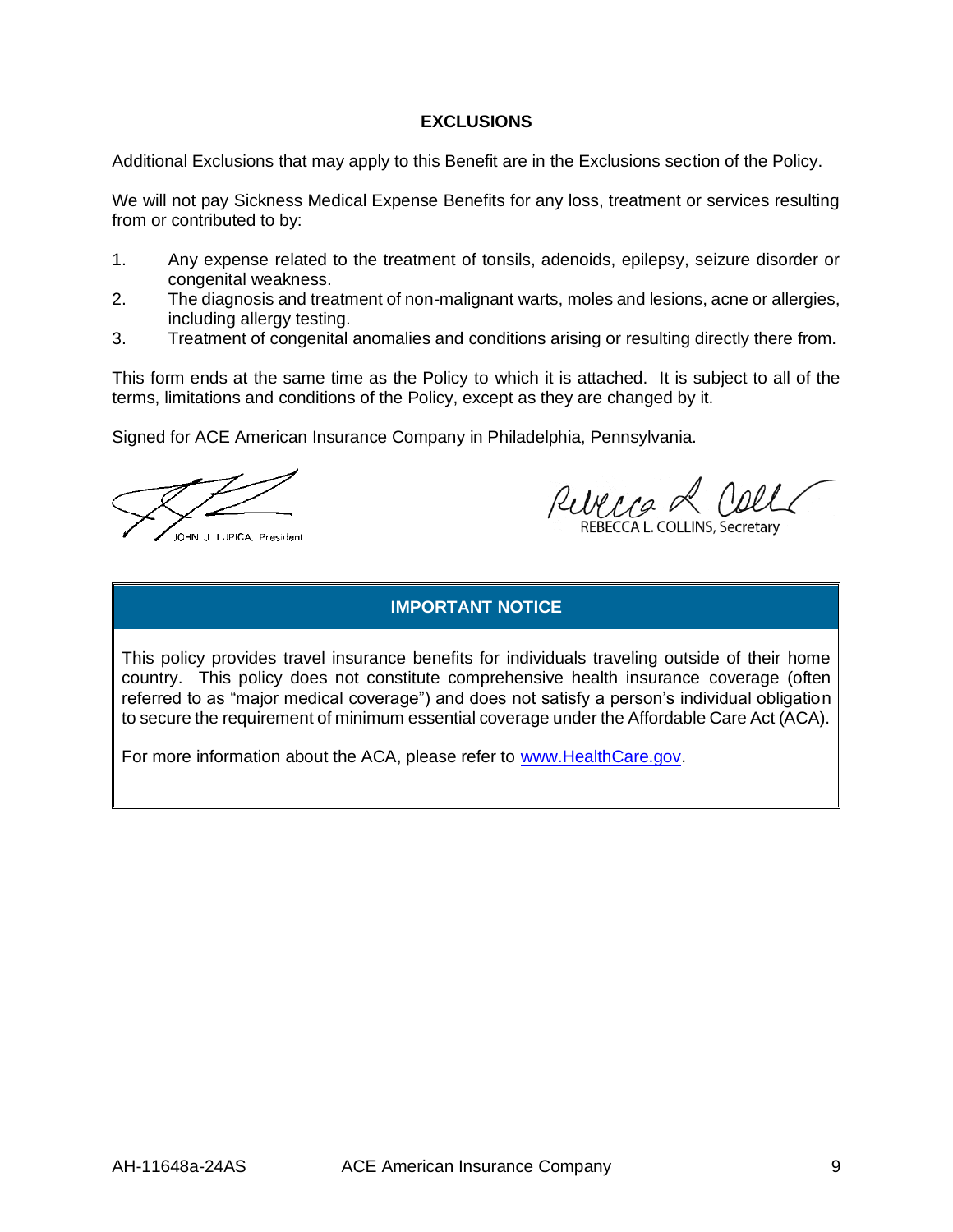## EXCLUSIONS

Additional Exclusions that may apply to this Benefit are in the Exclusions section of the Policy.

We will not pay Sickness Medical Expense Benefits for any loss, treatment or services resulting from or contributed to by:

1. Any expense related to the treatment of tonsils, adenoids, epilepsy, seizure disorder or congenital weakness.
2. The diagnosis and treatment of non-malignant warts, moles and lesions, acne or allergies, including allergy testing.
3. Treatment of congenital anomalies and conditions arising or resulting directly there from.

This form ends at the same time as the Policy to which it is attached. It is subject to all of the terms, limitations and conditions of the Policy, except as they are changed by it.

Signed for ACE American Insurance Company in Philadelphia, Pennsylvania.

JOHN J. LUPICA, President

REBECCA L. COLLINS, Secretary

**IMPORTANT NOTICE**

This policy provides travel insurance benefits for individuals traveling outside of their home country. This policy does not constitute comprehensive health insurance coverage (often referred to as "major medical coverage") and does not satisfy a person's individual obligation to secure the requirement of minimum essential coverage under the Affordable Care Act (ACA).

For more information about the ACA, please refer to www.HealthCare.gov.

AH-11648a-24AS ACE American Insurance Company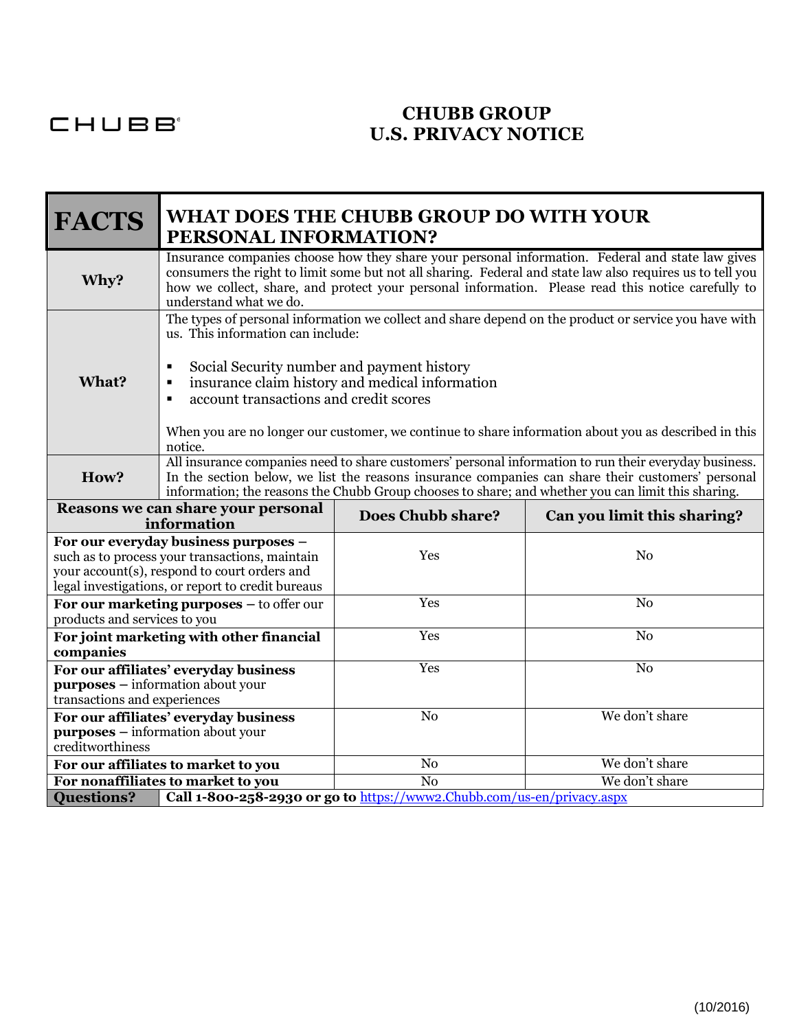CHUBB

# CHUBB GROUP
# U.S. PRIVACY NOTICE

| **FACTS** | **WHAT DOES THE CHUBB GROUP DO WITH YOUR PERSONAL INFORMATION?** |
|---|---|
| **Why?** | Insurance companies choose how they share your personal information. Federal and state law gives consumers the right to limit some but not all sharing. Federal and state law also requires us to tell you how we collect, share, and protect your personal information. Please read this notice carefully to understand what we do. |
| **What?** | The types of personal information we collect and share depend on the product or service you have with us. This information can include:<br><br>▪ Social Security number and payment history<br>▪ insurance claim history and medical information<br>▪ account transactions and credit scores<br><br>When you are no longer our customer, we continue to share information about you as described in this notice. |
| **How?** | All insurance companies need to share customers' personal information to run their everyday business. In the section below, we list the reasons insurance companies can share their customers' personal information; the reasons the Chubb Group chooses to share; and whether you can limit this sharing. |

| Reasons we can share your personal information | Does Chubb share? | Can you limit this sharing? |
|---|---|---|
| **For our everyday business purposes –** such as to process your transactions, maintain your account(s), respond to court orders and legal investigations, or report to credit bureaus | Yes | No |
| **For our marketing purposes –** to offer our products and services to you | Yes | No |
| **For joint marketing with other financial companies** | Yes | No |
| **For our affiliates' everyday business purposes –** information about your transactions and experiences | Yes | No |
| **For our affiliates' everyday business purposes –** information about your creditworthiness | No | We don't share |
| **For our affiliates to market to you** | No | We don't share |
| **For nonaffiliates to market to you** | No | We don't share |

| **Questions?** | **Call 1-800-258-2930 or go to** https://www2.Chubb.com/us-en/privacy.aspx |
|---|---|

(10/2016)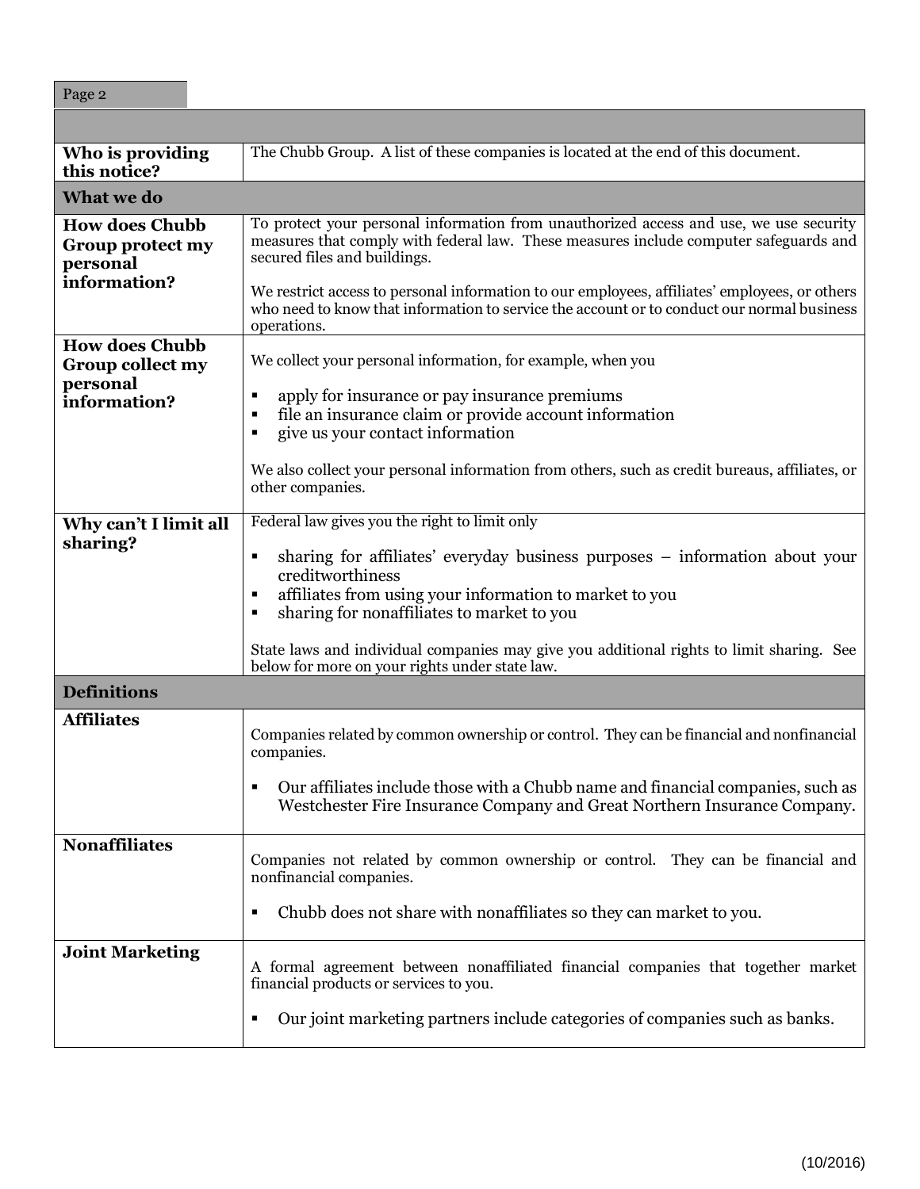| | |
|---|---|
| **Who is providing this notice?** | The Chubb Group. A list of these companies is located at the end of this document. |
| **What we do** | |
| **How does Chubb Group protect my personal information?** | To protect your personal information from unauthorized access and use, we use security measures that comply with federal law. These measures include computer safeguards and secured files and buildings.<br><br>We restrict access to personal information to our employees, affiliates' employees, or others who need to know that information to service the account or to conduct our normal business operations. |
| **How does Chubb Group collect my personal information?** | We collect your personal information, for example, when you<br><br>▪ apply for insurance or pay insurance premiums<br>▪ file an insurance claim or provide account information<br>▪ give us your contact information<br><br>We also collect your personal information from others, such as credit bureaus, affiliates, or other companies. |
| **Why can't I limit all sharing?** | Federal law gives you the right to limit only<br><br>▪ sharing for affiliates' everyday business purposes – information about your creditworthiness<br>▪ affiliates from using your information to market to you<br>▪ sharing for nonaffiliates to market to you<br><br>State laws and individual companies may give you additional rights to limit sharing. See below for more on your rights under state law. |
| **Definitions** | |
| **Affiliates** | Companies related by common ownership or control. They can be financial and nonfinancial companies.<br><br>▪ Our affiliates include those with a Chubb name and financial companies, such as Westchester Fire Insurance Company and Great Northern Insurance Company. |
| **Nonaffiliates** | Companies not related by common ownership or control. They can be financial and nonfinancial companies.<br><br>▪ Chubb does not share with nonaffiliates so they can market to you. |
| **Joint Marketing** | A formal agreement between nonaffiliated financial companies that together market financial products or services to you.<br><br>▪ Our joint marketing partners include categories of companies such as banks. |

(10/2016)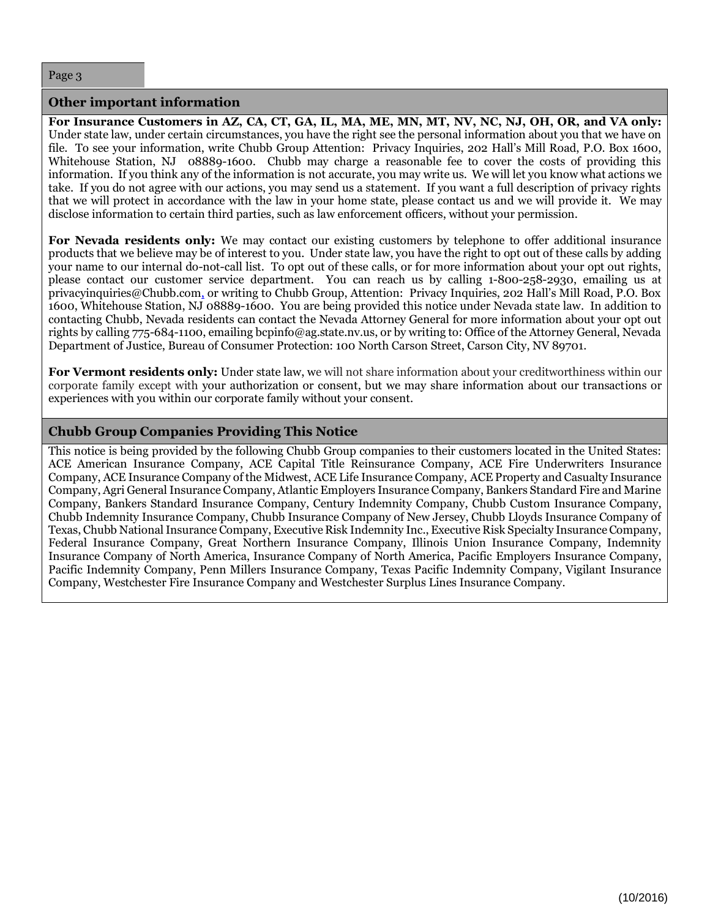## Other important information

**For Insurance Customers in AZ, CA, CT, GA, IL, MA, ME, MN, MT, NV, NC, NJ, OH, OR, and VA only:** Under state law, under certain circumstances, you have the right see the personal information about you that we have on file. To see your information, write Chubb Group Attention: Privacy Inquiries, 202 Hall's Mill Road, P.O. Box 1600, Whitehouse Station, NJ 08889-1600. Chubb may charge a reasonable fee to cover the costs of providing this information. If you think any of the information is not accurate, you may write us. We will let you know what actions we take. If you do not agree with our actions, you may send us a statement. If you want a full description of privacy rights that we will protect in accordance with the law in your home state, please contact us and we will provide it. We may disclose information to certain third parties, such as law enforcement officers, without your permission.

**For Nevada residents only:** We may contact our existing customers by telephone to offer additional insurance products that we believe may be of interest to you. Under state law, you have the right to opt out of these calls by adding your name to our internal do-not-call list. To opt out of these calls, or for more information about your opt out rights, please contact our customer service department. You can reach us by calling 1-800-258-2930, emailing us at privacyinquiries@Chubb.com, or writing to Chubb Group, Attention: Privacy Inquiries, 202 Hall's Mill Road, P.O. Box 1600, Whitehouse Station, NJ 08889-1600. You are being provided this notice under Nevada state law. In addition to contacting Chubb, Nevada residents can contact the Nevada Attorney General for more information about your opt out rights by calling 775-684-1100, emailing bcpinfo@ag.state.nv.us, or by writing to: Office of the Attorney General, Nevada Department of Justice, Bureau of Consumer Protection: 100 North Carson Street, Carson City, NV 89701.

**For Vermont residents only:** Under state law, we will not share information about your creditworthiness within our corporate family except with your authorization or consent, but we may share information about our transactions or experiences with you within our corporate family without your consent.

## Chubb Group Companies Providing This Notice

This notice is being provided by the following Chubb Group companies to their customers located in the United States: ACE American Insurance Company, ACE Capital Title Reinsurance Company, ACE Fire Underwriters Insurance Company, ACE Insurance Company of the Midwest, ACE Life Insurance Company, ACE Property and Casualty Insurance Company, Agri General Insurance Company, Atlantic Employers Insurance Company, Bankers Standard Fire and Marine Company, Bankers Standard Insurance Company, Century Indemnity Company, Chubb Custom Insurance Company, Chubb Indemnity Insurance Company, Chubb Insurance Company of New Jersey, Chubb Lloyds Insurance Company of Texas, Chubb National Insurance Company, Executive Risk Indemnity Inc., Executive Risk Specialty Insurance Company, Federal Insurance Company, Great Northern Insurance Company, Illinois Union Insurance Company, Indemnity Insurance Company of North America, Insurance Company of North America, Pacific Employers Insurance Company, Pacific Indemnity Company, Penn Millers Insurance Company, Texas Pacific Indemnity Company, Vigilant Insurance Company, Westchester Fire Insurance Company and Westchester Surplus Lines Insurance Company.

(10/2016)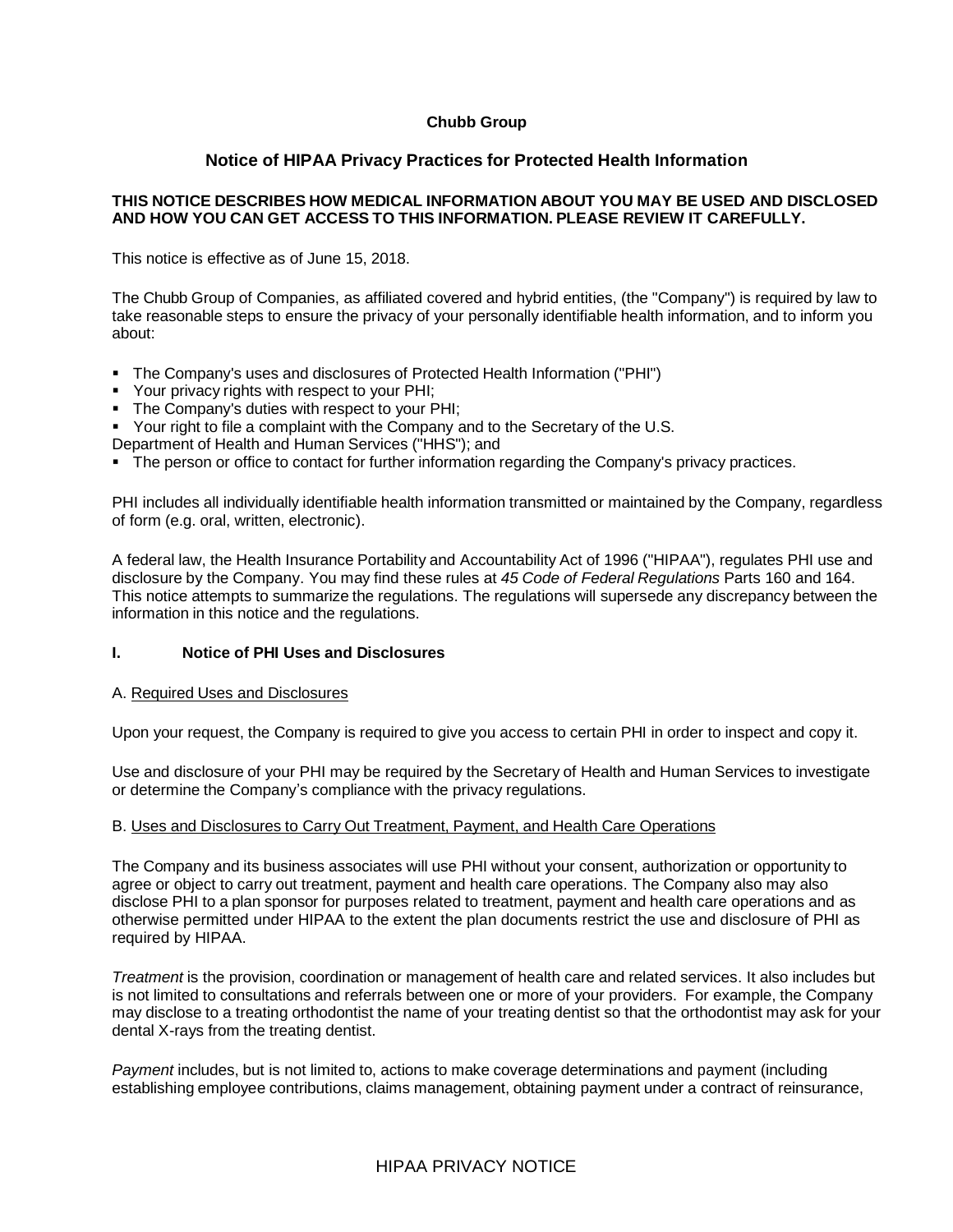**Chubb Group**

## Notice of HIPAA Privacy Practices for Protected Health Information

**THIS NOTICE DESCRIBES HOW MEDICAL INFORMATION ABOUT YOU MAY BE USED AND DISCLOSED AND HOW YOU CAN GET ACCESS TO THIS INFORMATION. PLEASE REVIEW IT CAREFULLY.**

This notice is effective as of June 15, 2018.

The Chubb Group of Companies, as affiliated covered and hybrid entities, (the "Company") is required by law to take reasonable steps to ensure the privacy of your personally identifiable health information, and to inform you about:

- The Company's uses and disclosures of Protected Health Information ("PHI")
- Your privacy rights with respect to your PHI;
- The Company's duties with respect to your PHI;
- Your right to file a complaint with the Company and to the Secretary of the U.S. Department of Health and Human Services ("HHS"); and
- The person or office to contact for further information regarding the Company's privacy practices.

PHI includes all individually identifiable health information transmitted or maintained by the Company, regardless of form (e.g. oral, written, electronic).

A federal law, the Health Insurance Portability and Accountability Act of 1996 ("HIPAA"), regulates PHI use and disclosure by the Company. You may find these rules at *45 Code of Federal Regulations* Parts 160 and 164. This notice attempts to summarize the regulations. The regulations will supersede any discrepancy between the information in this notice and the regulations.

### I. Notice of PHI Uses and Disclosures

A. Required Uses and Disclosures

Upon your request, the Company is required to give you access to certain PHI in order to inspect and copy it.

Use and disclosure of your PHI may be required by the Secretary of Health and Human Services to investigate or determine the Company's compliance with the privacy regulations.

B. Uses and Disclosures to Carry Out Treatment, Payment, and Health Care Operations

The Company and its business associates will use PHI without your consent, authorization or opportunity to agree or object to carry out treatment, payment and health care operations. The Company also may also disclose PHI to a plan sponsor for purposes related to treatment, payment and health care operations and as otherwise permitted under HIPAA to the extent the plan documents restrict the use and disclosure of PHI as required by HIPAA.

*Treatment* is the provision, coordination or management of health care and related services. It also includes but is not limited to consultations and referrals between one or more of your providers. For example, the Company may disclose to a treating orthodontist the name of your treating dentist so that the orthodontist may ask for your dental X-rays from the treating dentist.

*Payment* includes, but is not limited to, actions to make coverage determinations and payment (including establishing employee contributions, claims management, obtaining payment under a contract of reinsurance,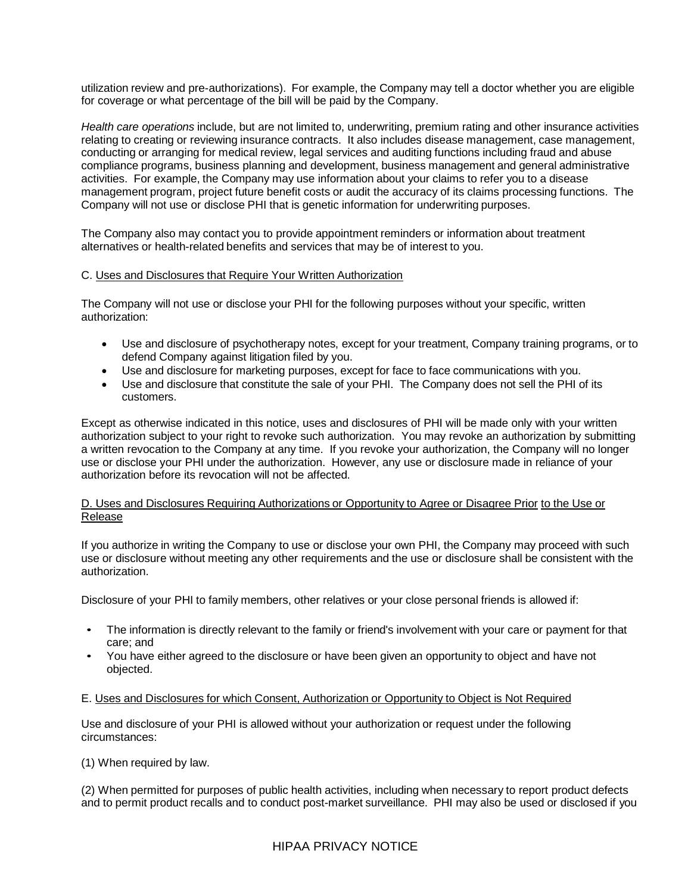utilization review and pre-authorizations). For example, the Company may tell a doctor whether you are eligible for coverage or what percentage of the bill will be paid by the Company.

*Health care operations* include, but are not limited to, underwriting, premium rating and other insurance activities relating to creating or reviewing insurance contracts. It also includes disease management, case management, conducting or arranging for medical review, legal services and auditing functions including fraud and abuse compliance programs, business planning and development, business management and general administrative activities. For example, the Company may use information about your claims to refer you to a disease management program, project future benefit costs or audit the accuracy of its claims processing functions. The Company will not use or disclose PHI that is genetic information for underwriting purposes.

The Company also may contact you to provide appointment reminders or information about treatment alternatives or health-related benefits and services that may be of interest to you.

C. <u>Uses and Disclosures that Require Your Written Authorization</u>

The Company will not use or disclose your PHI for the following purposes without your specific, written authorization:

- Use and disclosure of psychotherapy notes, except for your treatment, Company training programs, or to defend Company against litigation filed by you.
- Use and disclosure for marketing purposes, except for face to face communications with you.
- Use and disclosure that constitute the sale of your PHI. The Company does not sell the PHI of its customers.

Except as otherwise indicated in this notice, uses and disclosures of PHI will be made only with your written authorization subject to your right to revoke such authorization. You may revoke an authorization by submitting a written revocation to the Company at any time. If you revoke your authorization, the Company will no longer use or disclose your PHI under the authorization. However, any use or disclosure made in reliance of your authorization before its revocation will not be affected.

<u>D. Uses and Disclosures Requiring Authorizations or Opportunity to Agree or Disagree Prior to the Use or Release</u>

If you authorize in writing the Company to use or disclose your own PHI, the Company may proceed with such use or disclosure without meeting any other requirements and the use or disclosure shall be consistent with the authorization.

Disclosure of your PHI to family members, other relatives or your close personal friends is allowed if:

- The information is directly relevant to the family or friend's involvement with your care or payment for that care; and
- You have either agreed to the disclosure or have been given an opportunity to object and have not objected.

E. <u>Uses and Disclosures for which Consent, Authorization or Opportunity to Object is Not Required</u>

Use and disclosure of your PHI is allowed without your authorization or request under the following circumstances:

(1) When required by law.

(2) When permitted for purposes of public health activities, including when necessary to report product defects and to permit product recalls and to conduct post-market surveillance. PHI may also be used or disclosed if you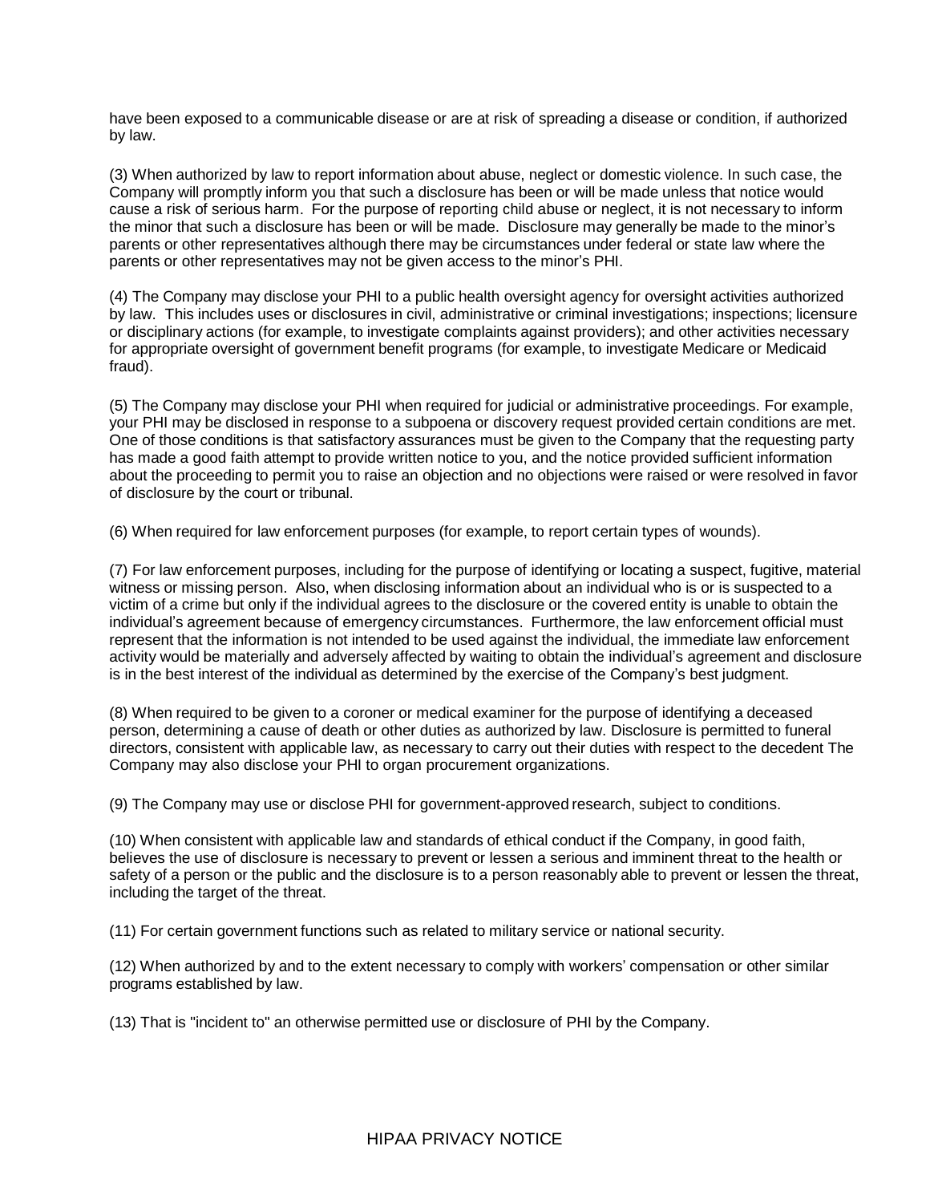have been exposed to a communicable disease or are at risk of spreading a disease or condition, if authorized by law.

(3) When authorized by law to report information about abuse, neglect or domestic violence. In such case, the Company will promptly inform you that such a disclosure has been or will be made unless that notice would cause a risk of serious harm. For the purpose of reporting child abuse or neglect, it is not necessary to inform the minor that such a disclosure has been or will be made. Disclosure may generally be made to the minor's parents or other representatives although there may be circumstances under federal or state law where the parents or other representatives may not be given access to the minor's PHI.

(4) The Company may disclose your PHI to a public health oversight agency for oversight activities authorized by law. This includes uses or disclosures in civil, administrative or criminal investigations; inspections; licensure or disciplinary actions (for example, to investigate complaints against providers); and other activities necessary for appropriate oversight of government benefit programs (for example, to investigate Medicare or Medicaid fraud).

(5) The Company may disclose your PHI when required for judicial or administrative proceedings. For example, your PHI may be disclosed in response to a subpoena or discovery request provided certain conditions are met. One of those conditions is that satisfactory assurances must be given to the Company that the requesting party has made a good faith attempt to provide written notice to you, and the notice provided sufficient information about the proceeding to permit you to raise an objection and no objections were raised or were resolved in favor of disclosure by the court or tribunal.

(6) When required for law enforcement purposes (for example, to report certain types of wounds).

(7) For law enforcement purposes, including for the purpose of identifying or locating a suspect, fugitive, material witness or missing person. Also, when disclosing information about an individual who is or is suspected to a victim of a crime but only if the individual agrees to the disclosure or the covered entity is unable to obtain the individual's agreement because of emergency circumstances. Furthermore, the law enforcement official must represent that the information is not intended to be used against the individual, the immediate law enforcement activity would be materially and adversely affected by waiting to obtain the individual's agreement and disclosure is in the best interest of the individual as determined by the exercise of the Company's best judgment.

(8) When required to be given to a coroner or medical examiner for the purpose of identifying a deceased person, determining a cause of death or other duties as authorized by law. Disclosure is permitted to funeral directors, consistent with applicable law, as necessary to carry out their duties with respect to the decedent The Company may also disclose your PHI to organ procurement organizations.

(9) The Company may use or disclose PHI for government-approved research, subject to conditions.

(10) When consistent with applicable law and standards of ethical conduct if the Company, in good faith, believes the use of disclosure is necessary to prevent or lessen a serious and imminent threat to the health or safety of a person or the public and the disclosure is to a person reasonably able to prevent or lessen the threat, including the target of the threat.

(11) For certain government functions such as related to military service or national security.

(12) When authorized by and to the extent necessary to comply with workers' compensation or other similar programs established by law.

(13) That is "incident to" an otherwise permitted use or disclosure of PHI by the Company.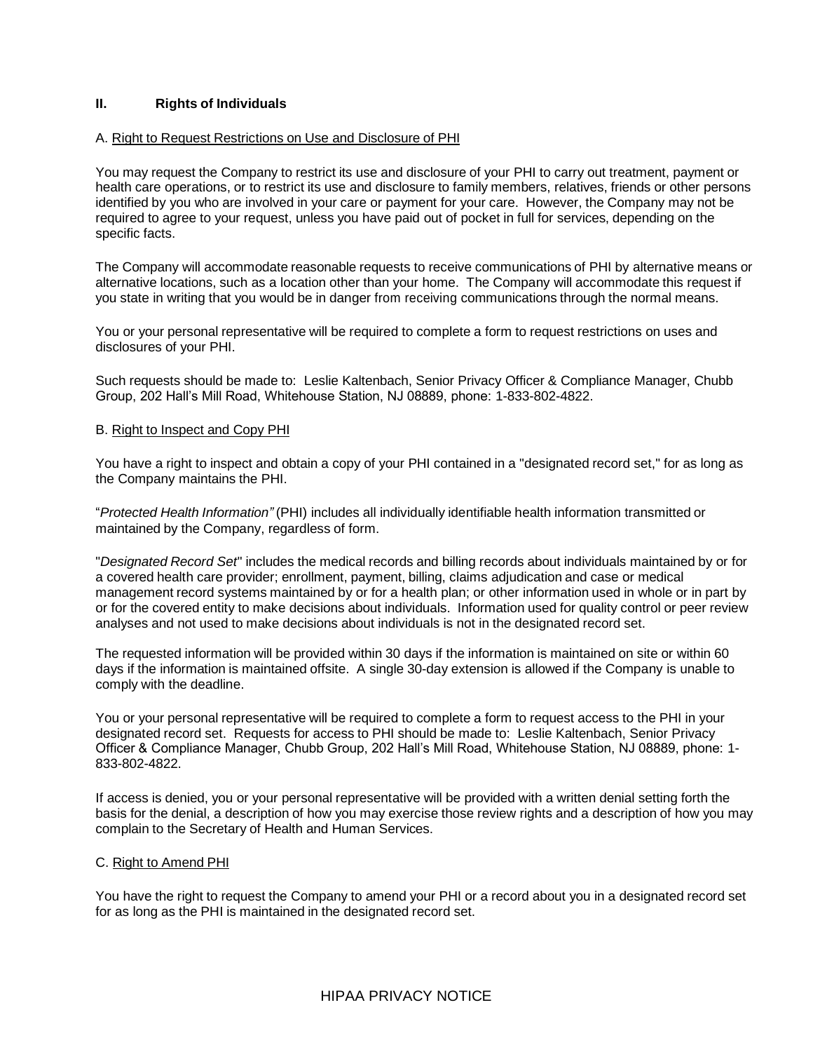## II. Rights of Individuals

A. Right to Request Restrictions on Use and Disclosure of PHI

You may request the Company to restrict its use and disclosure of your PHI to carry out treatment, payment or health care operations, or to restrict its use and disclosure to family members, relatives, friends or other persons identified by you who are involved in your care or payment for your care. However, the Company may not be required to agree to your request, unless you have paid out of pocket in full for services, depending on the specific facts.

The Company will accommodate reasonable requests to receive communications of PHI by alternative means or alternative locations, such as a location other than your home. The Company will accommodate this request if you state in writing that you would be in danger from receiving communications through the normal means.

You or your personal representative will be required to complete a form to request restrictions on uses and disclosures of your PHI.

Such requests should be made to: Leslie Kaltenbach, Senior Privacy Officer & Compliance Manager, Chubb Group, 202 Hall's Mill Road, Whitehouse Station, NJ 08889, phone: 1-833-802-4822.

B. Right to Inspect and Copy PHI

You have a right to inspect and obtain a copy of your PHI contained in a "designated record set," for as long as the Company maintains the PHI.

"*Protected Health Information"* (PHI) includes all individually identifiable health information transmitted or maintained by the Company, regardless of form.

"*Designated Record Set*" includes the medical records and billing records about individuals maintained by or for a covered health care provider; enrollment, payment, billing, claims adjudication and case or medical management record systems maintained by or for a health plan; or other information used in whole or in part by or for the covered entity to make decisions about individuals. Information used for quality control or peer review analyses and not used to make decisions about individuals is not in the designated record set.

The requested information will be provided within 30 days if the information is maintained on site or within 60 days if the information is maintained offsite. A single 30-day extension is allowed if the Company is unable to comply with the deadline.

You or your personal representative will be required to complete a form to request access to the PHI in your designated record set. Requests for access to PHI should be made to: Leslie Kaltenbach, Senior Privacy Officer & Compliance Manager, Chubb Group, 202 Hall's Mill Road, Whitehouse Station, NJ 08889, phone: 1-833-802-4822.

If access is denied, you or your personal representative will be provided with a written denial setting forth the basis for the denial, a description of how you may exercise those review rights and a description of how you may complain to the Secretary of Health and Human Services.

C. Right to Amend PHI

You have the right to request the Company to amend your PHI or a record about you in a designated record set for as long as the PHI is maintained in the designated record set.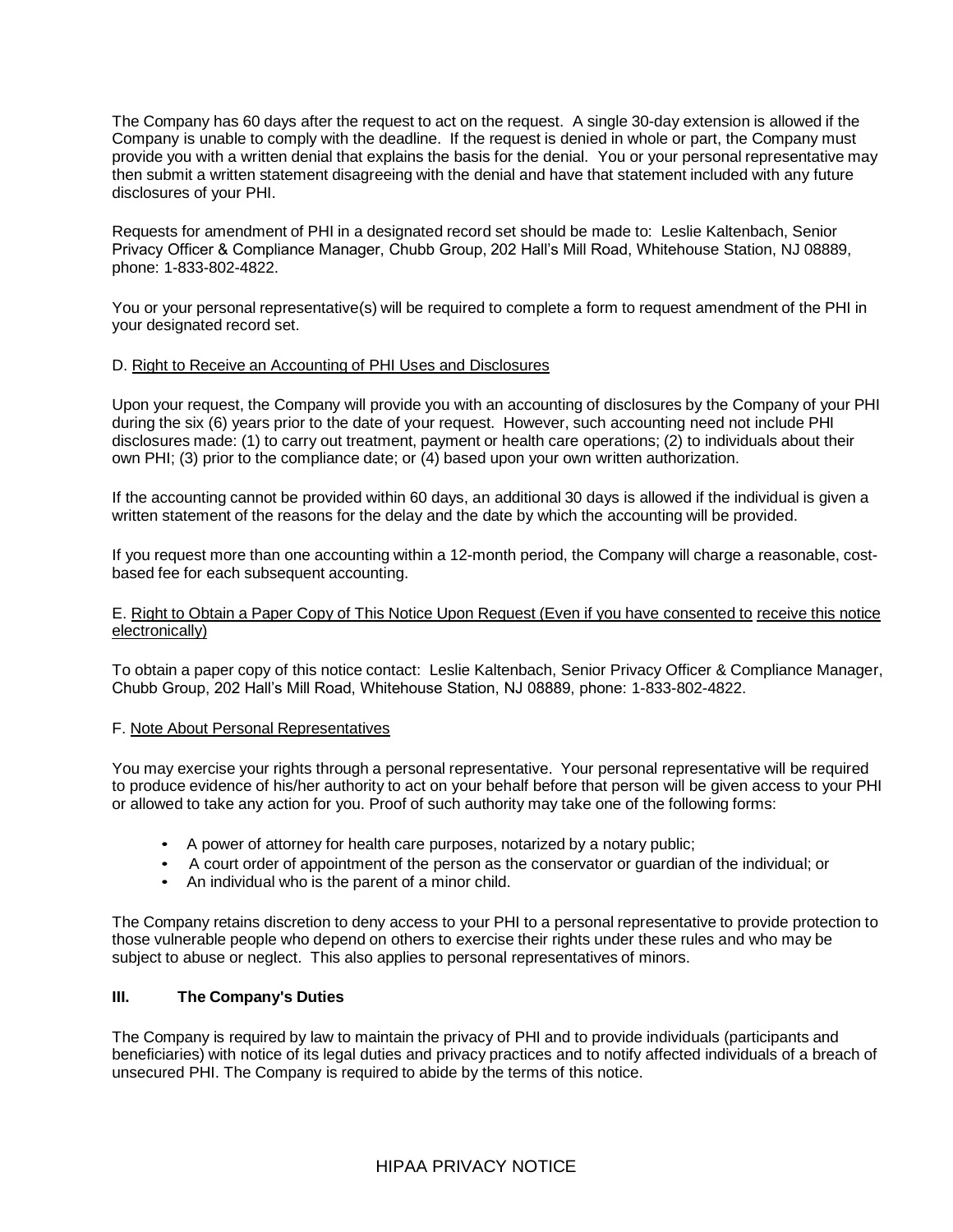The Company has 60 days after the request to act on the request. A single 30-day extension is allowed if the Company is unable to comply with the deadline. If the request is denied in whole or part, the Company must provide you with a written denial that explains the basis for the denial. You or your personal representative may then submit a written statement disagreeing with the denial and have that statement included with any future disclosures of your PHI.

Requests for amendment of PHI in a designated record set should be made to: Leslie Kaltenbach, Senior Privacy Officer & Compliance Manager, Chubb Group, 202 Hall's Mill Road, Whitehouse Station, NJ 08889, phone: 1-833-802-4822.

You or your personal representative(s) will be required to complete a form to request amendment of the PHI in your designated record set.

D. Right to Receive an Accounting of PHI Uses and Disclosures

Upon your request, the Company will provide you with an accounting of disclosures by the Company of your PHI during the six (6) years prior to the date of your request. However, such accounting need not include PHI disclosures made: (1) to carry out treatment, payment or health care operations; (2) to individuals about their own PHI; (3) prior to the compliance date; or (4) based upon your own written authorization.

If the accounting cannot be provided within 60 days, an additional 30 days is allowed if the individual is given a written statement of the reasons for the delay and the date by which the accounting will be provided.

If you request more than one accounting within a 12-month period, the Company will charge a reasonable, cost-based fee for each subsequent accounting.

E. Right to Obtain a Paper Copy of This Notice Upon Request (Even if you have consented to receive this notice electronically)

To obtain a paper copy of this notice contact: Leslie Kaltenbach, Senior Privacy Officer & Compliance Manager, Chubb Group, 202 Hall's Mill Road, Whitehouse Station, NJ 08889, phone: 1-833-802-4822.

F. Note About Personal Representatives

You may exercise your rights through a personal representative. Your personal representative will be required to produce evidence of his/her authority to act on your behalf before that person will be given access to your PHI or allowed to take any action for you. Proof of such authority may take one of the following forms:

- A power of attorney for health care purposes, notarized by a notary public;
- A court order of appointment of the person as the conservator or guardian of the individual; or
- An individual who is the parent of a minor child.

The Company retains discretion to deny access to your PHI to a personal representative to provide protection to those vulnerable people who depend on others to exercise their rights under these rules and who may be subject to abuse or neglect. This also applies to personal representatives of minors.

## III. The Company's Duties

The Company is required by law to maintain the privacy of PHI and to provide individuals (participants and beneficiaries) with notice of its legal duties and privacy practices and to notify affected individuals of a breach of unsecured PHI. The Company is required to abide by the terms of this notice.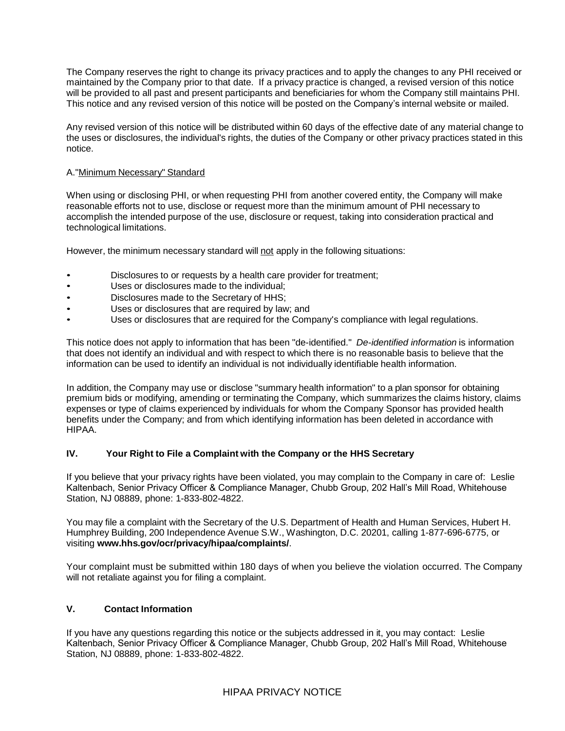The Company reserves the right to change its privacy practices and to apply the changes to any PHI received or maintained by the Company prior to that date. If a privacy practice is changed, a revised version of this notice will be provided to all past and present participants and beneficiaries for whom the Company still maintains PHI. This notice and any revised version of this notice will be posted on the Company's internal website or mailed.

Any revised version of this notice will be distributed within 60 days of the effective date of any material change to the uses or disclosures, the individual's rights, the duties of the Company or other privacy practices stated in this notice.

A."Minimum Necessary" Standard

When using or disclosing PHI, or when requesting PHI from another covered entity, the Company will make reasonable efforts not to use, disclose or request more than the minimum amount of PHI necessary to accomplish the intended purpose of the use, disclosure or request, taking into consideration practical and technological limitations.

However, the minimum necessary standard will not apply in the following situations:

- Disclosures to or requests by a health care provider for treatment;
- Uses or disclosures made to the individual;
- Disclosures made to the Secretary of HHS;
- Uses or disclosures that are required by law; and
- Uses or disclosures that are required for the Company's compliance with legal regulations.

This notice does not apply to information that has been "de-identified." *De-identified information* is information that does not identify an individual and with respect to which there is no reasonable basis to believe that the information can be used to identify an individual is not individually identifiable health information.

In addition, the Company may use or disclose "summary health information" to a plan sponsor for obtaining premium bids or modifying, amending or terminating the Company, which summarizes the claims history, claims expenses or type of claims experienced by individuals for whom the Company Sponsor has provided health benefits under the Company; and from which identifying information has been deleted in accordance with HIPAA.

## IV. Your Right to File a Complaint with the Company or the HHS Secretary

If you believe that your privacy rights have been violated, you may complain to the Company in care of: Leslie Kaltenbach, Senior Privacy Officer & Compliance Manager, Chubb Group, 202 Hall's Mill Road, Whitehouse Station, NJ 08889, phone: 1-833-802-4822.

You may file a complaint with the Secretary of the U.S. Department of Health and Human Services, Hubert H. Humphrey Building, 200 Independence Avenue S.W., Washington, D.C. 20201, calling 1-877-696-6775, or visiting **www.hhs.gov/ocr/privacy/hipaa/complaints/**.

Your complaint must be submitted within 180 days of when you believe the violation occurred. The Company will not retaliate against you for filing a complaint.

## V. Contact Information

If you have any questions regarding this notice or the subjects addressed in it, you may contact: Leslie Kaltenbach, Senior Privacy Officer & Compliance Manager, Chubb Group, 202 Hall's Mill Road, Whitehouse Station, NJ 08889, phone: 1-833-802-4822.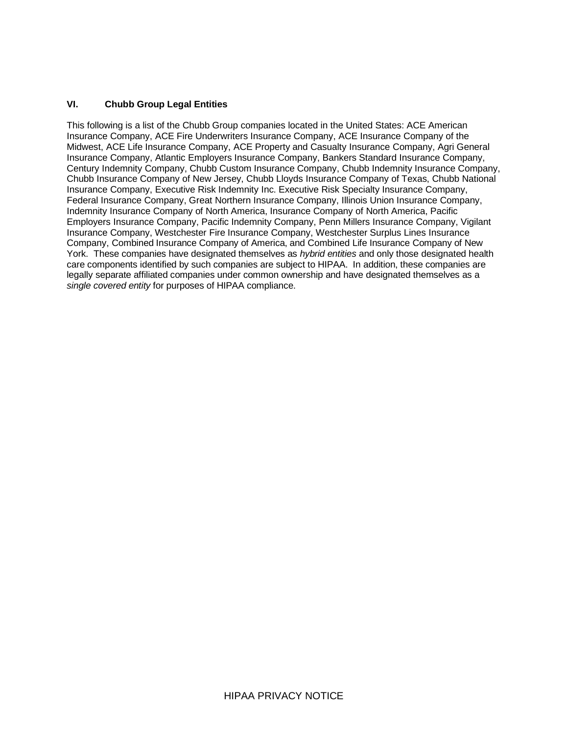## VI. Chubb Group Legal Entities

This following is a list of the Chubb Group companies located in the United States: ACE American Insurance Company, ACE Fire Underwriters Insurance Company, ACE Insurance Company of the Midwest, ACE Life Insurance Company, ACE Property and Casualty Insurance Company, Agri General Insurance Company, Atlantic Employers Insurance Company, Bankers Standard Insurance Company, Century Indemnity Company, Chubb Custom Insurance Company, Chubb Indemnity Insurance Company, Chubb Insurance Company of New Jersey, Chubb Lloyds Insurance Company of Texas, Chubb National Insurance Company, Executive Risk Indemnity Inc. Executive Risk Specialty Insurance Company, Federal Insurance Company, Great Northern Insurance Company, Illinois Union Insurance Company, Indemnity Insurance Company of North America, Insurance Company of North America, Pacific Employers Insurance Company, Pacific Indemnity Company, Penn Millers Insurance Company, Vigilant Insurance Company, Westchester Fire Insurance Company, Westchester Surplus Lines Insurance Company, Combined Insurance Company of America, and Combined Life Insurance Company of New York. These companies have designated themselves as *hybrid entities* and only those designated health care components identified by such companies are subject to HIPAA. In addition, these companies are legally separate affiliated companies under common ownership and have designated themselves as a *single covered entity* for purposes of HIPAA compliance.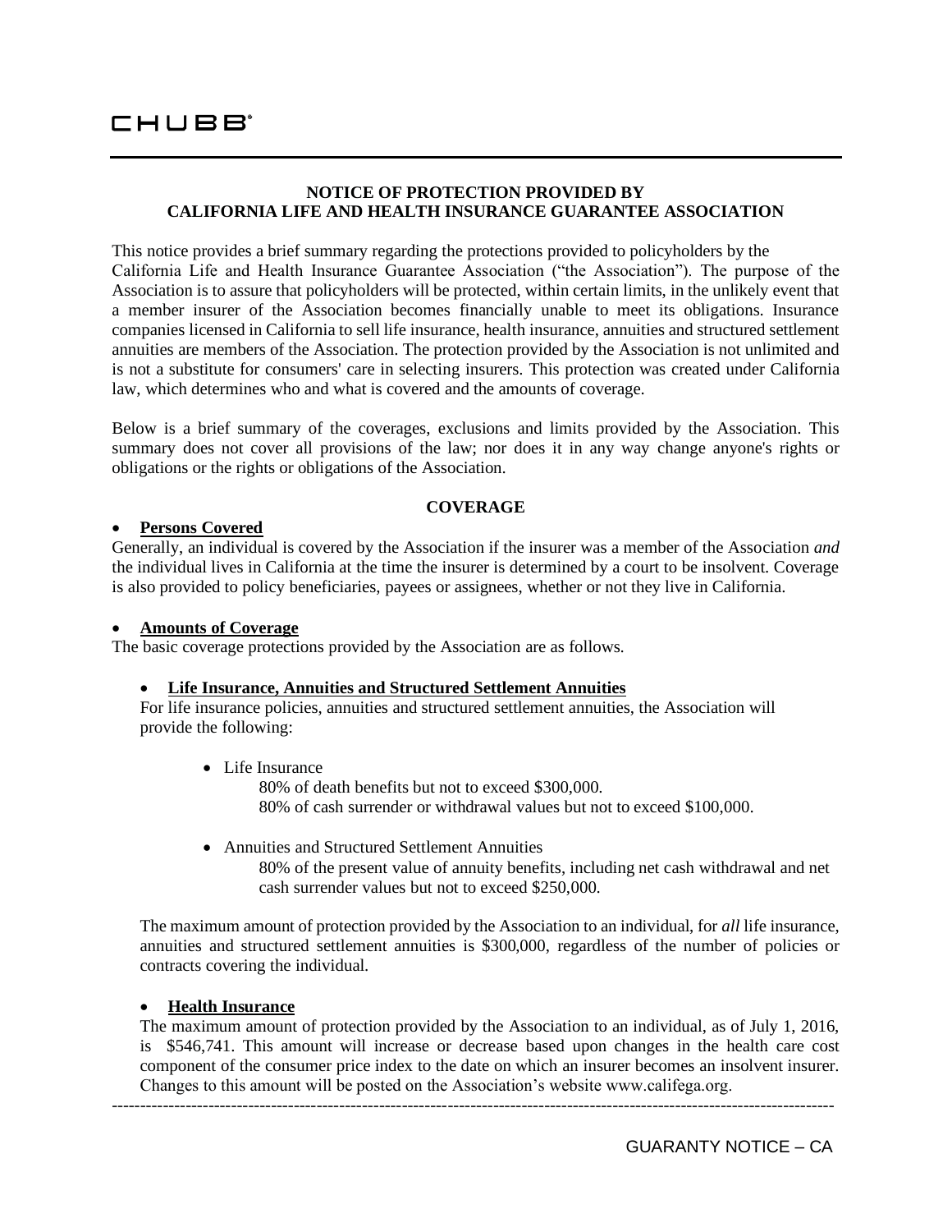CHUBB®

## NOTICE OF PROTECTION PROVIDED BY CALIFORNIA LIFE AND HEALTH INSURANCE GUARANTEE ASSOCIATION

This notice provides a brief summary regarding the protections provided to policyholders by the California Life and Health Insurance Guarantee Association ("the Association"). The purpose of the Association is to assure that policyholders will be protected, within certain limits, in the unlikely event that a member insurer of the Association becomes financially unable to meet its obligations. Insurance companies licensed in California to sell life insurance, health insurance, annuities and structured settlement annuities are members of the Association. The protection provided by the Association is not unlimited and is not a substitute for consumers' care in selecting insurers. This protection was created under California law, which determines who and what is covered and the amounts of coverage.

Below is a brief summary of the coverages, exclusions and limits provided by the Association. This summary does not cover all provisions of the law; nor does it in any way change anyone's rights or obligations or the rights or obligations of the Association.

### COVERAGE

- **Persons Covered**

Generally, an individual is covered by the Association if the insurer was a member of the Association *and* the individual lives in California at the time the insurer is determined by a court to be insolvent. Coverage is also provided to policy beneficiaries, payees or assignees, whether or not they live in California.

- **Amounts of Coverage**

The basic coverage protections provided by the Association are as follows.

- **Life Insurance, Annuities and Structured Settlement Annuities**

  For life insurance policies, annuities and structured settlement annuities, the Association will provide the following:

  - Life Insurance
    80% of death benefits but not to exceed $300,000.
    80% of cash surrender or withdrawal values but not to exceed $100,000.

  - Annuities and Structured Settlement Annuities
    80% of the present value of annuity benefits, including net cash withdrawal and net cash surrender values but not to exceed $250,000.

  The maximum amount of protection provided by the Association to an individual, for *all* life insurance, annuities and structured settlement annuities is $300,000, regardless of the number of policies or contracts covering the individual.

- **Health Insurance**

  The maximum amount of protection provided by the Association to an individual, as of July 1, 2016, is $546,741. This amount will increase or decrease based upon changes in the health care cost component of the consumer price index to the date on which an insurer becomes an insolvent insurer. Changes to this amount will be posted on the Association's website www.califega.org.

---

GUARANTY NOTICE – CA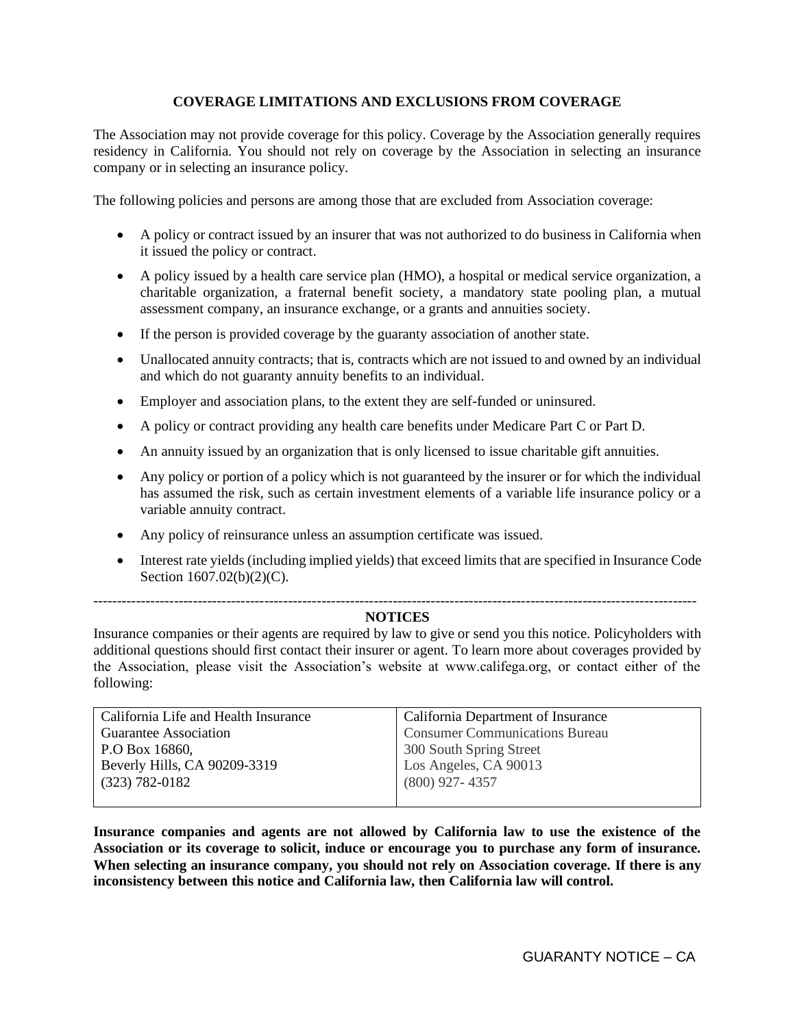## COVERAGE LIMITATIONS AND EXCLUSIONS FROM COVERAGE

The Association may not provide coverage for this policy. Coverage by the Association generally requires residency in California. You should not rely on coverage by the Association in selecting an insurance company or in selecting an insurance policy.

The following policies and persons are among those that are excluded from Association coverage:

- A policy or contract issued by an insurer that was not authorized to do business in California when it issued the policy or contract.
- A policy issued by a health care service plan (HMO), a hospital or medical service organization, a charitable organization, a fraternal benefit society, a mandatory state pooling plan, a mutual assessment company, an insurance exchange, or a grants and annuities society.
- If the person is provided coverage by the guaranty association of another state.
- Unallocated annuity contracts; that is, contracts which are not issued to and owned by an individual and which do not guaranty annuity benefits to an individual.
- Employer and association plans, to the extent they are self-funded or uninsured.
- A policy or contract providing any health care benefits under Medicare Part C or Part D.
- An annuity issued by an organization that is only licensed to issue charitable gift annuities.
- Any policy or portion of a policy which is not guaranteed by the insurer or for which the individual has assumed the risk, such as certain investment elements of a variable life insurance policy or a variable annuity contract.
- Any policy of reinsurance unless an assumption certificate was issued.
- Interest rate yields (including implied yields) that exceed limits that are specified in Insurance Code Section 1607.02(b)(2)(C).

---

## NOTICES

Insurance companies or their agents are required by law to give or send you this notice. Policyholders with additional questions should first contact their insurer or agent. To learn more about coverages provided by the Association, please visit the Association's website at www.califega.org, or contact either of the following:

| California Life and Health Insurance Guarantee Association | California Department of Insurance |
|---|---|
| P.O Box 16860, | Consumer Communications Bureau |
| Beverly Hills, CA 90209-3319 | 300 South Spring Street |
| (323) 782-0182 | Los Angeles, CA 90013 |
| | (800) 927- 4357 |

**Insurance companies and agents are not allowed by California law to use the existence of the Association or its coverage to solicit, induce or encourage you to purchase any form of insurance. When selecting an insurance company, you should not rely on Association coverage. If there is any inconsistency between this notice and California law, then California law will control.**

GUARANTY NOTICE – CA